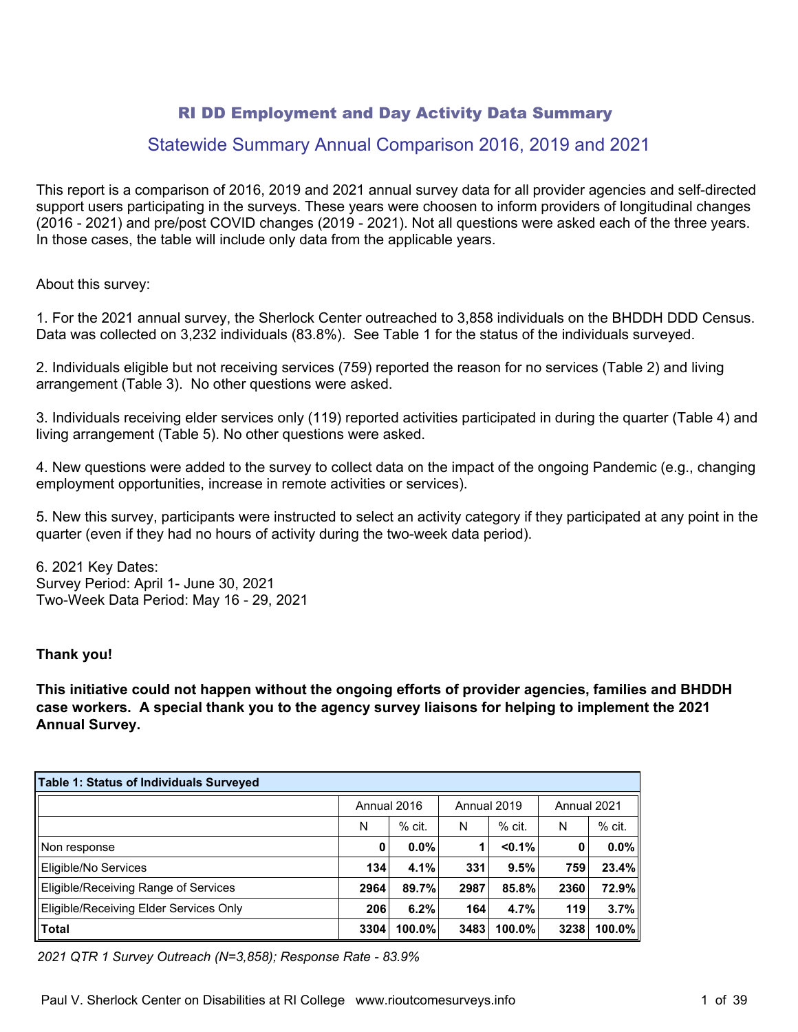# RI DD Employment and Day Activity Data Summary

## Statewide Summary Annual Comparison 2016, 2019 and 2021

This report is a comparison of 2016, 2019 and 2021 annual survey data for all provider agencies and self-directed support users participating in the surveys. These years were choosen to inform providers of longitudinal changes (2016 - 2021) and pre/post COVID changes (2019 - 2021). Not all questions were asked each of the three years. In those cases, the table will include only data from the applicable years.

About this survey:

1. For the 2021 annual survey, the Sherlock Center outreached to 3,858 individuals on the BHDDH DDD Census. Data was collected on 3,232 individuals (83.8%). See Table 1 for the status of the individuals surveyed.

2. Individuals eligible but not receiving services (759) reported the reason for no services (Table 2) and living arrangement (Table 3). No other questions were asked.

3. Individuals receiving elder services only (119) reported activities participated in during the quarter (Table 4) and living arrangement (Table 5). No other questions were asked.

4. New questions were added to the survey to collect data on the impact of the ongoing Pandemic (e.g., changing employment opportunities, increase in remote activities or services).

5. New this survey, participants were instructed to select an activity category if they participated at any point in the quarter (even if they had no hours of activity during the two-week data period).

6. 2021 Key Dates:
Survey Period: April 1- June 30, 2021
Two-Week Data Period: May 16 - 29, 2021

**Thank you!**

**This initiative could not happen without the ongoing efforts of provider agencies, families and BHDDH case workers. A special thank you to the agency survey liaisons for helping to implement the 2021 Annual Survey.**

**Table 1: Status of Individuals Surveyed**

| | Annual 2016 | | Annual 2019 | | Annual 2021 | |
|---|---|---|---|---|---|---|
| | N | % cit. | N | % cit. | N | % cit. |
| Non response | **0** | **0.0%** | **1** | **<0.1%** | **0** | **0.0%** |
| Eligible/No Services | **134** | **4.1%** | **331** | **9.5%** | **759** | **23.4%** |
| Eligible/Receiving Range of Services | **2964** | **89.7%** | **2987** | **85.8%** | **2360** | **72.9%** |
| Eligible/Receiving Elder Services Only | **206** | **6.2%** | **164** | **4.7%** | **119** | **3.7%** |
| **Total** | **3304** | **100.0%** | **3483** | **100.0%** | **3238** | **100.0%** |

*2021 QTR 1 Survey Outreach (N=3,858); Response Rate - 83.9%*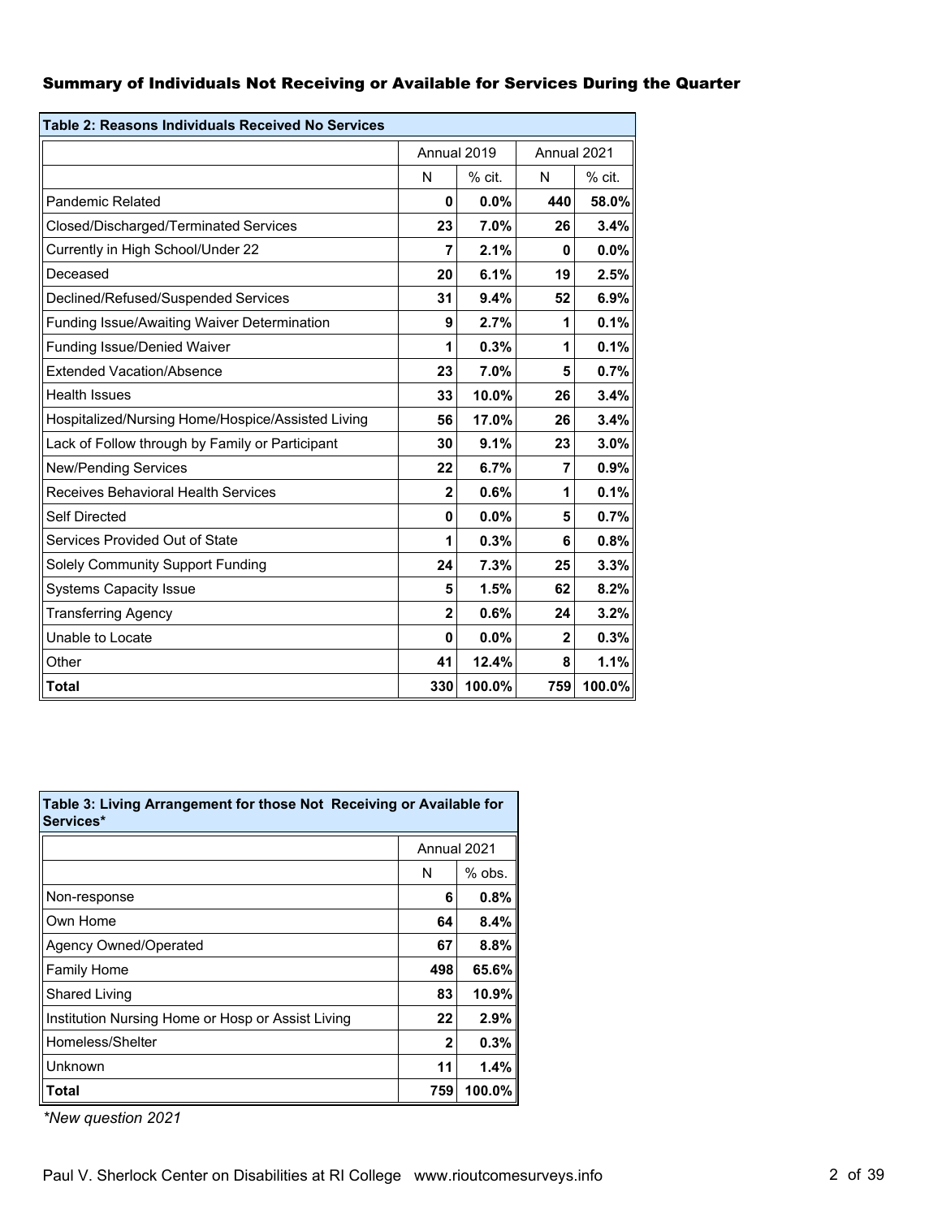## Summary of Individuals Not Receiving or Available for Services During the Quarter

| Table 2: Reasons Individuals Received No Services | | | | |
|---|---|---|---|---|
| | Annual 2019 | | Annual 2021 | |
| | N | % cit. | N | % cit. |
| Pandemic Related | **0** | **0.0%** | **440** | **58.0%** |
| Closed/Discharged/Terminated Services | **23** | **7.0%** | **26** | **3.4%** |
| Currently in High School/Under 22 | **7** | **2.1%** | **0** | **0.0%** |
| Deceased | **20** | **6.1%** | **19** | **2.5%** |
| Declined/Refused/Suspended Services | **31** | **9.4%** | **52** | **6.9%** |
| Funding Issue/Awaiting Waiver Determination | **9** | **2.7%** | **1** | **0.1%** |
| Funding Issue/Denied Waiver | **1** | **0.3%** | **1** | **0.1%** |
| Extended Vacation/Absence | **23** | **7.0%** | **5** | **0.7%** |
| Health Issues | **33** | **10.0%** | **26** | **3.4%** |
| Hospitalized/Nursing Home/Hospice/Assisted Living | **56** | **17.0%** | **26** | **3.4%** |
| Lack of Follow through by Family or Participant | **30** | **9.1%** | **23** | **3.0%** |
| New/Pending Services | **22** | **6.7%** | **7** | **0.9%** |
| Receives Behavioral Health Services | **2** | **0.6%** | **1** | **0.1%** |
| Self Directed | **0** | **0.0%** | **5** | **0.7%** |
| Services Provided Out of State | **1** | **0.3%** | **6** | **0.8%** |
| Solely Community Support Funding | **24** | **7.3%** | **25** | **3.3%** |
| Systems Capacity Issue | **5** | **1.5%** | **62** | **8.2%** |
| Transferring Agency | **2** | **0.6%** | **24** | **3.2%** |
| Unable to Locate | **0** | **0.0%** | **2** | **0.3%** |
| Other | **41** | **12.4%** | **8** | **1.1%** |
| **Total** | **330** | **100.0%** | **759** | **100.0%** |

| Table 3: Living Arrangement for those Not Receiving or Available for Services* | | |
|---|---|---|
| | Annual 2021 | |
| | N | % obs. |
| Non-response | **6** | **0.8%** |
| Own Home | **64** | **8.4%** |
| Agency Owned/Operated | **67** | **8.8%** |
| Family Home | **498** | **65.6%** |
| Shared Living | **83** | **10.9%** |
| Institution Nursing Home or Hosp or Assist Living | **22** | **2.9%** |
| Homeless/Shelter | **2** | **0.3%** |
| Unknown | **11** | **1.4%** |
| **Total** | **759** | **100.0%** |

*\*New question 2021*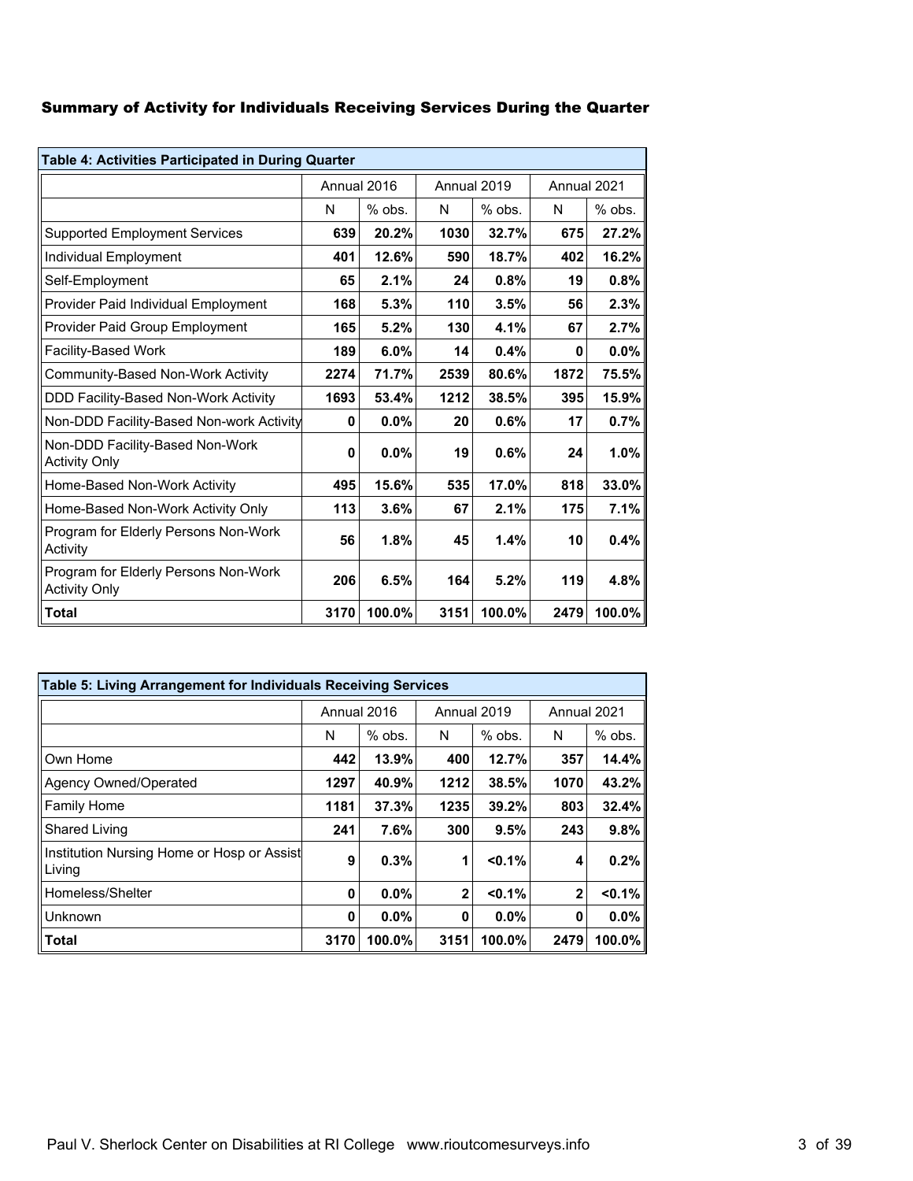## Summary of Activity for Individuals Receiving Services During the Quarter

| Table 4: Activities Participated in During Quarter | Annual 2016 | | Annual 2019 | | Annual 2021 | |
|---|---|---|---|---|---|---|
| | N | % obs. | N | % obs. | N | % obs. |
| Supported Employment Services | **639** | **20.2%** | **1030** | **32.7%** | **675** | **27.2%** |
| Individual Employment | **401** | **12.6%** | **590** | **18.7%** | **402** | **16.2%** |
| Self-Employment | **65** | **2.1%** | **24** | **0.8%** | **19** | **0.8%** |
| Provider Paid Individual Employment | **168** | **5.3%** | **110** | **3.5%** | **56** | **2.3%** |
| Provider Paid Group Employment | **165** | **5.2%** | **130** | **4.1%** | **67** | **2.7%** |
| Facility-Based Work | **189** | **6.0%** | **14** | **0.4%** | **0** | **0.0%** |
| Community-Based Non-Work Activity | **2274** | **71.7%** | **2539** | **80.6%** | **1872** | **75.5%** |
| DDD Facility-Based Non-Work Activity | **1693** | **53.4%** | **1212** | **38.5%** | **395** | **15.9%** |
| Non-DDD Facility-Based Non-work Activity | **0** | **0.0%** | **20** | **0.6%** | **17** | **0.7%** |
| Non-DDD Facility-Based Non-Work Activity Only | **0** | **0.0%** | **19** | **0.6%** | **24** | **1.0%** |
| Home-Based Non-Work Activity | **495** | **15.6%** | **535** | **17.0%** | **818** | **33.0%** |
| Home-Based Non-Work Activity Only | **113** | **3.6%** | **67** | **2.1%** | **175** | **7.1%** |
| Program for Elderly Persons Non-Work Activity | **56** | **1.8%** | **45** | **1.4%** | **10** | **0.4%** |
| Program for Elderly Persons Non-Work Activity Only | **206** | **6.5%** | **164** | **5.2%** | **119** | **4.8%** |
| **Total** | **3170** | **100.0%** | **3151** | **100.0%** | **2479** | **100.0%** |

| Table 5: Living Arrangement for Individuals Receiving Services | Annual 2016 | | Annual 2019 | | Annual 2021 | |
|---|---|---|---|---|---|---|
| | N | % obs. | N | % obs. | N | % obs. |
| Own Home | **442** | **13.9%** | **400** | **12.7%** | **357** | **14.4%** |
| Agency Owned/Operated | **1297** | **40.9%** | **1212** | **38.5%** | **1070** | **43.2%** |
| Family Home | **1181** | **37.3%** | **1235** | **39.2%** | **803** | **32.4%** |
| Shared Living | **241** | **7.6%** | **300** | **9.5%** | **243** | **9.8%** |
| Institution Nursing Home or Hosp or Assist Living | **9** | **0.3%** | **1** | **<0.1%** | **4** | **0.2%** |
| Homeless/Shelter | **0** | **0.0%** | **2** | **<0.1%** | **2** | **<0.1%** |
| Unknown | **0** | **0.0%** | **0** | **0.0%** | **0** | **0.0%** |
| **Total** | **3170** | **100.0%** | **3151** | **100.0%** | **2479** | **100.0%** |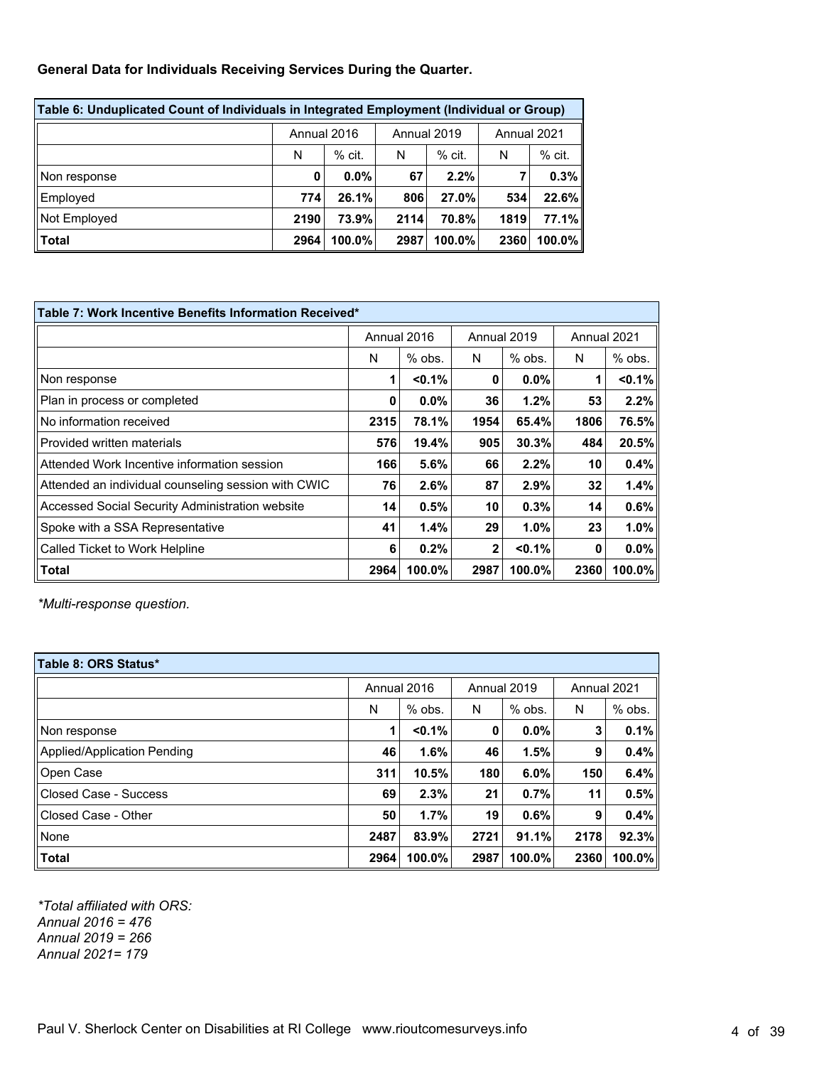**General Data for Individuals Receiving Services During the Quarter.**

| Table 6: Unduplicated Count of Individuals in Integrated Employment (Individual or Group) | | | | | | |
|---|---|---|---|---|---|---|
| | Annual 2016 | | Annual 2019 | | Annual 2021 | |
| | N | % cit. | N | % cit. | N | % cit. |
| Non response | **0** | **0.0%** | **67** | **2.2%** | **7** | **0.3%** |
| Employed | **774** | **26.1%** | **806** | **27.0%** | **534** | **22.6%** |
| Not Employed | **2190** | **73.9%** | **2114** | **70.8%** | **1819** | **77.1%** |
| **Total** | **2964** | **100.0%** | **2987** | **100.0%** | **2360** | **100.0%** |

| Table 7: Work Incentive Benefits Information Received* | | | | | | |
|---|---|---|---|---|---|---|
| | Annual 2016 | | Annual 2019 | | Annual 2021 | |
| | N | % obs. | N | % obs. | N | % obs. |
| Non response | **1** | **<0.1%** | **0** | **0.0%** | **1** | **<0.1%** |
| Plan in process or completed | **0** | **0.0%** | **36** | **1.2%** | **53** | **2.2%** |
| No information received | **2315** | **78.1%** | **1954** | **65.4%** | **1806** | **76.5%** |
| Provided written materials | **576** | **19.4%** | **905** | **30.3%** | **484** | **20.5%** |
| Attended Work Incentive information session | **166** | **5.6%** | **66** | **2.2%** | **10** | **0.4%** |
| Attended an individual counseling session with CWIC | **76** | **2.6%** | **87** | **2.9%** | **32** | **1.4%** |
| Accessed Social Security Administration website | **14** | **0.5%** | **10** | **0.3%** | **14** | **0.6%** |
| Spoke with a SSA Representative | **41** | **1.4%** | **29** | **1.0%** | **23** | **1.0%** |
| Called Ticket to Work Helpline | **6** | **0.2%** | **2** | **<0.1%** | **0** | **0.0%** |
| **Total** | **2964** | **100.0%** | **2987** | **100.0%** | **2360** | **100.0%** |

*\*Multi-response question.*

| Table 8: ORS Status* | | | | | | |
|---|---|---|---|---|---|---|
| | Annual 2016 | | Annual 2019 | | Annual 2021 | |
| | N | % obs. | N | % obs. | N | % obs. |
| Non response | **1** | **<0.1%** | **0** | **0.0%** | **3** | **0.1%** |
| Applied/Application Pending | **46** | **1.6%** | **46** | **1.5%** | **9** | **0.4%** |
| Open Case | **311** | **10.5%** | **180** | **6.0%** | **150** | **6.4%** |
| Closed Case - Success | **69** | **2.3%** | **21** | **0.7%** | **11** | **0.5%** |
| Closed Case - Other | **50** | **1.7%** | **19** | **0.6%** | **9** | **0.4%** |
| None | **2487** | **83.9%** | **2721** | **91.1%** | **2178** | **92.3%** |
| **Total** | **2964** | **100.0%** | **2987** | **100.0%** | **2360** | **100.0%** |

*\*Total affiliated with ORS:*
*Annual 2016 = 476*
*Annual 2019 = 266*
*Annual 2021= 179*

Paul V. Sherlock Center on Disabilities at RI College www.rioutcomesurveys.info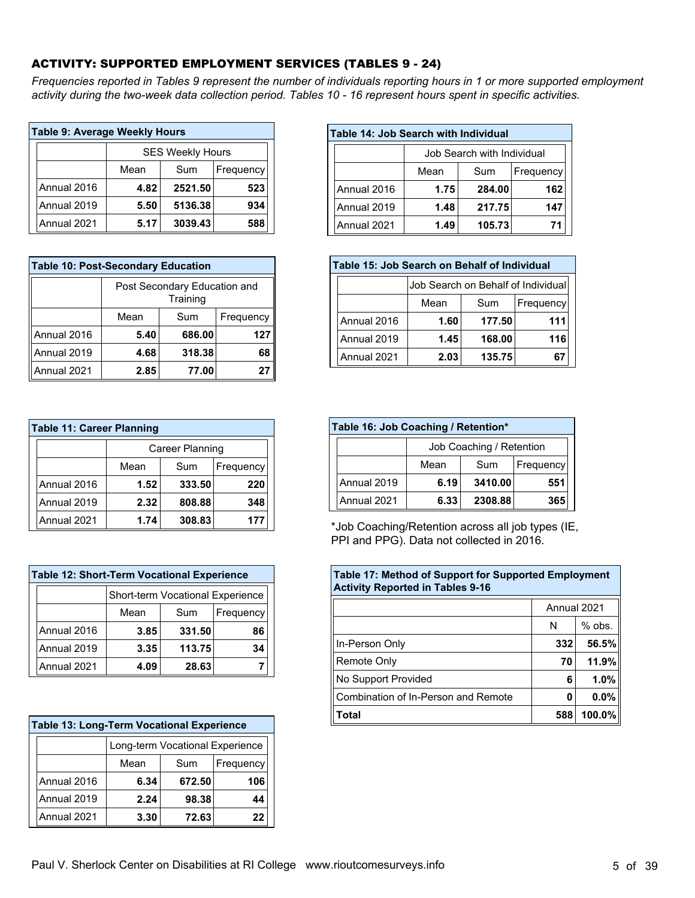## ACTIVITY: SUPPORTED EMPLOYMENT SERVICES (TABLES 9 - 24)

*Frequencies reported in Tables 9 represent the number of individuals reporting hours in 1 or more supported employment activity during the two-week data collection period. Tables 10 - 16 represent hours spent in specific activities.*

**Table 9: Average Weekly Hours**

| | SES Weekly Hours | | |
|---|---|---|---|
| | Mean | Sum | Frequency |
| Annual 2016 | **4.82** | **2521.50** | **523** |
| Annual 2019 | **5.50** | **5136.38** | **934** |
| Annual 2021 | **5.17** | **3039.43** | **588** |

**Table 10: Post-Secondary Education**

| | Post Secondary Education and Training | | |
|---|---|---|---|
| | Mean | Sum | Frequency |
| Annual 2016 | **5.40** | **686.00** | **127** |
| Annual 2019 | **4.68** | **318.38** | **68** |
| Annual 2021 | **2.85** | **77.00** | **27** |

**Table 11: Career Planning**

| | Career Planning | | |
|---|---|---|---|
| | Mean | Sum | Frequency |
| Annual 2016 | **1.52** | **333.50** | **220** |
| Annual 2019 | **2.32** | **808.88** | **348** |
| Annual 2021 | **1.74** | **308.83** | **177** |

**Table 12: Short-Term Vocational Experience**

| | Short-term Vocational Experience | | |
|---|---|---|---|
| | Mean | Sum | Frequency |
| Annual 2016 | **3.85** | **331.50** | **86** |
| Annual 2019 | **3.35** | **113.75** | **34** |
| Annual 2021 | **4.09** | **28.63** | **7** |

**Table 13: Long-Term Vocational Experience**

| | Long-term Vocational Experience | | |
|---|---|---|---|
| | Mean | Sum | Frequency |
| Annual 2016 | **6.34** | **672.50** | **106** |
| Annual 2019 | **2.24** | **98.38** | **44** |
| Annual 2021 | **3.30** | **72.63** | **22** |

**Table 14: Job Search with Individual**

| | Job Search with Individual | | |
|---|---|---|---|
| | Mean | Sum | Frequency |
| Annual 2016 | **1.75** | **284.00** | **162** |
| Annual 2019 | **1.48** | **217.75** | **147** |
| Annual 2021 | **1.49** | **105.73** | **71** |

**Table 15: Job Search on Behalf of Individual**

| | Job Search on Behalf of Individual | | |
|---|---|---|---|
| | Mean | Sum | Frequency |
| Annual 2016 | **1.60** | **177.50** | **111** |
| Annual 2019 | **1.45** | **168.00** | **116** |
| Annual 2021 | **2.03** | **135.75** | **67** |

**Table 16: Job Coaching / Retention***

| | Job Coaching / Retention | | |
|---|---|---|---|
| | Mean | Sum | Frequency |
| Annual 2019 | **6.19** | **3410.00** | **551** |
| Annual 2021 | **6.33** | **2308.88** | **365** |

*Job Coaching/Retention across all job types (IE, PPI and PPG). Data not collected in 2016.

**Table 17: Method of Support for Supported Employment Activity Reported in Tables 9-16**

| | Annual 2021 | |
|---|---|---|
| | N | % obs. |
| In-Person Only | **332** | **56.5%** |
| Remote Only | **70** | **11.9%** |
| No Support Provided | **6** | **1.0%** |
| Combination of In-Person and Remote | **0** | **0.0%** |
| **Total** | **588** | **100.0%** |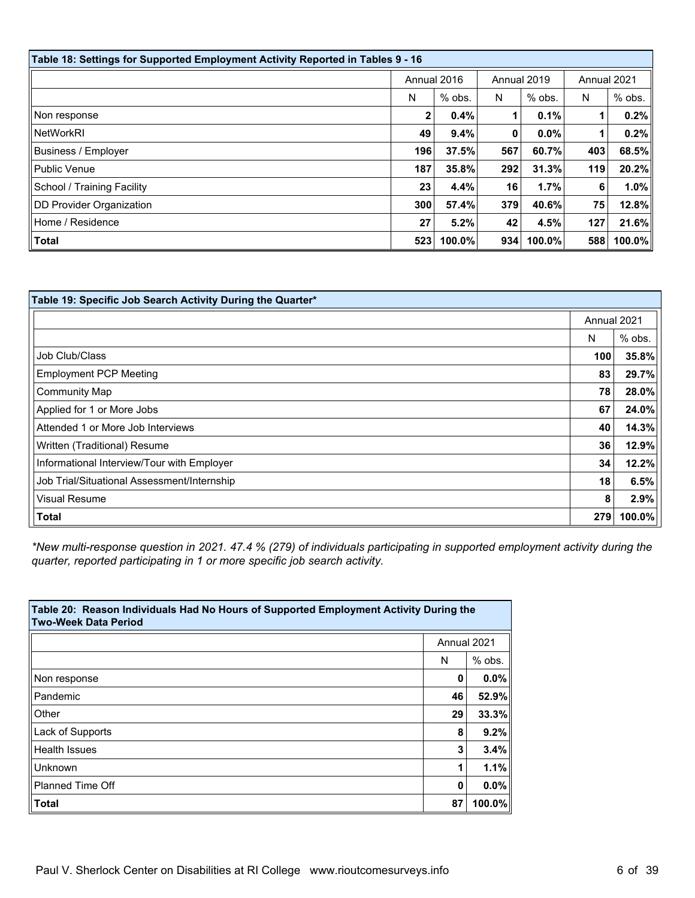**Table 18: Settings for Supported Employment Activity Reported in Tables 9 - 16**

| | Annual 2016 | | Annual 2019 | | Annual 2021 | |
|---|---|---|---|---|---|---|
| | N | % obs. | N | % obs. | N | % obs. |
| Non response | **2** | **0.4%** | **1** | **0.1%** | **1** | **0.2%** |
| NetWorkRI | **49** | **9.4%** | **0** | **0.0%** | **1** | **0.2%** |
| Business / Employer | **196** | **37.5%** | **567** | **60.7%** | **403** | **68.5%** |
| Public Venue | **187** | **35.8%** | **292** | **31.3%** | **119** | **20.2%** |
| School / Training Facility | **23** | **4.4%** | **16** | **1.7%** | **6** | **1.0%** |
| DD Provider Organization | **300** | **57.4%** | **379** | **40.6%** | **75** | **12.8%** |
| Home / Residence | **27** | **5.2%** | **42** | **4.5%** | **127** | **21.6%** |
| **Total** | **523** | **100.0%** | **934** | **100.0%** | **588** | **100.0%** |

**Table 19: Specific Job Search Activity During the Quarter***

| | Annual 2021 | |
|---|---|---|
| | N | % obs. |
| Job Club/Class | **100** | **35.8%** |
| Employment PCP Meeting | **83** | **29.7%** |
| Community Map | **78** | **28.0%** |
| Applied for 1 or More Jobs | **67** | **24.0%** |
| Attended 1 or More Job Interviews | **40** | **14.3%** |
| Written (Traditional) Resume | **36** | **12.9%** |
| Informational Interview/Tour with Employer | **34** | **12.2%** |
| Job Trial/Situational Assessment/Internship | **18** | **6.5%** |
| Visual Resume | **8** | **2.9%** |
| **Total** | **279** | **100.0%** |

*\*New multi-response question in 2021. 47.4 % (279) of individuals participating in supported employment activity during the quarter, reported participating in 1 or more specific job search activity.*

**Table 20: Reason Individuals Had No Hours of Supported Employment Activity During the Two-Week Data Period**

| | Annual 2021 | |
|---|---|---|
| | N | % obs. |
| Non response | **0** | **0.0%** |
| Pandemic | **46** | **52.9%** |
| Other | **29** | **33.3%** |
| Lack of Supports | **8** | **9.2%** |
| Health Issues | **3** | **3.4%** |
| Unknown | **1** | **1.1%** |
| Planned Time Off | **0** | **0.0%** |
| **Total** | **87** | **100.0%** |

Paul V. Sherlock Center on Disabilities at RI College www.rioutcomesurveys.info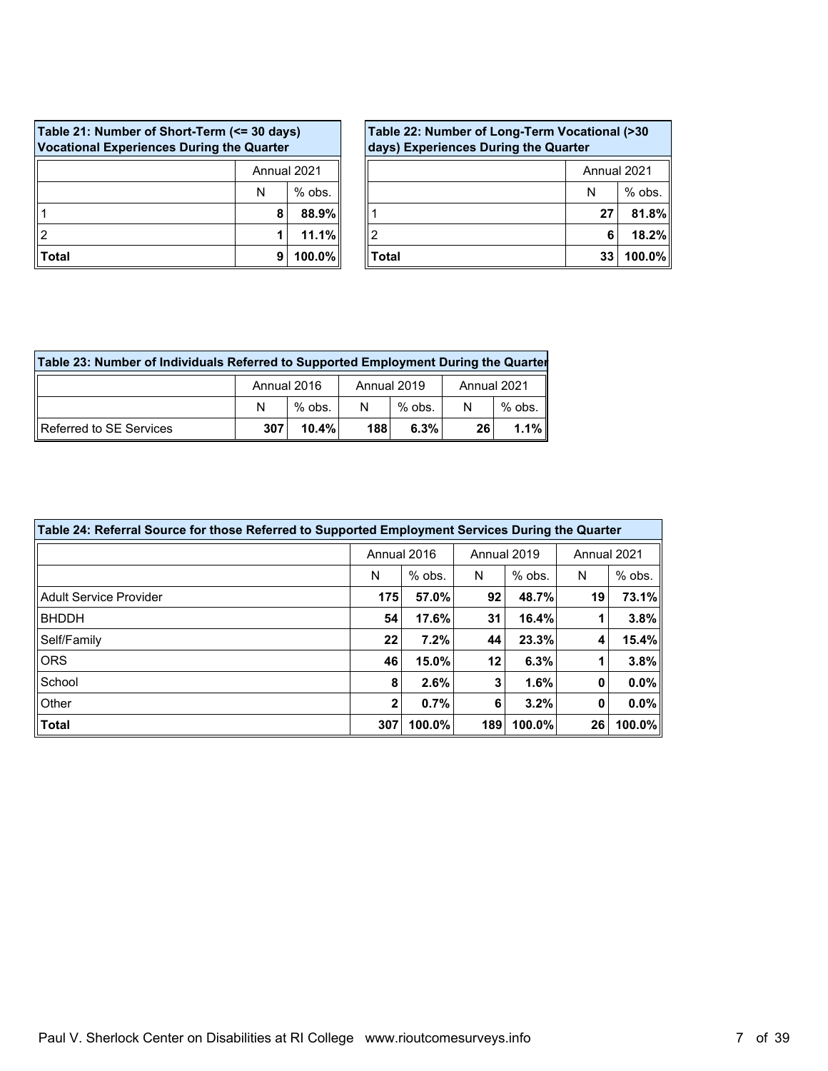**Table 21: Number of Short-Term (<= 30 days) Vocational Experiences During the Quarter**

| | Annual 2021 | |
|---|---|---|
| | N | % obs. |
| 1 | 8 | 88.9% |
| 2 | 1 | 11.1% |
| **Total** | 9 | 100.0% |

**Table 22: Number of Long-Term Vocational (>30 days) Experiences During the Quarter**

| | Annual 2021 | |
|---|---|---|
| | N | % obs. |
| 1 | 27 | 81.8% |
| 2 | 6 | 18.2% |
| **Total** | 33 | 100.0% |

**Table 23: Number of Individuals Referred to Supported Employment During the Quarter**

| | Annual 2016 | | Annual 2019 | | Annual 2021 | |
|---|---|---|---|---|---|---|
| | N | % obs. | N | % obs. | N | % obs. |
| Referred to SE Services | 307 | 10.4% | 188 | 6.3% | 26 | 1.1% |

**Table 24: Referral Source for those Referred to Supported Employment Services During the Quarter**

| | Annual 2016 | | Annual 2019 | | Annual 2021 | |
|---|---|---|---|---|---|---|
| | N | % obs. | N | % obs. | N | % obs. |
| Adult Service Provider | 175 | 57.0% | 92 | 48.7% | 19 | 73.1% |
| BHDDH | 54 | 17.6% | 31 | 16.4% | 1 | 3.8% |
| Self/Family | 22 | 7.2% | 44 | 23.3% | 4 | 15.4% |
| ORS | 46 | 15.0% | 12 | 6.3% | 1 | 3.8% |
| School | 8 | 2.6% | 3 | 1.6% | 0 | 0.0% |
| Other | 2 | 0.7% | 6 | 3.2% | 0 | 0.0% |
| **Total** | 307 | 100.0% | 189 | 100.0% | 26 | 100.0% |

Paul V. Sherlock Center on Disabilities at RI College www.rioutcomesurveys.info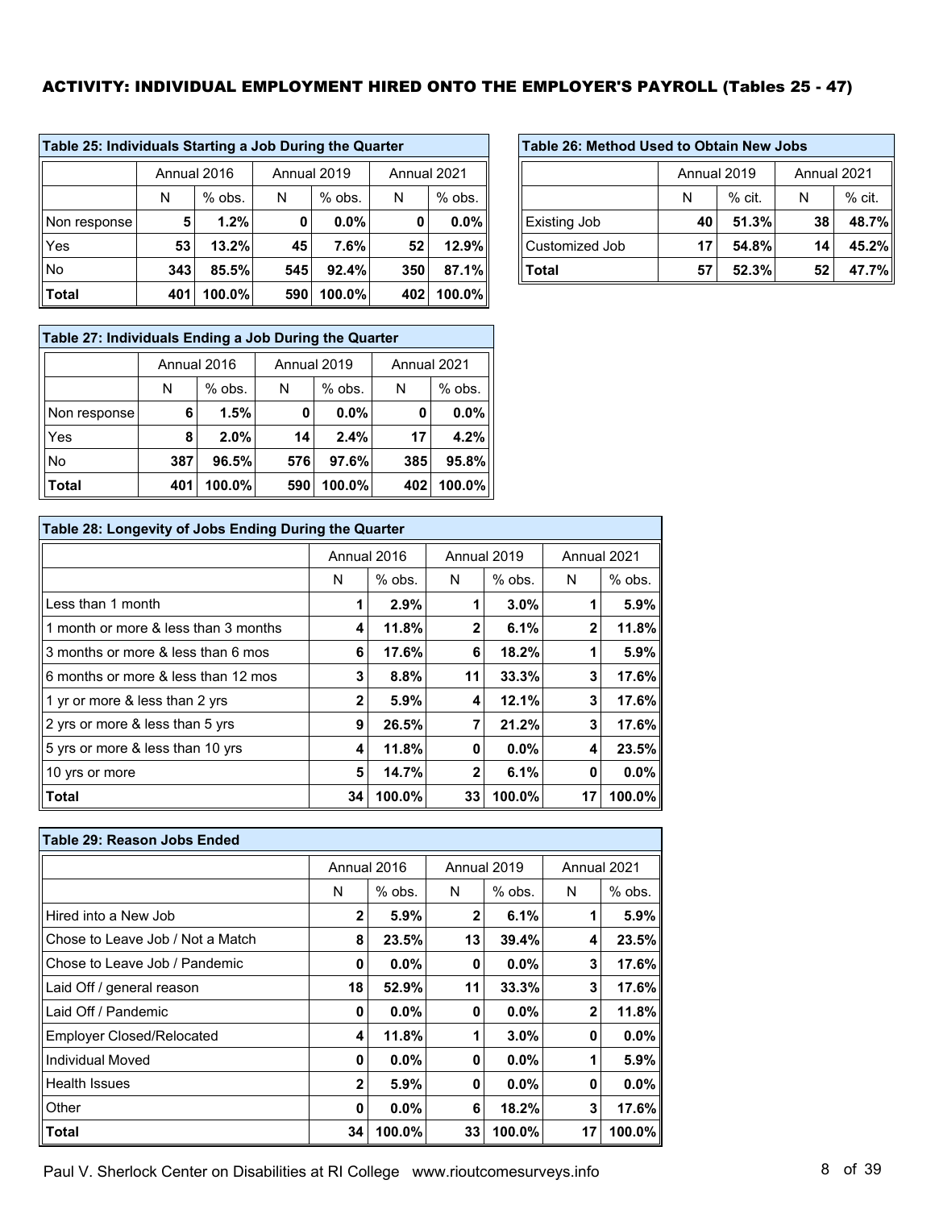## ACTIVITY: INDIVIDUAL EMPLOYMENT HIRED ONTO THE EMPLOYER'S PAYROLL (Tables 25 - 47)

**Table 25: Individuals Starting a Job During the Quarter**

| | Annual 2016 | | Annual 2019 | | Annual 2021 | |
|---|---|---|---|---|---|---|
| | N | % obs. | N | % obs. | N | % obs. |
| Non response | 5 | 1.2% | 0 | 0.0% | 0 | 0.0% |
| Yes | 53 | 13.2% | 45 | 7.6% | 52 | 12.9% |
| No | 343 | 85.5% | 545 | 92.4% | 350 | 87.1% |
| **Total** | 401 | 100.0% | 590 | 100.0% | 402 | 100.0% |

**Table 26: Method Used to Obtain New Jobs**

| | Annual 2019 | | Annual 2021 | |
|---|---|---|---|---|
| | N | % cit. | N | % cit. |
| Existing Job | 40 | 51.3% | 38 | 48.7% |
| Customized Job | 17 | 54.8% | 14 | 45.2% |
| **Total** | 57 | 52.3% | 52 | 47.7% |

**Table 27: Individuals Ending a Job During the Quarter**

| | Annual 2016 | | Annual 2019 | | Annual 2021 | |
|---|---|---|---|---|---|---|
| | N | % obs. | N | % obs. | N | % obs. |
| Non response | 6 | 1.5% | 0 | 0.0% | 0 | 0.0% |
| Yes | 8 | 2.0% | 14 | 2.4% | 17 | 4.2% |
| No | 387 | 96.5% | 576 | 97.6% | 385 | 95.8% |
| **Total** | 401 | 100.0% | 590 | 100.0% | 402 | 100.0% |

**Table 28: Longevity of Jobs Ending During the Quarter**

| | Annual 2016 | | Annual 2019 | | Annual 2021 | |
|---|---|---|---|---|---|---|
| | N | % obs. | N | % obs. | N | % obs. |
| Less than 1 month | 1 | 2.9% | 1 | 3.0% | 1 | 5.9% |
| 1 month or more & less than 3 months | 4 | 11.8% | 2 | 6.1% | 2 | 11.8% |
| 3 months or more & less than 6 mos | 6 | 17.6% | 6 | 18.2% | 1 | 5.9% |
| 6 months or more & less than 12 mos | 3 | 8.8% | 11 | 33.3% | 3 | 17.6% |
| 1 yr or more & less than 2 yrs | 2 | 5.9% | 4 | 12.1% | 3 | 17.6% |
| 2 yrs or more & less than 5 yrs | 9 | 26.5% | 7 | 21.2% | 3 | 17.6% |
| 5 yrs or more & less than 10 yrs | 4 | 11.8% | 0 | 0.0% | 4 | 23.5% |
| 10 yrs or more | 5 | 14.7% | 2 | 6.1% | 0 | 0.0% |
| **Total** | 34 | 100.0% | 33 | 100.0% | 17 | 100.0% |

**Table 29: Reason Jobs Ended**

| | Annual 2016 | | Annual 2019 | | Annual 2021 | |
|---|---|---|---|---|---|---|
| | N | % obs. | N | % obs. | N | % obs. |
| Hired into a New Job | 2 | 5.9% | 2 | 6.1% | 1 | 5.9% |
| Chose to Leave Job / Not a Match | 8 | 23.5% | 13 | 39.4% | 4 | 23.5% |
| Chose to Leave Job / Pandemic | 0 | 0.0% | 0 | 0.0% | 3 | 17.6% |
| Laid Off / general reason | 18 | 52.9% | 11 | 33.3% | 3 | 17.6% |
| Laid Off / Pandemic | 0 | 0.0% | 0 | 0.0% | 2 | 11.8% |
| Employer Closed/Relocated | 4 | 11.8% | 1 | 3.0% | 0 | 0.0% |
| Individual Moved | 0 | 0.0% | 0 | 0.0% | 1 | 5.9% |
| Health Issues | 2 | 5.9% | 0 | 0.0% | 0 | 0.0% |
| Other | 0 | 0.0% | 6 | 18.2% | 3 | 17.6% |
| **Total** | 34 | 100.0% | 33 | 100.0% | 17 | 100.0% |

Paul V. Sherlock Center on Disabilities at RI College www.rioutcomesurveys.info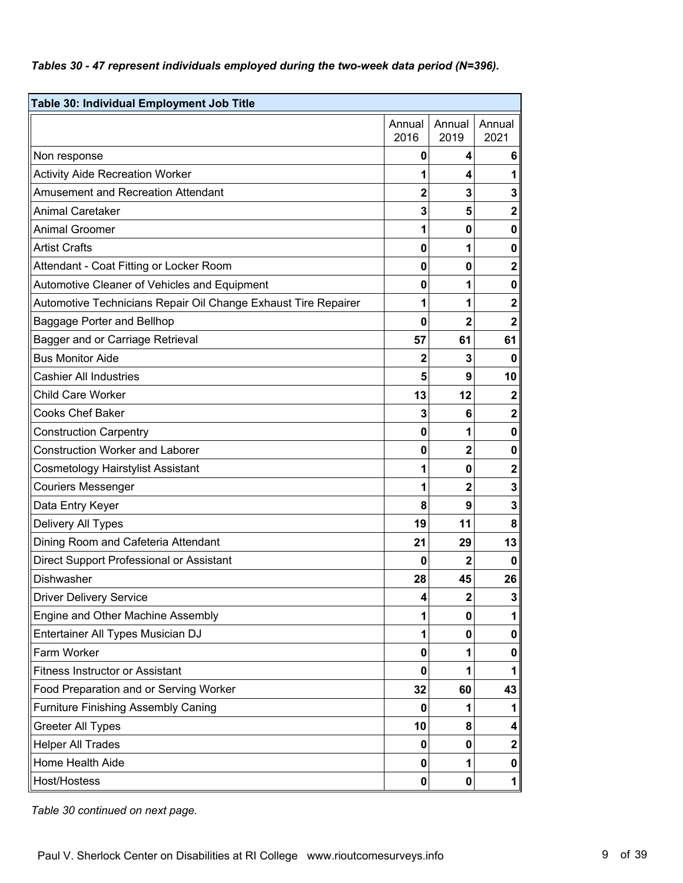*Tables 30 - 47 represent individuals employed during the two-week data period (N=396).*

| Table 30: Individual Employment Job Title | | | |
|---|---|---|---|
| | Annual 2016 | Annual 2019 | Annual 2021 |
| Non response | 0 | 4 | 6 |
| Activity Aide Recreation Worker | 1 | 4 | 1 |
| Amusement and Recreation Attendant | 2 | 3 | 3 |
| Animal Caretaker | 3 | 5 | 2 |
| Animal Groomer | 1 | 0 | 0 |
| Artist Crafts | 0 | 1 | 0 |
| Attendant - Coat Fitting or Locker Room | 0 | 0 | 2 |
| Automotive Cleaner of Vehicles and Equipment | 0 | 1 | 0 |
| Automotive Technicians Repair Oil Change Exhaust Tire Repairer | 1 | 1 | 2 |
| Baggage Porter and Bellhop | 0 | 2 | 2 |
| Bagger and or Carriage Retrieval | 57 | 61 | 61 |
| Bus Monitor Aide | 2 | 3 | 0 |
| Cashier All Industries | 5 | 9 | 10 |
| Child Care Worker | 13 | 12 | 2 |
| Cooks Chef Baker | 3 | 6 | 2 |
| Construction Carpentry | 0 | 1 | 0 |
| Construction Worker and Laborer | 0 | 2 | 0 |
| Cosmetology Hairstylist Assistant | 1 | 0 | 2 |
| Couriers Messenger | 1 | 2 | 3 |
| Data Entry Keyer | 8 | 9 | 3 |
| Delivery All Types | 19 | 11 | 8 |
| Dining Room and Cafeteria Attendant | 21 | 29 | 13 |
| Direct Support Professional or Assistant | 0 | 2 | 0 |
| Dishwasher | 28 | 45 | 26 |
| Driver Delivery Service | 4 | 2 | 3 |
| Engine and Other Machine Assembly | 1 | 0 | 1 |
| Entertainer All Types Musician DJ | 1 | 0 | 0 |
| Farm Worker | 0 | 1 | 0 |
| Fitness Instructor or Assistant | 0 | 1 | 1 |
| Food Preparation and or Serving Worker | 32 | 60 | 43 |
| Furniture Finishing Assembly Caning | 0 | 1 | 1 |
| Greeter All Types | 10 | 8 | 4 |
| Helper All Trades | 0 | 0 | 2 |
| Home Health Aide | 0 | 1 | 0 |
| Host/Hostess | 0 | 0 | 1 |

*Table 30 continued on next page.*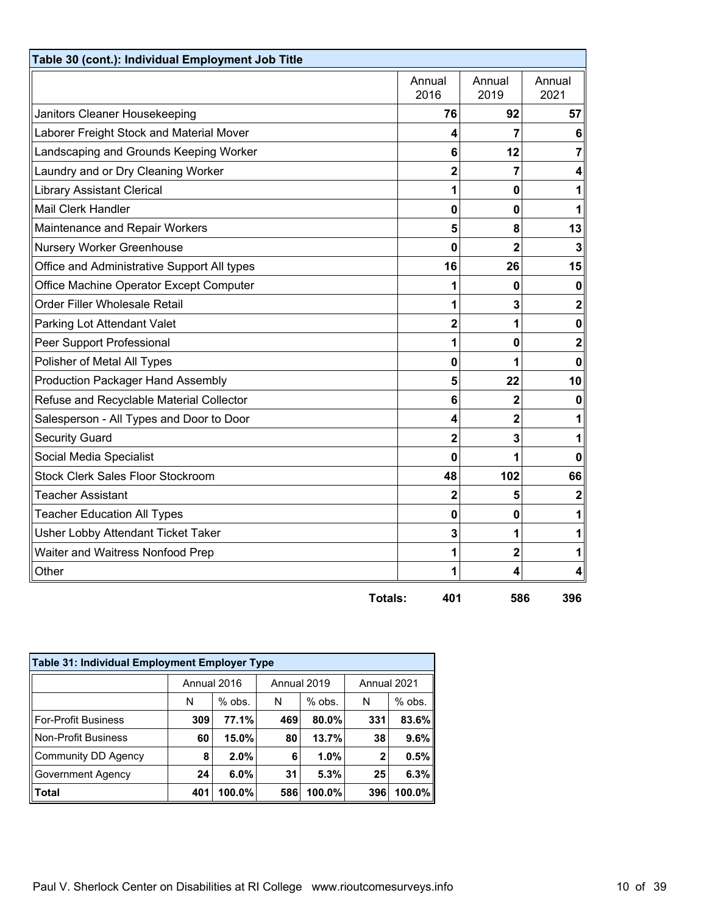**Table 30 (cont.): Individual Employment Job Title**

| | Annual 2016 | Annual 2019 | Annual 2021 |
|---|---|---|---|
| Janitors Cleaner Housekeeping | 76 | 92 | 57 |
| Laborer Freight Stock and Material Mover | 4 | 7 | 6 |
| Landscaping and Grounds Keeping Worker | 6 | 12 | 7 |
| Laundry and or Dry Cleaning Worker | 2 | 7 | 4 |
| Library Assistant Clerical | 1 | 0 | 1 |
| Mail Clerk Handler | 0 | 0 | 1 |
| Maintenance and Repair Workers | 5 | 8 | 13 |
| Nursery Worker Greenhouse | 0 | 2 | 3 |
| Office and Administrative Support All types | 16 | 26 | 15 |
| Office Machine Operator Except Computer | 1 | 0 | 0 |
| Order Filler Wholesale Retail | 1 | 3 | 2 |
| Parking Lot Attendant Valet | 2 | 1 | 0 |
| Peer Support Professional | 1 | 0 | 2 |
| Polisher of Metal All Types | 0 | 1 | 0 |
| Production Packager Hand Assembly | 5 | 22 | 10 |
| Refuse and Recyclable Material Collector | 6 | 2 | 0 |
| Salesperson - All Types and Door to Door | 4 | 2 | 1 |
| Security Guard | 2 | 3 | 1 |
| Social Media Specialist | 0 | 1 | 0 |
| Stock Clerk Sales Floor Stockroom | 48 | 102 | 66 |
| Teacher Assistant | 2 | 5 | 2 |
| Teacher Education All Types | 0 | 0 | 1 |
| Usher Lobby Attendant Ticket Taker | 3 | 1 | 1 |
| Waiter and Waitress Nonfood Prep | 1 | 2 | 1 |
| Other | 1 | 4 | 4 |
| **Totals:** | **401** | **586** | **396** |

**Table 31: Individual Employment Employer Type**

| | Annual 2016 | | Annual 2019 | | Annual 2021 | |
|---|---|---|---|---|---|---|
| | N | % obs. | N | % obs. | N | % obs. |
| For-Profit Business | 309 | 77.1% | 469 | 80.0% | 331 | 83.6% |
| Non-Profit Business | 60 | 15.0% | 80 | 13.7% | 38 | 9.6% |
| Community DD Agency | 8 | 2.0% | 6 | 1.0% | 2 | 0.5% |
| Government Agency | 24 | 6.0% | 31 | 5.3% | 25 | 6.3% |
| **Total** | 401 | 100.0% | 586 | 100.0% | 396 | 100.0% |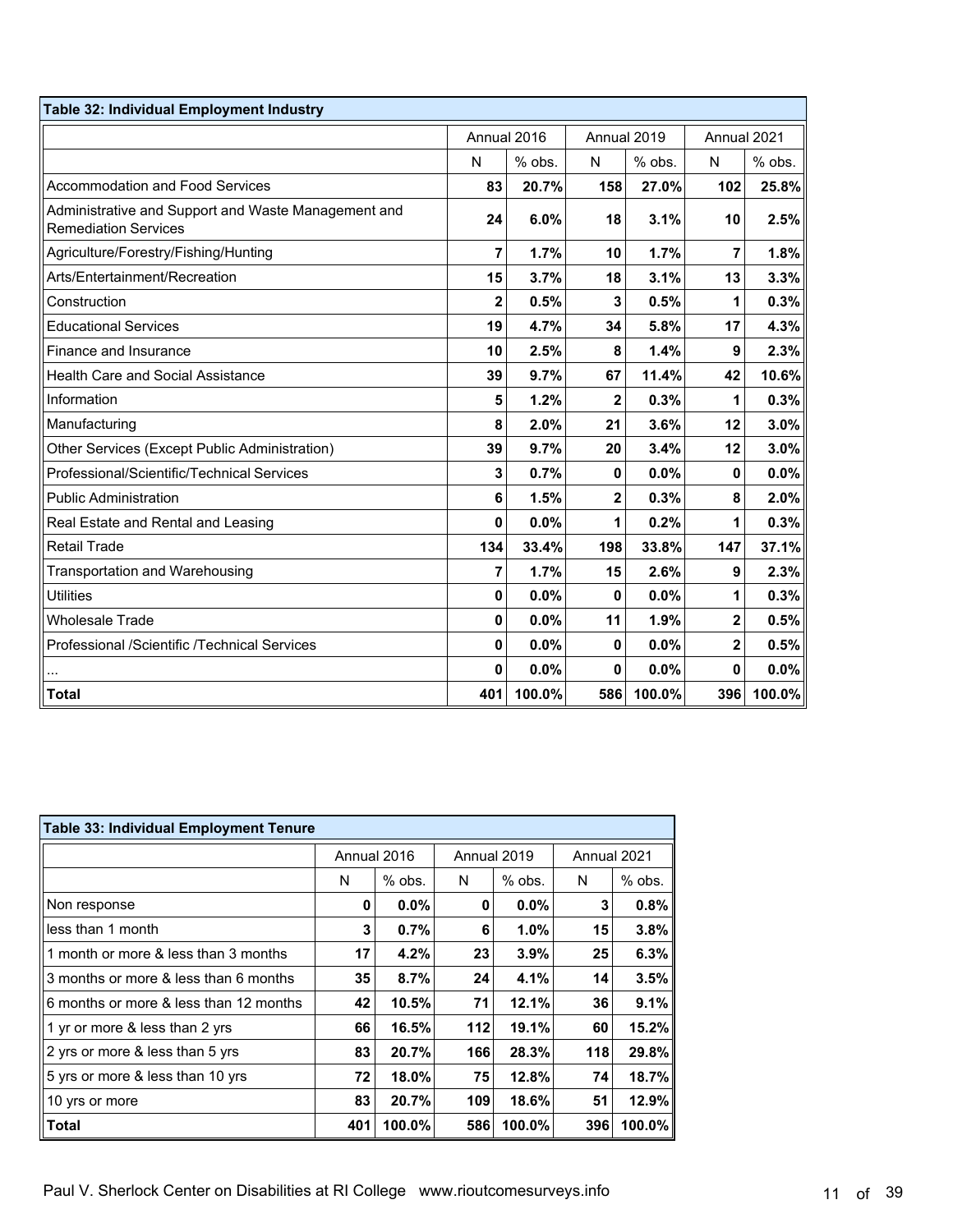| Table 32: Individual Employment Industry | | | | | | |
|---|---|---|---|---|---|---|
| | Annual 2016 | | Annual 2019 | | Annual 2021 | |
| | N | % obs. | N | % obs. | N | % obs. |
| Accommodation and Food Services | 83 | 20.7% | 158 | 27.0% | 102 | 25.8% |
| Administrative and Support and Waste Management and Remediation Services | 24 | 6.0% | 18 | 3.1% | 10 | 2.5% |
| Agriculture/Forestry/Fishing/Hunting | 7 | 1.7% | 10 | 1.7% | 7 | 1.8% |
| Arts/Entertainment/Recreation | 15 | 3.7% | 18 | 3.1% | 13 | 3.3% |
| Construction | 2 | 0.5% | 3 | 0.5% | 1 | 0.3% |
| Educational Services | 19 | 4.7% | 34 | 5.8% | 17 | 4.3% |
| Finance and Insurance | 10 | 2.5% | 8 | 1.4% | 9 | 2.3% |
| Health Care and Social Assistance | 39 | 9.7% | 67 | 11.4% | 42 | 10.6% |
| Information | 5 | 1.2% | 2 | 0.3% | 1 | 0.3% |
| Manufacturing | 8 | 2.0% | 21 | 3.6% | 12 | 3.0% |
| Other Services (Except Public Administration) | 39 | 9.7% | 20 | 3.4% | 12 | 3.0% |
| Professional/Scientific/Technical Services | 3 | 0.7% | 0 | 0.0% | 0 | 0.0% |
| Public Administration | 6 | 1.5% | 2 | 0.3% | 8 | 2.0% |
| Real Estate and Rental and Leasing | 0 | 0.0% | 1 | 0.2% | 1 | 0.3% |
| Retail Trade | 134 | 33.4% | 198 | 33.8% | 147 | 37.1% |
| Transportation and Warehousing | 7 | 1.7% | 15 | 2.6% | 9 | 2.3% |
| Utilities | 0 | 0.0% | 0 | 0.0% | 1 | 0.3% |
| Wholesale Trade | 0 | 0.0% | 11 | 1.9% | 2 | 0.5% |
| Professional /Scientific /Technical Services | 0 | 0.0% | 0 | 0.0% | 2 | 0.5% |
| ... | 0 | 0.0% | 0 | 0.0% | 0 | 0.0% |
| **Total** | 401 | 100.0% | 586 | 100.0% | 396 | 100.0% |

| Table 33: Individual Employment Tenure | | | | | | |
|---|---|---|---|---|---|---|
| | Annual 2016 | | Annual 2019 | | Annual 2021 | |
| | N | % obs. | N | % obs. | N | % obs. |
| Non response | 0 | 0.0% | 0 | 0.0% | 3 | 0.8% |
| less than 1 month | 3 | 0.7% | 6 | 1.0% | 15 | 3.8% |
| 1 month or more & less than 3 months | 17 | 4.2% | 23 | 3.9% | 25 | 6.3% |
| 3 months or more & less than 6 months | 35 | 8.7% | 24 | 4.1% | 14 | 3.5% |
| 6 months or more & less than 12 months | 42 | 10.5% | 71 | 12.1% | 36 | 9.1% |
| 1 yr or more & less than 2 yrs | 66 | 16.5% | 112 | 19.1% | 60 | 15.2% |
| 2 yrs or more & less than 5 yrs | 83 | 20.7% | 166 | 28.3% | 118 | 29.8% |
| 5 yrs or more & less than 10 yrs | 72 | 18.0% | 75 | 12.8% | 74 | 18.7% |
| 10 yrs or more | 83 | 20.7% | 109 | 18.6% | 51 | 12.9% |
| **Total** | 401 | 100.0% | 586 | 100.0% | 396 | 100.0% |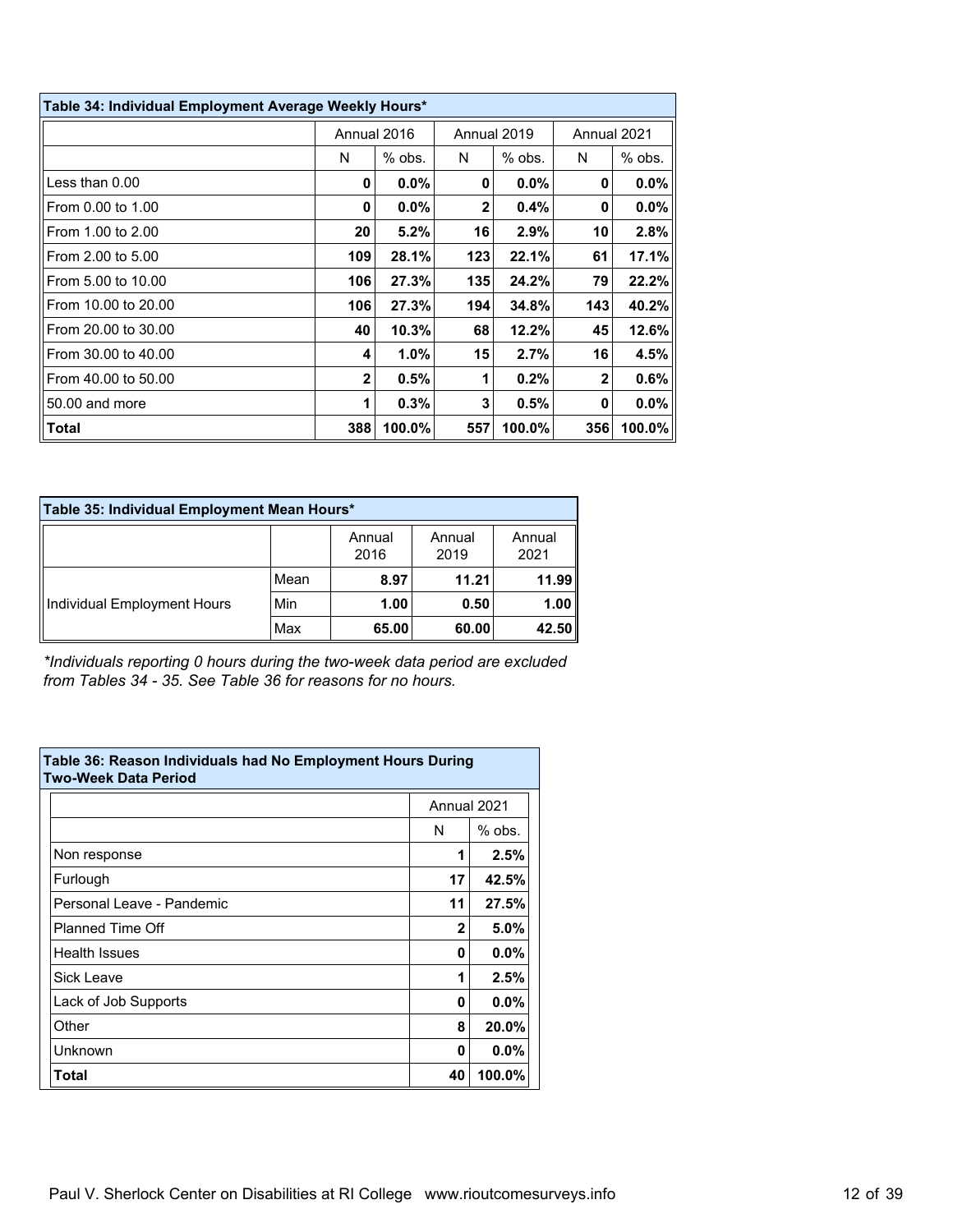| Table 34: Individual Employment Average Weekly Hours* | | | | | | |
|---|---|---|---|---|---|---|
| | Annual 2016 | | Annual 2019 | | Annual 2021 | |
| | N | % obs. | N | % obs. | N | % obs. |
| Less than 0.00 | **0** | **0.0%** | **0** | **0.0%** | **0** | **0.0%** |
| From 0.00 to 1.00 | **0** | **0.0%** | **2** | **0.4%** | **0** | **0.0%** |
| From 1.00 to 2.00 | **20** | **5.2%** | **16** | **2.9%** | **10** | **2.8%** |
| From 2.00 to 5.00 | **109** | **28.1%** | **123** | **22.1%** | **61** | **17.1%** |
| From 5.00 to 10.00 | **106** | **27.3%** | **135** | **24.2%** | **79** | **22.2%** |
| From 10.00 to 20.00 | **106** | **27.3%** | **194** | **34.8%** | **143** | **40.2%** |
| From 20.00 to 30.00 | **40** | **10.3%** | **68** | **12.2%** | **45** | **12.6%** |
| From 30.00 to 40.00 | **4** | **1.0%** | **15** | **2.7%** | **16** | **4.5%** |
| From 40.00 to 50.00 | **2** | **0.5%** | **1** | **0.2%** | **2** | **0.6%** |
| 50.00 and more | **1** | **0.3%** | **3** | **0.5%** | **0** | **0.0%** |
| **Total** | **388** | **100.0%** | **557** | **100.0%** | **356** | **100.0%** |

| Table 35: Individual Employment Mean Hours* | | | | |
|---|---|---|---|---|
| | | Annual 2016 | Annual 2019 | Annual 2021 |
| Individual Employment Hours | Mean | **8.97** | **11.21** | **11.99** |
| | Min | **1.00** | **0.50** | **1.00** |
| | Max | **65.00** | **60.00** | **42.50** |

*\*Individuals reporting 0 hours during the two-week data period are excluded from Tables 34 - 35. See Table 36 for reasons for no hours.*

| Table 36: Reason Individuals had No Employment Hours During Two-Week Data Period | | |
|---|---|---|
| | Annual 2021 | |
| | N | % obs. |
| Non response | **1** | **2.5%** |
| Furlough | **17** | **42.5%** |
| Personal Leave - Pandemic | **11** | **27.5%** |
| Planned Time Off | **2** | **5.0%** |
| Health Issues | **0** | **0.0%** |
| Sick Leave | **1** | **2.5%** |
| Lack of Job Supports | **0** | **0.0%** |
| Other | **8** | **20.0%** |
| Unknown | **0** | **0.0%** |
| **Total** | **40** | **100.0%** |

Paul V. Sherlock Center on Disabilities at RI College www.rioutcomesurveys.info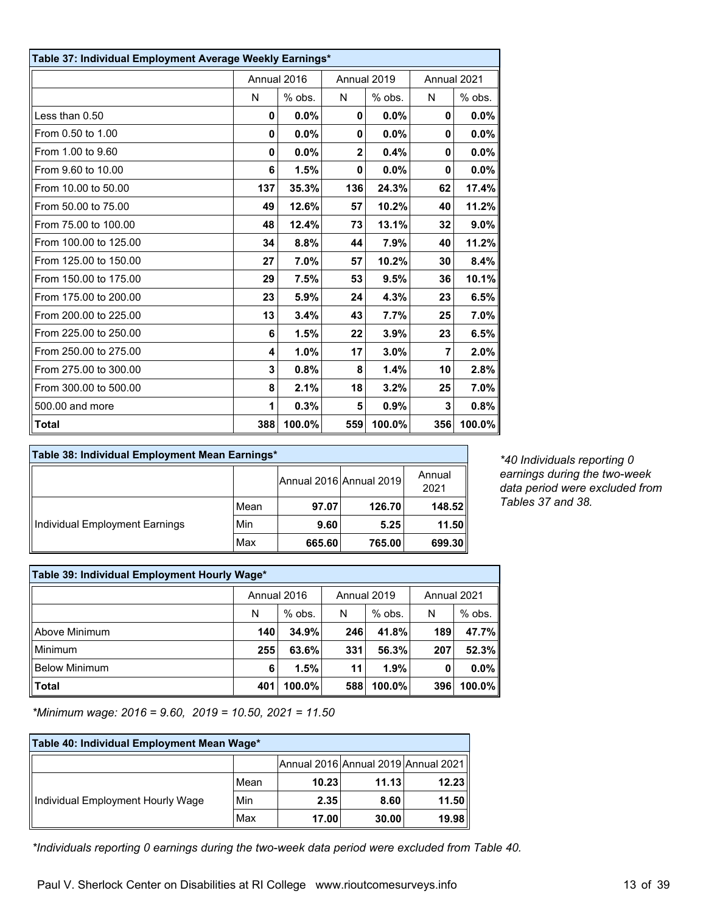| Table 37: Individual Employment Average Weekly Earnings* | | | | | | |
|---|---|---|---|---|---|---|
| | Annual 2016 | | Annual 2019 | | Annual 2021 | |
| | N | % obs. | N | % obs. | N | % obs. |
| Less than 0.50 | **0** | **0.0%** | **0** | **0.0%** | **0** | **0.0%** |
| From 0.50 to 1.00 | **0** | **0.0%** | **0** | **0.0%** | **0** | **0.0%** |
| From 1.00 to 9.60 | **0** | **0.0%** | **2** | **0.4%** | **0** | **0.0%** |
| From 9.60 to 10.00 | **6** | **1.5%** | **0** | **0.0%** | **0** | **0.0%** |
| From 10.00 to 50.00 | **137** | **35.3%** | **136** | **24.3%** | **62** | **17.4%** |
| From 50.00 to 75.00 | **49** | **12.6%** | **57** | **10.2%** | **40** | **11.2%** |
| From 75.00 to 100.00 | **48** | **12.4%** | **73** | **13.1%** | **32** | **9.0%** |
| From 100.00 to 125.00 | **34** | **8.8%** | **44** | **7.9%** | **40** | **11.2%** |
| From 125.00 to 150.00 | **27** | **7.0%** | **57** | **10.2%** | **30** | **8.4%** |
| From 150.00 to 175.00 | **29** | **7.5%** | **53** | **9.5%** | **36** | **10.1%** |
| From 175.00 to 200.00 | **23** | **5.9%** | **24** | **4.3%** | **23** | **6.5%** |
| From 200.00 to 225.00 | **13** | **3.4%** | **43** | **7.7%** | **25** | **7.0%** |
| From 225.00 to 250.00 | **6** | **1.5%** | **22** | **3.9%** | **23** | **6.5%** |
| From 250.00 to 275.00 | **4** | **1.0%** | **17** | **3.0%** | **7** | **2.0%** |
| From 275.00 to 300.00 | **3** | **0.8%** | **8** | **1.4%** | **10** | **2.8%** |
| From 300.00 to 500.00 | **8** | **2.1%** | **18** | **3.2%** | **25** | **7.0%** |
| 500.00 and more | **1** | **0.3%** | **5** | **0.9%** | **3** | **0.8%** |
| **Total** | **388** | **100.0%** | **559** | **100.0%** | **356** | **100.0%** |

| Table 38: Individual Employment Mean Earnings* | | | | |
|---|---|---|---|---|
| | | Annual 2016 | Annual 2019 | Annual 2021 |
| Individual Employment Earnings | Mean | **97.07** | **126.70** | **148.52** |
| | Min | **9.60** | **5.25** | **11.50** |
| | Max | **665.60** | **765.00** | **699.30** |

*\*40 Individuals reporting 0 earnings during the two-week data period were excluded from Tables 37 and 38.*

| Table 39: Individual Employment Hourly Wage* | | | | | | |
|---|---|---|---|---|---|---|
| | Annual 2016 | | Annual 2019 | | Annual 2021 | |
| | N | % obs. | N | % obs. | N | % obs. |
| Above Minimum | **140** | **34.9%** | **246** | **41.8%** | **189** | **47.7%** |
| Minimum | **255** | **63.6%** | **331** | **56.3%** | **207** | **52.3%** |
| Below Minimum | **6** | **1.5%** | **11** | **1.9%** | **0** | **0.0%** |
| **Total** | **401** | **100.0%** | **588** | **100.0%** | **396** | **100.0%** |

*\*Minimum wage: 2016 = 9.60, 2019 = 10.50, 2021 = 11.50*

| Table 40: Individual Employment Mean Wage* | | | | |
|---|---|---|---|---|
| | | Annual 2016 | Annual 2019 | Annual 2021 |
| Individual Employment Hourly Wage | Mean | **10.23** | **11.13** | **12.23** |
| | Min | **2.35** | **8.60** | **11.50** |
| | Max | **17.00** | **30.00** | **19.98** |

*\*Individuals reporting 0 earnings during the two-week data period were excluded from Table 40.*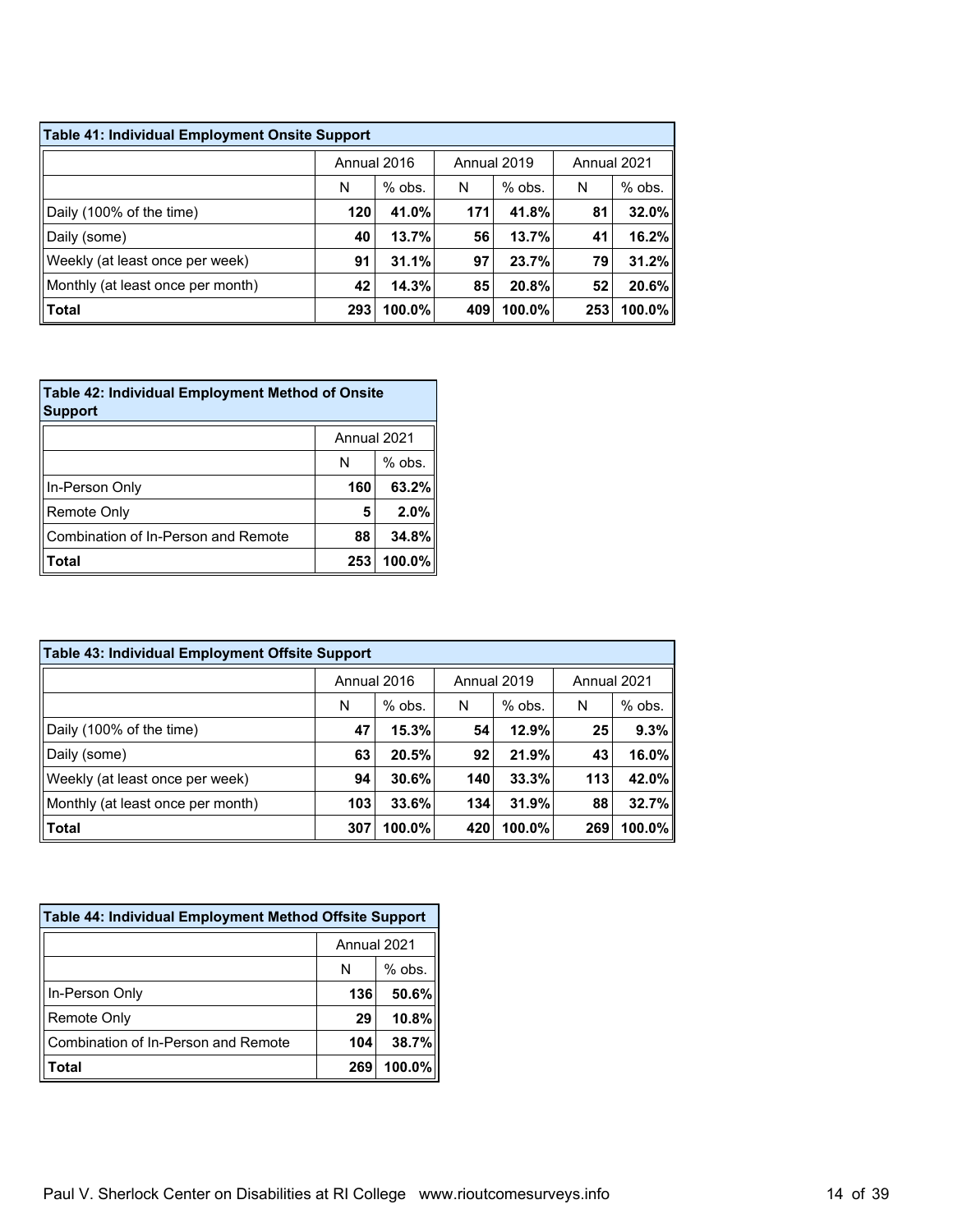**Table 41: Individual Employment Onsite Support**

| | Annual 2016 | | Annual 2019 | | Annual 2021 | |
|---|---|---|---|---|---|---|
| | N | % obs. | N | % obs. | N | % obs. |
| Daily (100% of the time) | **120** | **41.0%** | **171** | **41.8%** | **81** | **32.0%** |
| Daily (some) | **40** | **13.7%** | **56** | **13.7%** | **41** | **16.2%** |
| Weekly (at least once per week) | **91** | **31.1%** | **97** | **23.7%** | **79** | **31.2%** |
| Monthly (at least once per month) | **42** | **14.3%** | **85** | **20.8%** | **52** | **20.6%** |
| **Total** | **293** | **100.0%** | **409** | **100.0%** | **253** | **100.0%** |

**Table 42: Individual Employment Method of Onsite Support**

| | Annual 2021 | |
|---|---|---|
| | N | % obs. |
| In-Person Only | **160** | **63.2%** |
| Remote Only | **5** | **2.0%** |
| Combination of In-Person and Remote | **88** | **34.8%** |
| **Total** | **253** | **100.0%** |

**Table 43: Individual Employment Offsite Support**

| | Annual 2016 | | Annual 2019 | | Annual 2021 | |
|---|---|---|---|---|---|---|
| | N | % obs. | N | % obs. | N | % obs. |
| Daily (100% of the time) | **47** | **15.3%** | **54** | **12.9%** | **25** | **9.3%** |
| Daily (some) | **63** | **20.5%** | **92** | **21.9%** | **43** | **16.0%** |
| Weekly (at least once per week) | **94** | **30.6%** | **140** | **33.3%** | **113** | **42.0%** |
| Monthly (at least once per month) | **103** | **33.6%** | **134** | **31.9%** | **88** | **32.7%** |
| **Total** | **307** | **100.0%** | **420** | **100.0%** | **269** | **100.0%** |

**Table 44: Individual Employment Method Offsite Support**

| | Annual 2021 | |
|---|---|---|
| | N | % obs. |
| In-Person Only | **136** | **50.6%** |
| Remote Only | **29** | **10.8%** |
| Combination of In-Person and Remote | **104** | **38.7%** |
| **Total** | **269** | **100.0%** |

Paul V. Sherlock Center on Disabilities at RI College www.rioutcomesurveys.info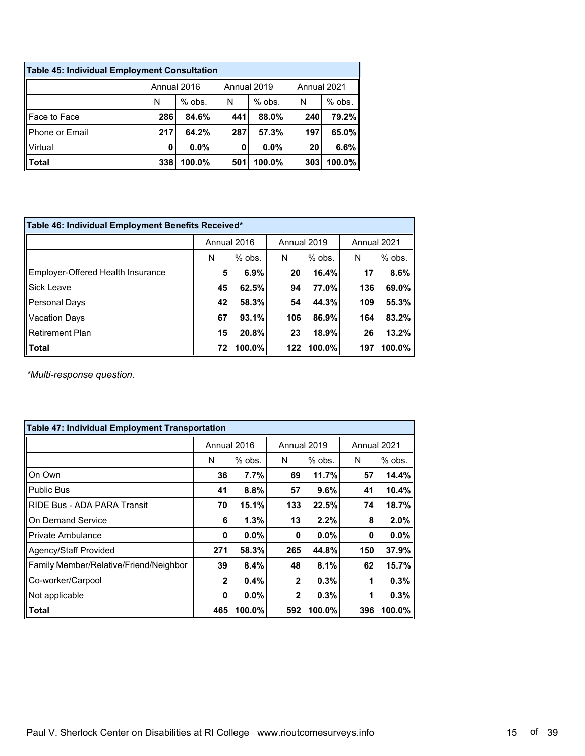| Table 45: Individual Employment Consultation | | | | | | |
|---|---|---|---|---|---|---|
| | Annual 2016 | | Annual 2019 | | Annual 2021 | |
| | N | % obs. | N | % obs. | N | % obs. |
| Face to Face | **286** | **84.6%** | **441** | **88.0%** | **240** | **79.2%** |
| Phone or Email | **217** | **64.2%** | **287** | **57.3%** | **197** | **65.0%** |
| Virtual | **0** | **0.0%** | **0** | **0.0%** | **20** | **6.6%** |
| **Total** | 338 | 100.0% | 501 | 100.0% | 303 | 100.0% |

| Table 46: Individual Employment Benefits Received* | | | | | | |
|---|---|---|---|---|---|---|
| | Annual 2016 | | Annual 2019 | | Annual 2021 | |
| | N | % obs. | N | % obs. | N | % obs. |
| Employer-Offered Health Insurance | **5** | **6.9%** | **20** | **16.4%** | **17** | **8.6%** |
| Sick Leave | **45** | **62.5%** | **94** | **77.0%** | **136** | **69.0%** |
| Personal Days | **42** | **58.3%** | **54** | **44.3%** | **109** | **55.3%** |
| Vacation Days | **67** | **93.1%** | **106** | **86.9%** | **164** | **83.2%** |
| Retirement Plan | **15** | **20.8%** | **23** | **18.9%** | **26** | **13.2%** |
| **Total** | 72 | 100.0% | 122 | 100.0% | 197 | 100.0% |

*Multi-response question.*

| Table 47: Individual Employment Transportation | | | | | | |
|---|---|---|---|---|---|---|
| | Annual 2016 | | Annual 2019 | | Annual 2021 | |
| | N | % obs. | N | % obs. | N | % obs. |
| On Own | **36** | **7.7%** | **69** | **11.7%** | **57** | **14.4%** |
| Public Bus | **41** | **8.8%** | **57** | **9.6%** | **41** | **10.4%** |
| RIDE Bus - ADA PARA Transit | **70** | **15.1%** | **133** | **22.5%** | **74** | **18.7%** |
| On Demand Service | **6** | **1.3%** | **13** | **2.2%** | **8** | **2.0%** |
| Private Ambulance | **0** | **0.0%** | **0** | **0.0%** | **0** | **0.0%** |
| Agency/Staff Provided | **271** | **58.3%** | **265** | **44.8%** | **150** | **37.9%** |
| Family Member/Relative/Friend/Neighbor | **39** | **8.4%** | **48** | **8.1%** | **62** | **15.7%** |
| Co-worker/Carpool | **2** | **0.4%** | **2** | **0.3%** | **1** | **0.3%** |
| Not applicable | **0** | **0.0%** | **2** | **0.3%** | **1** | **0.3%** |
| **Total** | 465 | 100.0% | 592 | 100.0% | 396 | 100.0% |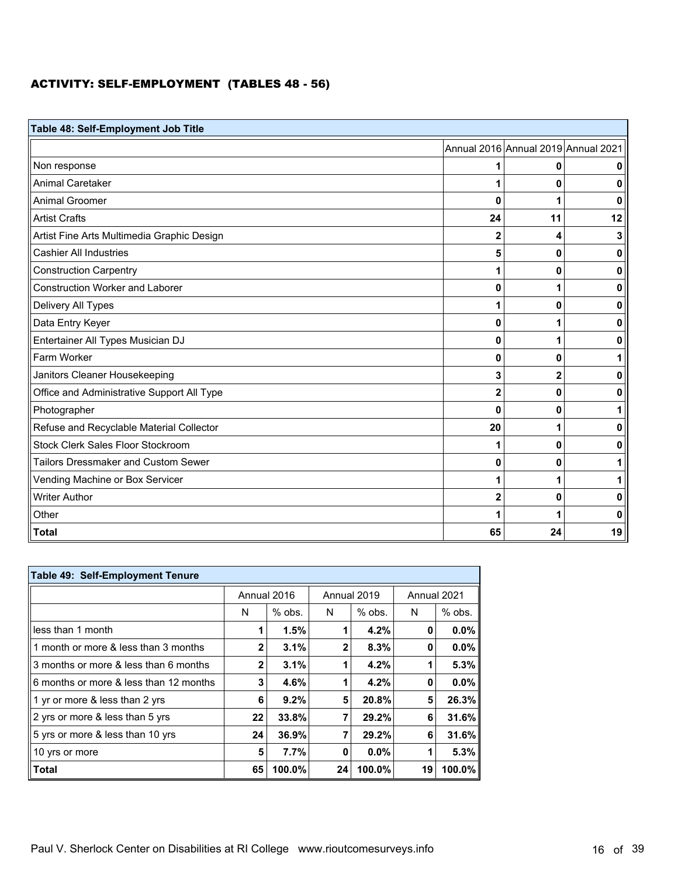## ACTIVITY: SELF-EMPLOYMENT (TABLES 48 - 56)

**Table 48: Self-Employment Job Title**

| | Annual 2016 | Annual 2019 | Annual 2021 |
|---|---|---|---|
| Non response | **1** | **0** | **0** |
| Animal Caretaker | **1** | **0** | **0** |
| Animal Groomer | **0** | **1** | **0** |
| Artist Crafts | **24** | **11** | **12** |
| Artist Fine Arts Multimedia Graphic Design | **2** | **4** | **3** |
| Cashier All Industries | **5** | **0** | **0** |
| Construction Carpentry | **1** | **0** | **0** |
| Construction Worker and Laborer | **0** | **1** | **0** |
| Delivery All Types | **1** | **0** | **0** |
| Data Entry Keyer | **0** | **1** | **0** |
| Entertainer All Types Musician DJ | **0** | **1** | **0** |
| Farm Worker | **0** | **0** | **1** |
| Janitors Cleaner Housekeeping | **3** | **2** | **0** |
| Office and Administrative Support All Type | **2** | **0** | **0** |
| Photographer | **0** | **0** | **1** |
| Refuse and Recyclable Material Collector | **20** | **1** | **0** |
| Stock Clerk Sales Floor Stockroom | **1** | **0** | **0** |
| Tailors Dressmaker and Custom Sewer | **0** | **0** | **1** |
| Vending Machine or Box Servicer | **1** | **1** | **1** |
| Writer Author | **2** | **0** | **0** |
| Other | **1** | **1** | **0** |
| **Total** | **65** | **24** | **19** |

**Table 49: Self-Employment Tenure**

| | Annual 2016 | | Annual 2019 | | Annual 2021 | |
|---|---|---|---|---|---|---|
| | N | % obs. | N | % obs. | N | % obs. |
| less than 1 month | **1** | **1.5%** | **1** | **4.2%** | **0** | **0.0%** |
| 1 month or more & less than 3 months | **2** | **3.1%** | **2** | **8.3%** | **0** | **0.0%** |
| 3 months or more & less than 6 months | **2** | **3.1%** | **1** | **4.2%** | **1** | **5.3%** |
| 6 months or more & less than 12 months | **3** | **4.6%** | **1** | **4.2%** | **0** | **0.0%** |
| 1 yr or more & less than 2 yrs | **6** | **9.2%** | **5** | **20.8%** | **5** | **26.3%** |
| 2 yrs or more & less than 5 yrs | **22** | **33.8%** | **7** | **29.2%** | **6** | **31.6%** |
| 5 yrs or more & less than 10 yrs | **24** | **36.9%** | **7** | **29.2%** | **6** | **31.6%** |
| 10 yrs or more | **5** | **7.7%** | **0** | **0.0%** | **1** | **5.3%** |
| **Total** | **65** | **100.0%** | **24** | **100.0%** | **19** | **100.0%** |

Paul V. Sherlock Center on Disabilities at RI College www.rioutcomesurveys.info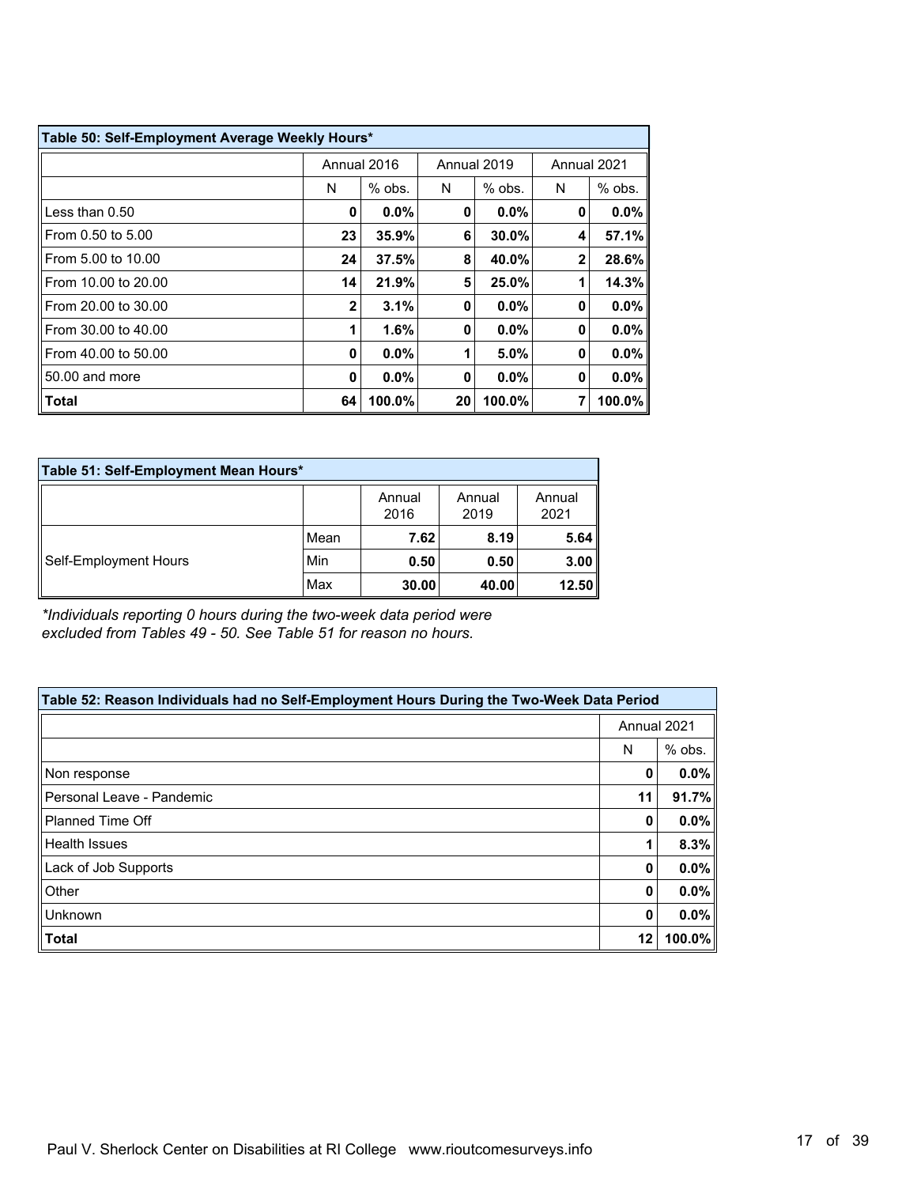| Table 50: Self-Employment Average Weekly Hours* | | | | | | |
|---|---|---|---|---|---|---|
| | Annual 2016 | | Annual 2019 | | Annual 2021 | |
| | N | % obs. | N | % obs. | N | % obs. |
| Less than 0.50 | **0** | **0.0%** | **0** | **0.0%** | **0** | **0.0%** |
| From 0.50 to 5.00 | **23** | **35.9%** | **6** | **30.0%** | **4** | **57.1%** |
| From 5.00 to 10.00 | **24** | **37.5%** | **8** | **40.0%** | **2** | **28.6%** |
| From 10.00 to 20.00 | **14** | **21.9%** | **5** | **25.0%** | **1** | **14.3%** |
| From 20.00 to 30.00 | **2** | **3.1%** | **0** | **0.0%** | **0** | **0.0%** |
| From 30.00 to 40.00 | **1** | **1.6%** | **0** | **0.0%** | **0** | **0.0%** |
| From 40.00 to 50.00 | **0** | **0.0%** | **1** | **5.0%** | **0** | **0.0%** |
| 50.00 and more | **0** | **0.0%** | **0** | **0.0%** | **0** | **0.0%** |
| **Total** | **64** | **100.0%** | **20** | **100.0%** | **7** | **100.0%** |

| Table 51: Self-Employment Mean Hours* | | | | |
|---|---|---|---|---|
| | | Annual 2016 | Annual 2019 | Annual 2021 |
| Self-Employment Hours | Mean | **7.62** | **8.19** | **5.64** |
| | Min | **0.50** | **0.50** | **3.00** |
| | Max | **30.00** | **40.00** | **12.50** |

*\*Individuals reporting 0 hours during the two-week data period were excluded from Tables 49 - 50. See Table 51 for reason no hours.*

| Table 52: Reason Individuals had no Self-Employment Hours During the Two-Week Data Period | | |
|---|---|---|
| | Annual 2021 | |
| | N | % obs. |
| Non response | **0** | **0.0%** |
| Personal Leave - Pandemic | **11** | **91.7%** |
| Planned Time Off | **0** | **0.0%** |
| Health Issues | **1** | **8.3%** |
| Lack of Job Supports | **0** | **0.0%** |
| Other | **0** | **0.0%** |
| Unknown | **0** | **0.0%** |
| **Total** | **12** | **100.0%** |

Paul V. Sherlock Center on Disabilities at RI College www.rioutcomesurveys.info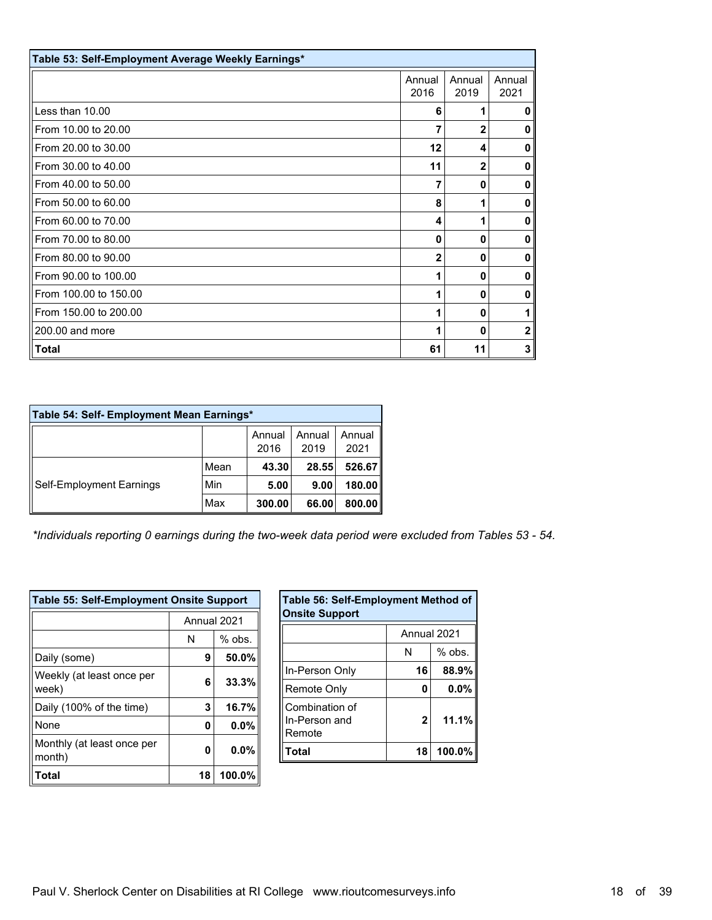**Table 53: Self-Employment Average Weekly Earnings***

| | Annual 2016 | Annual 2019 | Annual 2021 |
|---|---|---|---|
| Less than 10.00 | **6** | **1** | **0** |
| From 10.00 to 20.00 | **7** | **2** | **0** |
| From 20.00 to 30.00 | **12** | **4** | **0** |
| From 30.00 to 40.00 | **11** | **2** | **0** |
| From 40.00 to 50.00 | **7** | **0** | **0** |
| From 50.00 to 60.00 | **8** | **1** | **0** |
| From 60.00 to 70.00 | **4** | **1** | **0** |
| From 70.00 to 80.00 | **0** | **0** | **0** |
| From 80.00 to 90.00 | **2** | **0** | **0** |
| From 90.00 to 100.00 | **1** | **0** | **0** |
| From 100.00 to 150.00 | **1** | **0** | **0** |
| From 150.00 to 200.00 | **1** | **0** | **1** |
| 200.00 and more | **1** | **0** | **2** |
| **Total** | **61** | **11** | **3** |

**Table 54: Self- Employment Mean Earnings***

| | | Annual 2016 | Annual 2019 | Annual 2021 |
|---|---|---|---|---|
| Self-Employment Earnings | Mean | **43.30** | **28.55** | **526.67** |
| | Min | **5.00** | **9.00** | **180.00** |
| | Max | **300.00** | **66.00** | **800.00** |

*\*Individuals reporting 0 earnings during the two-week data period were excluded from Tables 53 - 54.*

**Table 55: Self-Employment Onsite Support**

| | Annual 2021 | |
|---|---|---|
| | N | % obs. |
| Daily (some) | **9** | **50.0%** |
| Weekly (at least once per week) | **6** | **33.3%** |
| Daily (100% of the time) | **3** | **16.7%** |
| None | **0** | **0.0%** |
| Monthly (at least once per month) | **0** | **0.0%** |
| **Total** | **18** | **100.0%** |

**Table 56: Self-Employment Method of Onsite Support**

| | Annual 2021 | |
|---|---|---|
| | N | % obs. |
| In-Person Only | **16** | **88.9%** |
| Remote Only | **0** | **0.0%** |
| Combination of In-Person and Remote | **2** | **11.1%** |
| **Total** | **18** | **100.0%** |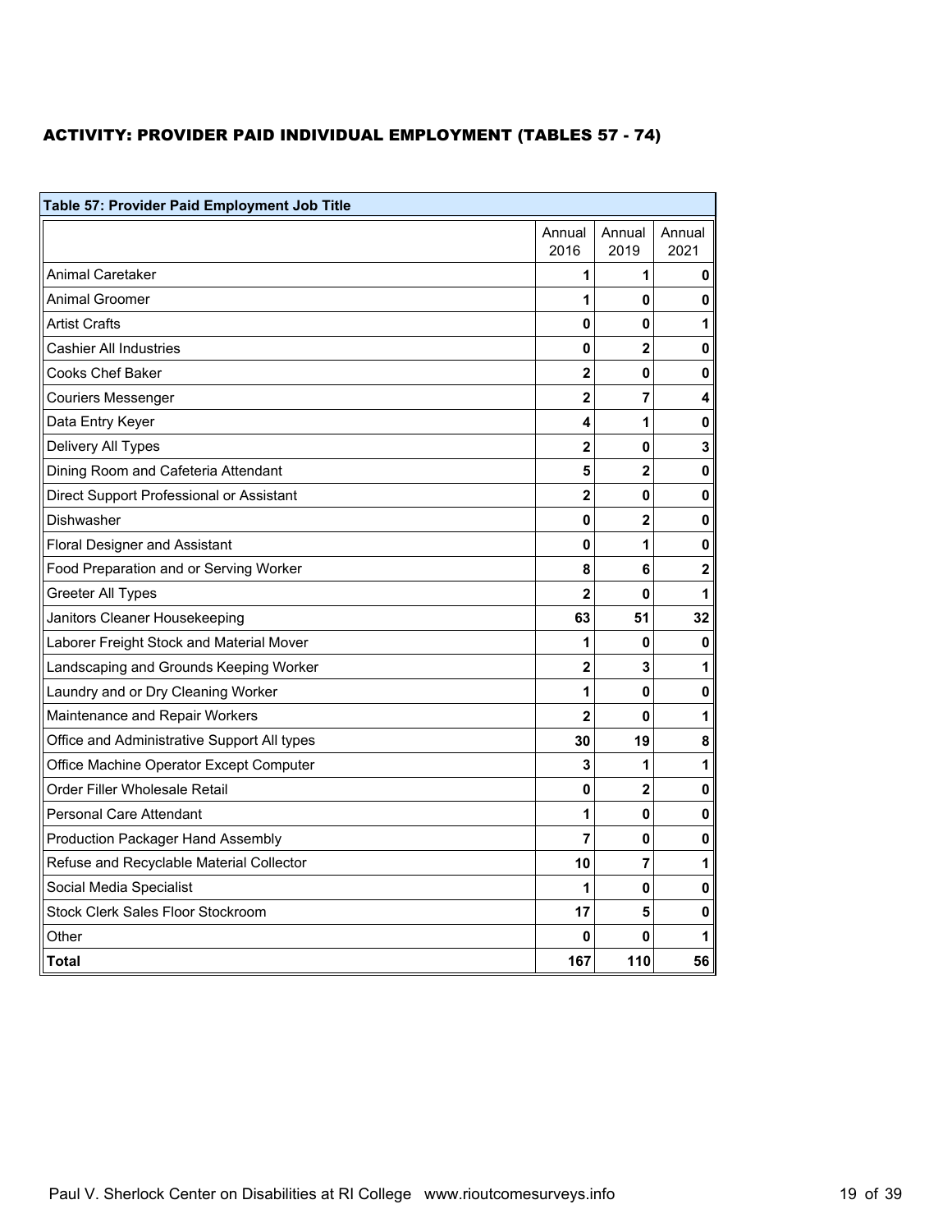## ACTIVITY: PROVIDER PAID INDIVIDUAL EMPLOYMENT (TABLES 57 - 74)

| Table 57: Provider Paid Employment Job Title | | | |
|---|---|---|---|
| | Annual 2016 | Annual 2019 | Annual 2021 |
| Animal Caretaker | **1** | **1** | **0** |
| Animal Groomer | **1** | **0** | **0** |
| Artist Crafts | **0** | **0** | **1** |
| Cashier All Industries | **0** | **2** | **0** |
| Cooks Chef Baker | **2** | **0** | **0** |
| Couriers Messenger | **2** | **7** | **4** |
| Data Entry Keyer | **4** | **1** | **0** |
| Delivery All Types | **2** | **0** | **3** |
| Dining Room and Cafeteria Attendant | **5** | **2** | **0** |
| Direct Support Professional or Assistant | **2** | **0** | **0** |
| Dishwasher | **0** | **2** | **0** |
| Floral Designer and Assistant | **0** | **1** | **0** |
| Food Preparation and or Serving Worker | **8** | **6** | **2** |
| Greeter All Types | **2** | **0** | **1** |
| Janitors Cleaner Housekeeping | **63** | **51** | **32** |
| Laborer Freight Stock and Material Mover | **1** | **0** | **0** |
| Landscaping and Grounds Keeping Worker | **2** | **3** | **1** |
| Laundry and or Dry Cleaning Worker | **1** | **0** | **0** |
| Maintenance and Repair Workers | **2** | **0** | **1** |
| Office and Administrative Support All types | **30** | **19** | **8** |
| Office Machine Operator Except Computer | **3** | **1** | **1** |
| Order Filler Wholesale Retail | **0** | **2** | **0** |
| Personal Care Attendant | **1** | **0** | **0** |
| Production Packager Hand Assembly | **7** | **0** | **0** |
| Refuse and Recyclable Material Collector | **10** | **7** | **1** |
| Social Media Specialist | **1** | **0** | **0** |
| Stock Clerk Sales Floor Stockroom | **17** | **5** | **0** |
| Other | **0** | **0** | **1** |
| **Total** | **167** | **110** | **56** |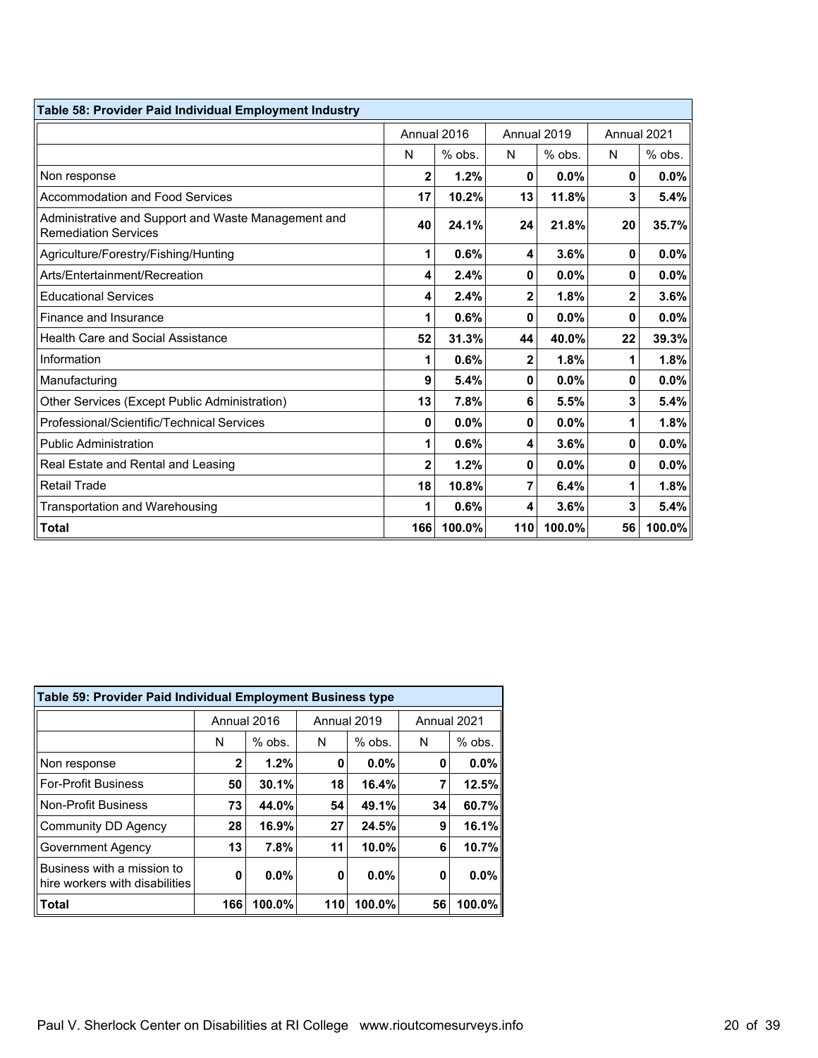**Table 58: Provider Paid Individual Employment Industry**

| | Annual 2016 | | Annual 2019 | | Annual 2021 | |
|---|---|---|---|---|---|---|
| | N | % obs. | N | % obs. | N | % obs. |
| Non response | **2** | **1.2%** | **0** | **0.0%** | **0** | **0.0%** |
| Accommodation and Food Services | **17** | **10.2%** | **13** | **11.8%** | **3** | **5.4%** |
| Administrative and Support and Waste Management and Remediation Services | **40** | **24.1%** | **24** | **21.8%** | **20** | **35.7%** |
| Agriculture/Forestry/Fishing/Hunting | **1** | **0.6%** | **4** | **3.6%** | **0** | **0.0%** |
| Arts/Entertainment/Recreation | **4** | **2.4%** | **0** | **0.0%** | **0** | **0.0%** |
| Educational Services | **4** | **2.4%** | **2** | **1.8%** | **2** | **3.6%** |
| Finance and Insurance | **1** | **0.6%** | **0** | **0.0%** | **0** | **0.0%** |
| Health Care and Social Assistance | **52** | **31.3%** | **44** | **40.0%** | **22** | **39.3%** |
| Information | **1** | **0.6%** | **2** | **1.8%** | **1** | **1.8%** |
| Manufacturing | **9** | **5.4%** | **0** | **0.0%** | **0** | **0.0%** |
| Other Services (Except Public Administration) | **13** | **7.8%** | **6** | **5.5%** | **3** | **5.4%** |
| Professional/Scientific/Technical Services | **0** | **0.0%** | **0** | **0.0%** | **1** | **1.8%** |
| Public Administration | **1** | **0.6%** | **4** | **3.6%** | **0** | **0.0%** |
| Real Estate and Rental and Leasing | **2** | **1.2%** | **0** | **0.0%** | **0** | **0.0%** |
| Retail Trade | **18** | **10.8%** | **7** | **6.4%** | **1** | **1.8%** |
| Transportation and Warehousing | **1** | **0.6%** | **4** | **3.6%** | **3** | **5.4%** |
| **Total** | **166** | **100.0%** | **110** | **100.0%** | **56** | **100.0%** |

**Table 59: Provider Paid Individual Employment Business type**

| | Annual 2016 | | Annual 2019 | | Annual 2021 | |
|---|---|---|---|---|---|---|
| | N | % obs. | N | % obs. | N | % obs. |
| Non response | **2** | **1.2%** | **0** | **0.0%** | **0** | **0.0%** |
| For-Profit Business | **50** | **30.1%** | **18** | **16.4%** | **7** | **12.5%** |
| Non-Profit Business | **73** | **44.0%** | **54** | **49.1%** | **34** | **60.7%** |
| Community DD Agency | **28** | **16.9%** | **27** | **24.5%** | **9** | **16.1%** |
| Government Agency | **13** | **7.8%** | **11** | **10.0%** | **6** | **10.7%** |
| Business with a mission to hire workers with disabilities | **0** | **0.0%** | **0** | **0.0%** | **0** | **0.0%** |
| **Total** | **166** | **100.0%** | **110** | **100.0%** | **56** | **100.0%** |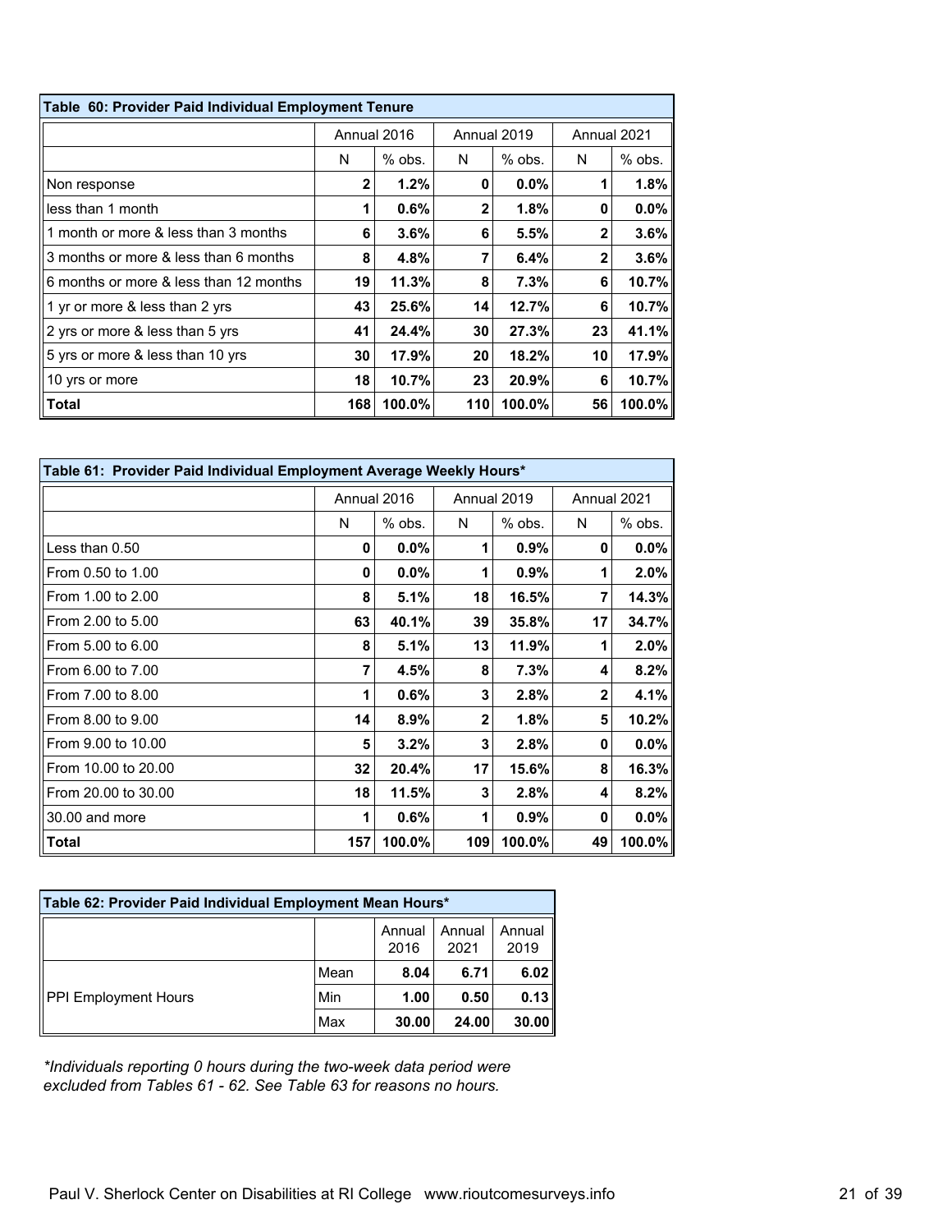| Table 60: Provider Paid Individual Employment Tenure | | | | | | |
|---|---|---|---|---|---|---|
| | Annual 2016 | | Annual 2019 | | Annual 2021 | |
| | N | % obs. | N | % obs. | N | % obs. |
| Non response | **2** | **1.2%** | **0** | **0.0%** | **1** | **1.8%** |
| less than 1 month | **1** | **0.6%** | **2** | **1.8%** | **0** | **0.0%** |
| 1 month or more & less than 3 months | **6** | **3.6%** | **6** | **5.5%** | **2** | **3.6%** |
| 3 months or more & less than 6 months | **8** | **4.8%** | **7** | **6.4%** | **2** | **3.6%** |
| 6 months or more & less than 12 months | **19** | **11.3%** | **8** | **7.3%** | **6** | **10.7%** |
| 1 yr or more & less than 2 yrs | **43** | **25.6%** | **14** | **12.7%** | **6** | **10.7%** |
| 2 yrs or more & less than 5 yrs | **41** | **24.4%** | **30** | **27.3%** | **23** | **41.1%** |
| 5 yrs or more & less than 10 yrs | **30** | **17.9%** | **20** | **18.2%** | **10** | **17.9%** |
| 10 yrs or more | **18** | **10.7%** | **23** | **20.9%** | **6** | **10.7%** |
| **Total** | **168** | **100.0%** | **110** | **100.0%** | **56** | **100.0%** |

| Table 61: Provider Paid Individual Employment Average Weekly Hours* | | | | | | |
|---|---|---|---|---|---|---|
| | Annual 2016 | | Annual 2019 | | Annual 2021 | |
| | N | % obs. | N | % obs. | N | % obs. |
| Less than 0.50 | **0** | **0.0%** | **1** | **0.9%** | **0** | **0.0%** |
| From 0.50 to 1.00 | **0** | **0.0%** | **1** | **0.9%** | **1** | **2.0%** |
| From 1.00 to 2.00 | **8** | **5.1%** | **18** | **16.5%** | **7** | **14.3%** |
| From 2.00 to 5.00 | **63** | **40.1%** | **39** | **35.8%** | **17** | **34.7%** |
| From 5.00 to 6.00 | **8** | **5.1%** | **13** | **11.9%** | **1** | **2.0%** |
| From 6.00 to 7.00 | **7** | **4.5%** | **8** | **7.3%** | **4** | **8.2%** |
| From 7.00 to 8.00 | **1** | **0.6%** | **3** | **2.8%** | **2** | **4.1%** |
| From 8.00 to 9.00 | **14** | **8.9%** | **2** | **1.8%** | **5** | **10.2%** |
| From 9.00 to 10.00 | **5** | **3.2%** | **3** | **2.8%** | **0** | **0.0%** |
| From 10.00 to 20.00 | **32** | **20.4%** | **17** | **15.6%** | **8** | **16.3%** |
| From 20.00 to 30.00 | **18** | **11.5%** | **3** | **2.8%** | **4** | **8.2%** |
| 30.00 and more | **1** | **0.6%** | **1** | **0.9%** | **0** | **0.0%** |
| **Total** | **157** | **100.0%** | **109** | **100.0%** | **49** | **100.0%** |

| Table 62: Provider Paid Individual Employment Mean Hours* | | | | |
|---|---|---|---|---|
| | | Annual 2016 | Annual 2021 | Annual 2019 |
| PPI Employment Hours | Mean | **8.04** | **6.71** | **6.02** |
| | Min | **1.00** | **0.50** | **0.13** |
| | Max | **30.00** | **24.00** | **30.00** |

*\*Individuals reporting 0 hours during the two-week data period were excluded from Tables 61 - 62. See Table 63 for reasons no hours.*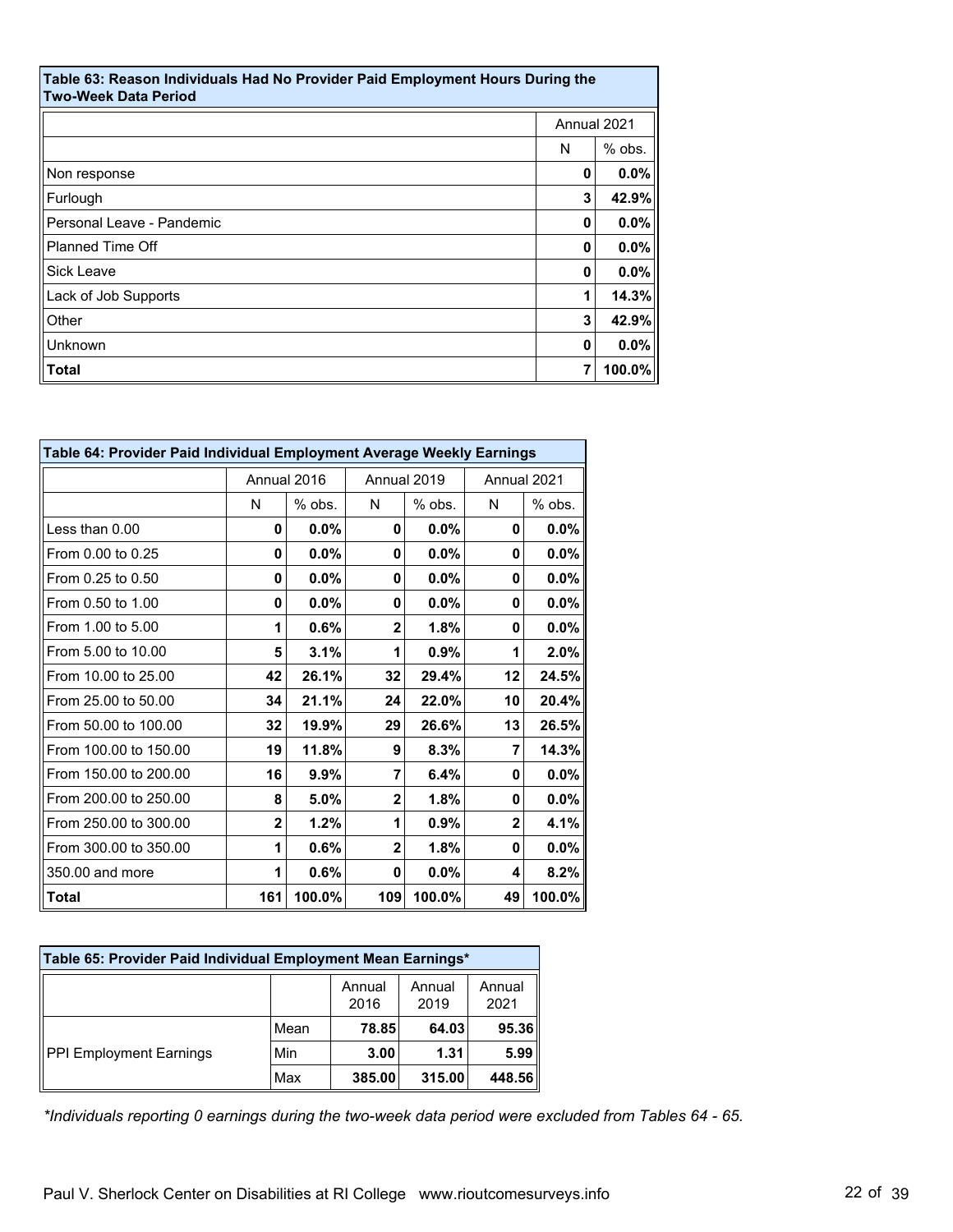**Table 63: Reason Individuals Had No Provider Paid Employment Hours During the Two-Week Data Period**

| | Annual 2021 | |
|---|---|---|
| | N | % obs. |
| Non response | 0 | 0.0% |
| Furlough | 3 | 42.9% |
| Personal Leave - Pandemic | 0 | 0.0% |
| Planned Time Off | 0 | 0.0% |
| Sick Leave | 0 | 0.0% |
| Lack of Job Supports | 1 | 14.3% |
| Other | 3 | 42.9% |
| Unknown | 0 | 0.0% |
| **Total** | 7 | 100.0% |

**Table 64: Provider Paid Individual Employment Average Weekly Earnings**

| | Annual 2016 | | Annual 2019 | | Annual 2021 | |
|---|---|---|---|---|---|---|
| | N | % obs. | N | % obs. | N | % obs. |
| Less than 0.00 | 0 | 0.0% | 0 | 0.0% | 0 | 0.0% |
| From 0.00 to 0.25 | 0 | 0.0% | 0 | 0.0% | 0 | 0.0% |
| From 0.25 to 0.50 | 0 | 0.0% | 0 | 0.0% | 0 | 0.0% |
| From 0.50 to 1.00 | 0 | 0.0% | 0 | 0.0% | 0 | 0.0% |
| From 1.00 to 5.00 | 1 | 0.6% | 2 | 1.8% | 0 | 0.0% |
| From 5.00 to 10.00 | 5 | 3.1% | 1 | 0.9% | 1 | 2.0% |
| From 10.00 to 25.00 | 42 | 26.1% | 32 | 29.4% | 12 | 24.5% |
| From 25.00 to 50.00 | 34 | 21.1% | 24 | 22.0% | 10 | 20.4% |
| From 50.00 to 100.00 | 32 | 19.9% | 29 | 26.6% | 13 | 26.5% |
| From 100.00 to 150.00 | 19 | 11.8% | 9 | 8.3% | 7 | 14.3% |
| From 150.00 to 200.00 | 16 | 9.9% | 7 | 6.4% | 0 | 0.0% |
| From 200.00 to 250.00 | 8 | 5.0% | 2 | 1.8% | 0 | 0.0% |
| From 250.00 to 300.00 | 2 | 1.2% | 1 | 0.9% | 2 | 4.1% |
| From 300.00 to 350.00 | 1 | 0.6% | 2 | 1.8% | 0 | 0.0% |
| 350.00 and more | 1 | 0.6% | 0 | 0.0% | 4 | 8.2% |
| **Total** | 161 | 100.0% | 109 | 100.0% | 49 | 100.0% |

**Table 65: Provider Paid Individual Employment Mean Earnings***

| | | Annual 2016 | Annual 2019 | Annual 2021 |
|---|---|---|---|---|
| PPI Employment Earnings | Mean | 78.85 | 64.03 | 95.36 |
| | Min | 3.00 | 1.31 | 5.99 |
| | Max | 385.00 | 315.00 | 448.56 |

*\*Individuals reporting 0 earnings during the two-week data period were excluded from Tables 64 - 65.*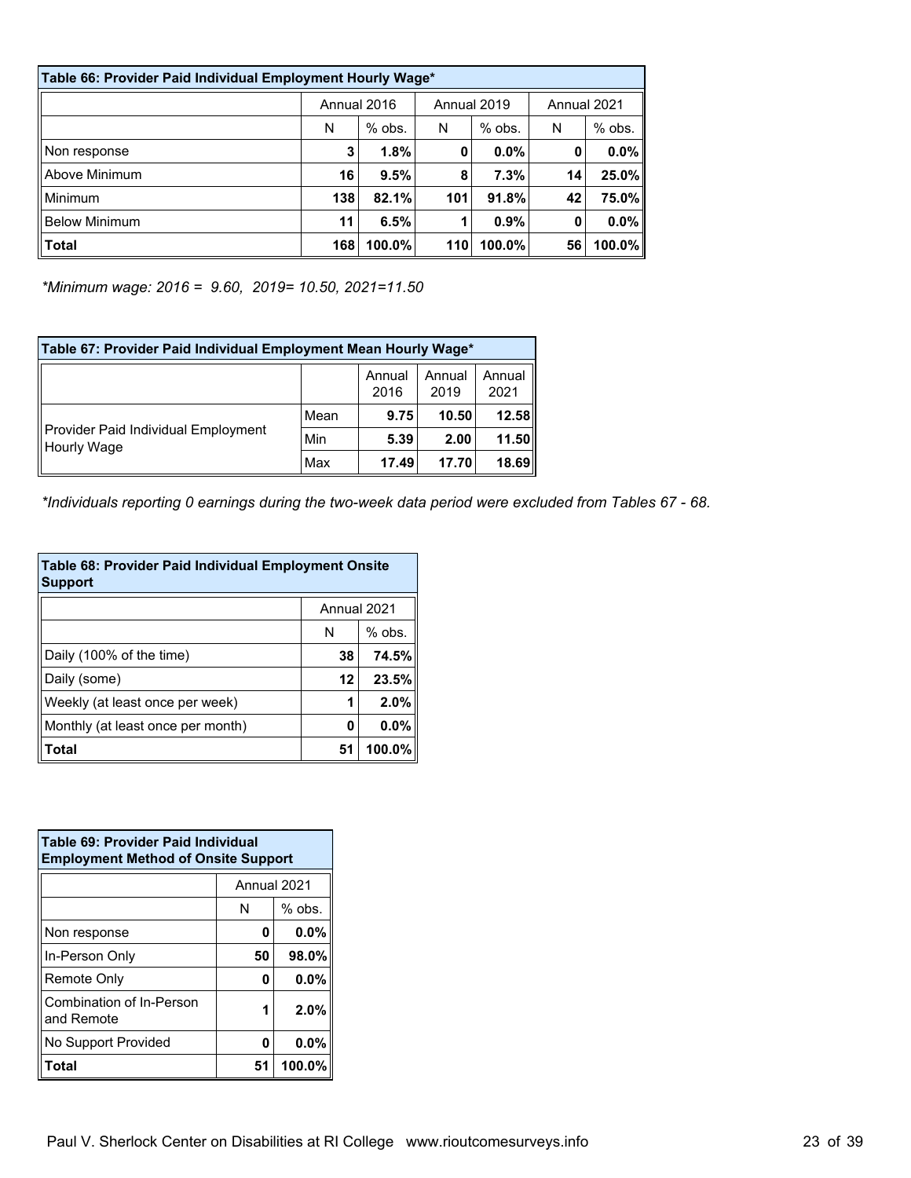| Table 66: Provider Paid Individual Employment Hourly Wage* | | | | | | |
|---|---|---|---|---|---|---|
| | Annual 2016 | | Annual 2019 | | Annual 2021 | |
| | N | % obs. | N | % obs. | N | % obs. |
| Non response | **3** | **1.8%** | **0** | **0.0%** | **0** | **0.0%** |
| Above Minimum | **16** | **9.5%** | **8** | **7.3%** | **14** | **25.0%** |
| Minimum | **138** | **82.1%** | **101** | **91.8%** | **42** | **75.0%** |
| Below Minimum | **11** | **6.5%** | **1** | **0.9%** | **0** | **0.0%** |
| **Total** | **168** | **100.0%** | **110** | **100.0%** | **56** | **100.0%** |

*\*Minimum wage: 2016 = 9.60, 2019= 10.50, 2021=11.50*

| Table 67: Provider Paid Individual Employment Mean Hourly Wage* | | | | |
|---|---|---|---|---|
| | | Annual 2016 | Annual 2019 | Annual 2021 |
| Provider Paid Individual Employment Hourly Wage | Mean | **9.75** | **10.50** | **12.58** |
| | Min | **5.39** | **2.00** | **11.50** |
| | Max | **17.49** | **17.70** | **18.69** |

*\*Individuals reporting 0 earnings during the two-week data period were excluded from Tables 67 - 68.*

| Table 68: Provider Paid Individual Employment Onsite Support | | |
|---|---|---|
| | Annual 2021 | |
| | N | % obs. |
| Daily (100% of the time) | **38** | **74.5%** |
| Daily (some) | **12** | **23.5%** |
| Weekly (at least once per week) | **1** | **2.0%** |
| Monthly (at least once per month) | **0** | **0.0%** |
| **Total** | **51** | **100.0%** |

| Table 69: Provider Paid Individual Employment Method of Onsite Support | | |
|---|---|---|
| | Annual 2021 | |
| | N | % obs. |
| Non response | **0** | **0.0%** |
| In-Person Only | **50** | **98.0%** |
| Remote Only | **0** | **0.0%** |
| Combination of In-Person and Remote | **1** | **2.0%** |
| No Support Provided | **0** | **0.0%** |
| **Total** | **51** | **100.0%** |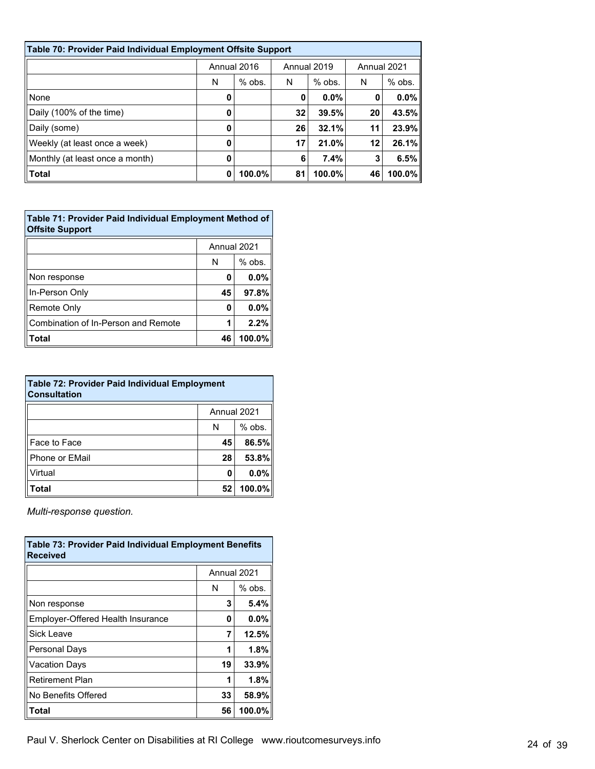| Table 70: Provider Paid Individual Employment Offsite Support | | | | | | |
|---|---|---|---|---|---|---|
| | Annual 2016 | | Annual 2019 | | Annual 2021 | |
| | N | % obs. | N | % obs. | N | % obs. |
| None | **0** | | **0** | **0.0%** | **0** | **0.0%** |
| Daily (100% of the time) | **0** | | **32** | **39.5%** | **20** | **43.5%** |
| Daily (some) | **0** | | **26** | **32.1%** | **11** | **23.9%** |
| Weekly (at least once a week) | **0** | | **17** | **21.0%** | **12** | **26.1%** |
| Monthly (at least once a month) | **0** | | **6** | **7.4%** | **3** | **6.5%** |
| **Total** | **0** | **100.0%** | **81** | **100.0%** | **46** | **100.0%** |

| Table 71: Provider Paid Individual Employment Method of Offsite Support | | |
|---|---|---|
| | Annual 2021 | |
| | N | % obs. |
| Non response | **0** | **0.0%** |
| In-Person Only | **45** | **97.8%** |
| Remote Only | **0** | **0.0%** |
| Combination of In-Person and Remote | **1** | **2.2%** |
| **Total** | **46** | **100.0%** |

| Table 72: Provider Paid Individual Employment Consultation | | |
|---|---|---|
| | Annual 2021 | |
| | N | % obs. |
| Face to Face | **45** | **86.5%** |
| Phone or EMail | **28** | **53.8%** |
| Virtual | **0** | **0.0%** |
| **Total** | **52** | **100.0%** |

*Multi-response question.*

| Table 73: Provider Paid Individual Employment Benefits Received | | |
|---|---|---|
| | Annual 2021 | |
| | N | % obs. |
| Non response | **3** | **5.4%** |
| Employer-Offered Health Insurance | **0** | **0.0%** |
| Sick Leave | **7** | **12.5%** |
| Personal Days | **1** | **1.8%** |
| Vacation Days | **19** | **33.9%** |
| Retirement Plan | **1** | **1.8%** |
| No Benefits Offered | **33** | **58.9%** |
| **Total** | **56** | **100.0%** |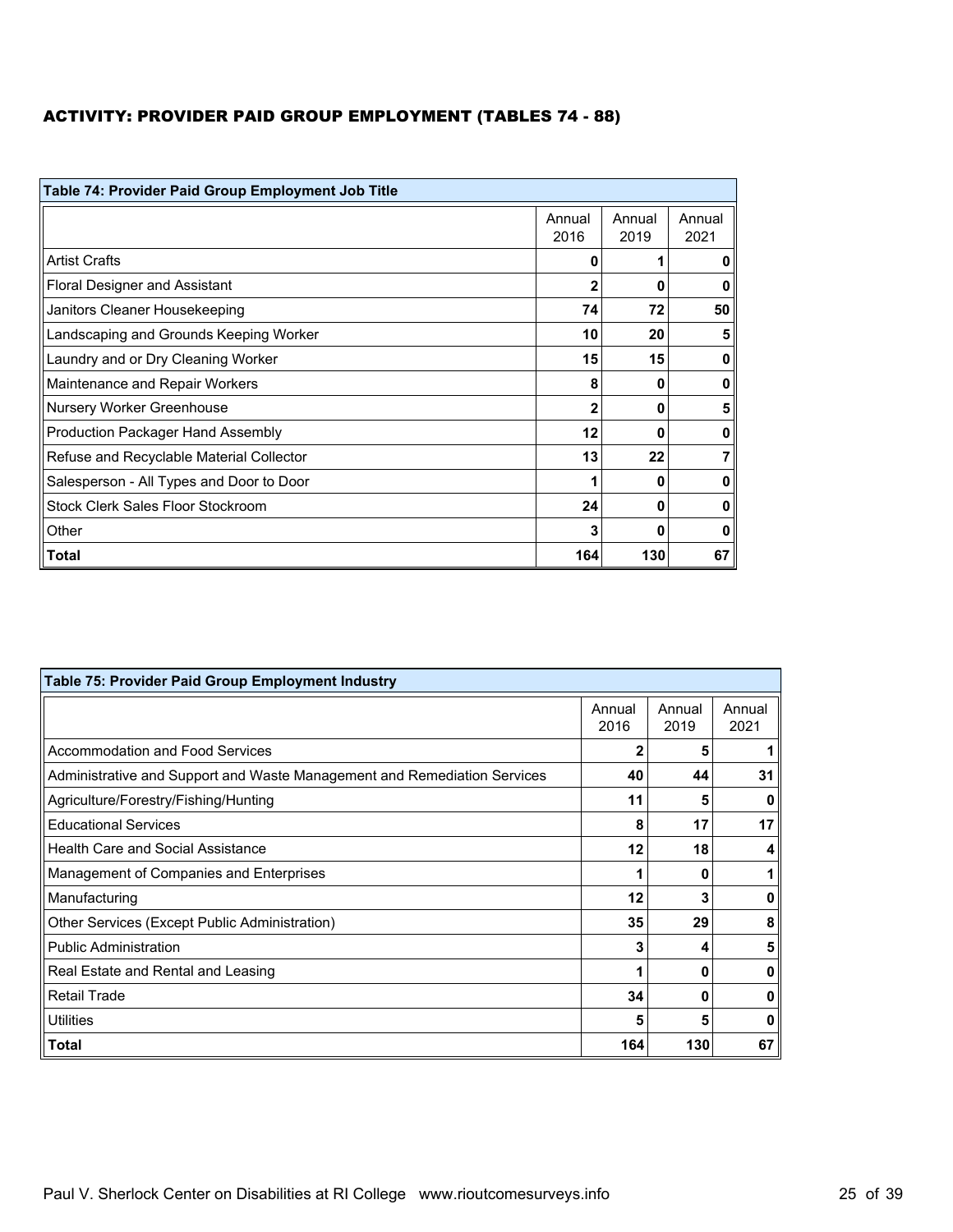### ACTIVITY: PROVIDER PAID GROUP EMPLOYMENT (TABLES 74 - 88)

| Table 74: Provider Paid Group Employment Job Title | | | |
|---|---|---|---|
| | Annual 2016 | Annual 2019 | Annual 2021 |
| Artist Crafts | **0** | **1** | **0** |
| Floral Designer and Assistant | **2** | **0** | **0** |
| Janitors Cleaner Housekeeping | **74** | **72** | **50** |
| Landscaping and Grounds Keeping Worker | **10** | **20** | **5** |
| Laundry and or Dry Cleaning Worker | **15** | **15** | **0** |
| Maintenance and Repair Workers | **8** | **0** | **0** |
| Nursery Worker Greenhouse | **2** | **0** | **5** |
| Production Packager Hand Assembly | **12** | **0** | **0** |
| Refuse and Recyclable Material Collector | **13** | **22** | **7** |
| Salesperson - All Types and Door to Door | **1** | **0** | **0** |
| Stock Clerk Sales Floor Stockroom | **24** | **0** | **0** |
| Other | **3** | **0** | **0** |
| **Total** | **164** | **130** | **67** |

| Table 75: Provider Paid Group Employment Industry | | | |
|---|---|---|---|
| | Annual 2016 | Annual 2019 | Annual 2021 |
| Accommodation and Food Services | **2** | **5** | **1** |
| Administrative and Support and Waste Management and Remediation Services | **40** | **44** | **31** |
| Agriculture/Forestry/Fishing/Hunting | **11** | **5** | **0** |
| Educational Services | **8** | **17** | **17** |
| Health Care and Social Assistance | **12** | **18** | **4** |
| Management of Companies and Enterprises | **1** | **0** | **1** |
| Manufacturing | **12** | **3** | **0** |
| Other Services (Except Public Administration) | **35** | **29** | **8** |
| Public Administration | **3** | **4** | **5** |
| Real Estate and Rental and Leasing | **1** | **0** | **0** |
| Retail Trade | **34** | **0** | **0** |
| Utilities | **5** | **5** | **0** |
| **Total** | **164** | **130** | **67** |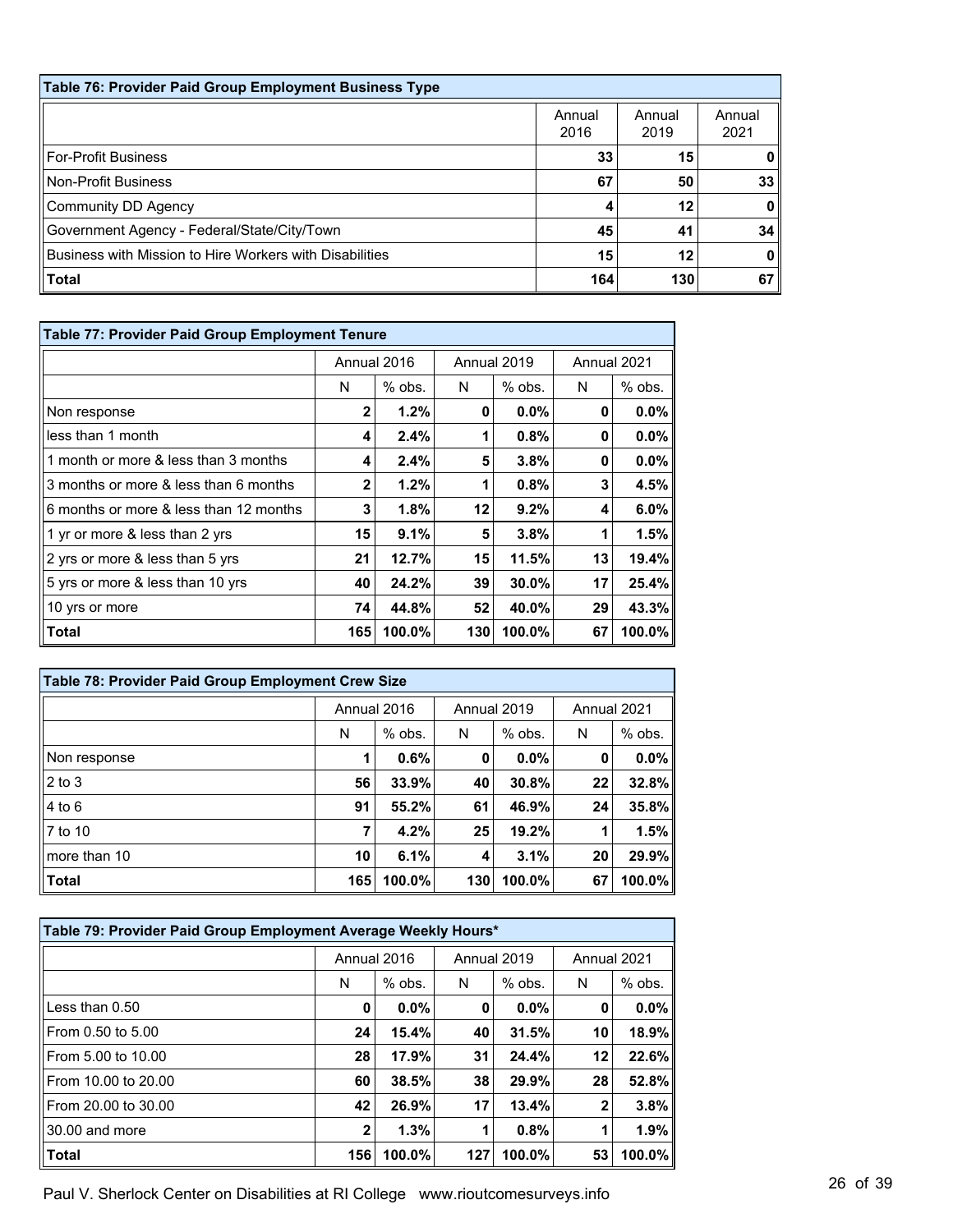| Table 76: Provider Paid Group Employment Business Type | | | |
|---|---|---|---|
| | Annual 2016 | Annual 2019 | Annual 2021 |
| For-Profit Business | **33** | **15** | **0** |
| Non-Profit Business | **67** | **50** | **33** |
| Community DD Agency | **4** | **12** | **0** |
| Government Agency - Federal/State/City/Town | **45** | **41** | **34** |
| Business with Mission to Hire Workers with Disabilities | **15** | **12** | **0** |
| **Total** | **164** | **130** | **67** |

| Table 77: Provider Paid Group Employment Tenure | | | | | | |
|---|---|---|---|---|---|---|
| | Annual 2016 | | Annual 2019 | | Annual 2021 | |
| | N | % obs. | N | % obs. | N | % obs. |
| Non response | **2** | **1.2%** | **0** | **0.0%** | **0** | **0.0%** |
| less than 1 month | **4** | **2.4%** | **1** | **0.8%** | **0** | **0.0%** |
| 1 month or more & less than 3 months | **4** | **2.4%** | **5** | **3.8%** | **0** | **0.0%** |
| 3 months or more & less than 6 months | **2** | **1.2%** | **1** | **0.8%** | **3** | **4.5%** |
| 6 months or more & less than 12 months | **3** | **1.8%** | **12** | **9.2%** | **4** | **6.0%** |
| 1 yr or more & less than 2 yrs | **15** | **9.1%** | **5** | **3.8%** | **1** | **1.5%** |
| 2 yrs or more & less than 5 yrs | **21** | **12.7%** | **15** | **11.5%** | **13** | **19.4%** |
| 5 yrs or more & less than 10 yrs | **40** | **24.2%** | **39** | **30.0%** | **17** | **25.4%** |
| 10 yrs or more | **74** | **44.8%** | **52** | **40.0%** | **29** | **43.3%** |
| **Total** | **165** | **100.0%** | **130** | **100.0%** | **67** | **100.0%** |

| Table 78: Provider Paid Group Employment Crew Size | | | | | | |
|---|---|---|---|---|---|---|
| | Annual 2016 | | Annual 2019 | | Annual 2021 | |
| | N | % obs. | N | % obs. | N | % obs. |
| Non response | **1** | **0.6%** | **0** | **0.0%** | **0** | **0.0%** |
| 2 to 3 | **56** | **33.9%** | **40** | **30.8%** | **22** | **32.8%** |
| 4 to 6 | **91** | **55.2%** | **61** | **46.9%** | **24** | **35.8%** |
| 7 to 10 | **7** | **4.2%** | **25** | **19.2%** | **1** | **1.5%** |
| more than 10 | **10** | **6.1%** | **4** | **3.1%** | **20** | **29.9%** |
| **Total** | **165** | **100.0%** | **130** | **100.0%** | **67** | **100.0%** |

| Table 79: Provider Paid Group Employment Average Weekly Hours* | | | | | | |
|---|---|---|---|---|---|---|
| | Annual 2016 | | Annual 2019 | | Annual 2021 | |
| | N | % obs. | N | % obs. | N | % obs. |
| Less than 0.50 | **0** | **0.0%** | **0** | **0.0%** | **0** | **0.0%** |
| From 0.50 to 5.00 | **24** | **15.4%** | **40** | **31.5%** | **10** | **18.9%** |
| From 5.00 to 10.00 | **28** | **17.9%** | **31** | **24.4%** | **12** | **22.6%** |
| From 10.00 to 20.00 | **60** | **38.5%** | **38** | **29.9%** | **28** | **52.8%** |
| From 20.00 to 30.00 | **42** | **26.9%** | **17** | **13.4%** | **2** | **3.8%** |
| 30.00 and more | **2** | **1.3%** | **1** | **0.8%** | **1** | **1.9%** |
| **Total** | **156** | **100.0%** | **127** | **100.0%** | **53** | **100.0%** |

Paul V. Sherlock Center on Disabilities at RI College www.rioutcomesurveys.info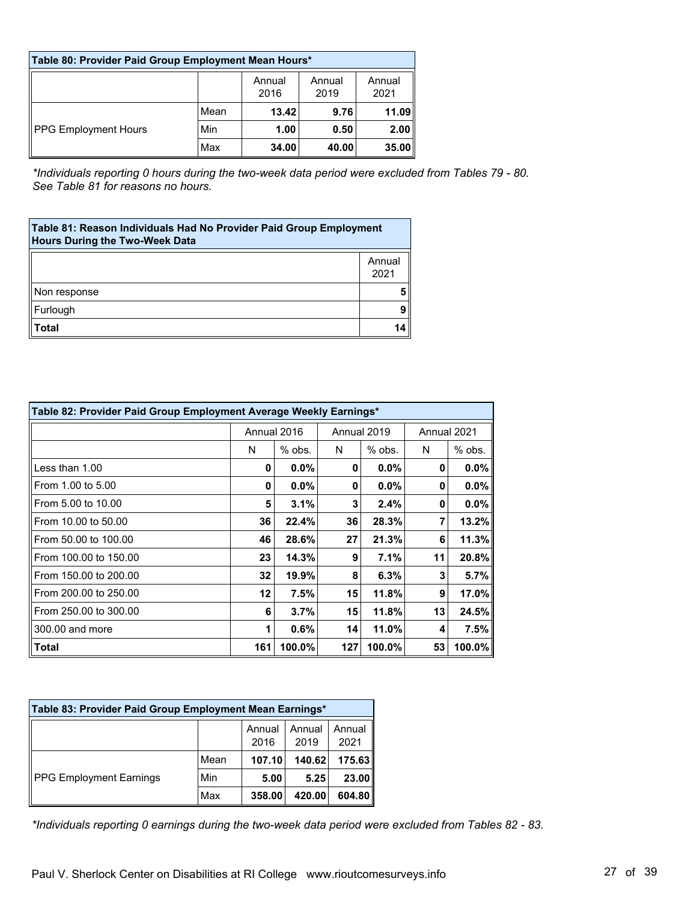| Table 80: Provider Paid Group Employment Mean Hours* | | | | |
|---|---|---|---|---|
| | | Annual 2016 | Annual 2019 | Annual 2021 |
| PPG Employment Hours | Mean | **13.42** | **9.76** | **11.09** |
| | Min | **1.00** | **0.50** | **2.00** |
| | Max | **34.00** | **40.00** | **35.00** |

*\*Individuals reporting 0 hours during the two-week data period were excluded from Tables 79 - 80. See Table 81 for reasons no hours.*

| Table 81: Reason Individuals Had No Provider Paid Group Employment Hours During the Two-Week Data | |
|---|---|
| | Annual 2021 |
| Non response | **5** |
| Furlough | **9** |
| **Total** | **14** |

| Table 82: Provider Paid Group Employment Average Weekly Earnings* | Annual 2016 | | Annual 2019 | | Annual 2021 | |
|---|---|---|---|---|---|---|
| | N | % obs. | N | % obs. | N | % obs. |
| Less than 1.00 | **0** | **0.0%** | **0** | **0.0%** | **0** | **0.0%** |
| From 1.00 to 5.00 | **0** | **0.0%** | **0** | **0.0%** | **0** | **0.0%** |
| From 5.00 to 10.00 | **5** | **3.1%** | **3** | **2.4%** | **0** | **0.0%** |
| From 10.00 to 50.00 | **36** | **22.4%** | **36** | **28.3%** | **7** | **13.2%** |
| From 50.00 to 100.00 | **46** | **28.6%** | **27** | **21.3%** | **6** | **11.3%** |
| From 100.00 to 150.00 | **23** | **14.3%** | **9** | **7.1%** | **11** | **20.8%** |
| From 150.00 to 200.00 | **32** | **19.9%** | **8** | **6.3%** | **3** | **5.7%** |
| From 200.00 to 250.00 | **12** | **7.5%** | **15** | **11.8%** | **9** | **17.0%** |
| From 250.00 to 300.00 | **6** | **3.7%** | **15** | **11.8%** | **13** | **24.5%** |
| 300.00 and more | **1** | **0.6%** | **14** | **11.0%** | **4** | **7.5%** |
| **Total** | **161** | **100.0%** | **127** | **100.0%** | **53** | **100.0%** |

| Table 83: Provider Paid Group Employment Mean Earnings* | | | | |
|---|---|---|---|---|
| | | Annual 2016 | Annual 2019 | Annual 2021 |
| PPG Employment Earnings | Mean | **107.10** | **140.62** | **175.63** |
| | Min | **5.00** | **5.25** | **23.00** |
| | Max | **358.00** | **420.00** | **604.80** |

*\*Individuals reporting 0 earnings during the two-week data period were excluded from Tables 82 - 83.*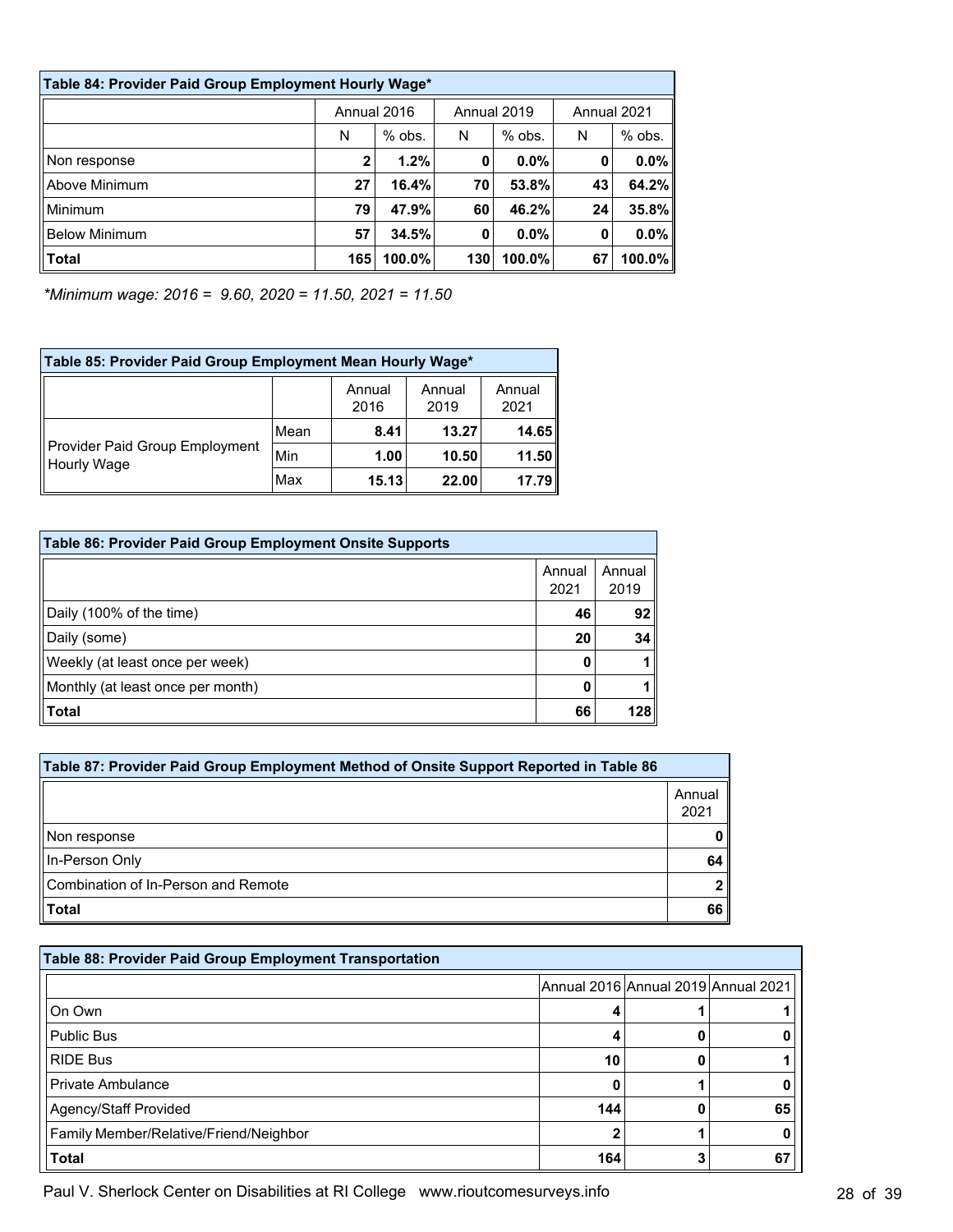| Table 84: Provider Paid Group Employment Hourly Wage* | | | | | | |
|---|---|---|---|---|---|---|
| | Annual 2016 | | Annual 2019 | | Annual 2021 | |
| | N | % obs. | N | % obs. | N | % obs. |
| Non response | 2 | 1.2% | 0 | 0.0% | 0 | 0.0% |
| Above Minimum | 27 | 16.4% | 70 | 53.8% | 43 | 64.2% |
| Minimum | 79 | 47.9% | 60 | 46.2% | 24 | 35.8% |
| Below Minimum | 57 | 34.5% | 0 | 0.0% | 0 | 0.0% |
| **Total** | 165 | 100.0% | 130 | 100.0% | 67 | 100.0% |

*\*Minimum wage: 2016 = 9.60, 2020 = 11.50, 2021 = 11.50*

| Table 85: Provider Paid Group Employment Mean Hourly Wage* | | | | |
|---|---|---|---|---|
| | | Annual 2016 | Annual 2019 | Annual 2021 |
| Provider Paid Group Employment Hourly Wage | Mean | 8.41 | 13.27 | 14.65 |
| | Min | 1.00 | 10.50 | 11.50 |
| | Max | 15.13 | 22.00 | 17.79 |

| Table 86: Provider Paid Group Employment Onsite Supports | | |
|---|---|---|
| | Annual 2021 | Annual 2019 |
| Daily (100% of the time) | 46 | 92 |
| Daily (some) | 20 | 34 |
| Weekly (at least once per week) | 0 | 1 |
| Monthly (at least once per month) | 0 | 1 |
| **Total** | 66 | 128 |

| Table 87: Provider Paid Group Employment Method of Onsite Support Reported in Table 86 | |
|---|---|
| | Annual 2021 |
| Non response | 0 |
| In-Person Only | 64 |
| Combination of In-Person and Remote | 2 |
| **Total** | 66 |

| Table 88: Provider Paid Group Employment Transportation | | | |
|---|---|---|---|
| | Annual 2016 | Annual 2019 | Annual 2021 |
| On Own | 4 | 1 | 1 |
| Public Bus | 4 | 0 | 0 |
| RIDE Bus | 10 | 0 | 1 |
| Private Ambulance | 0 | 1 | 0 |
| Agency/Staff Provided | 144 | 0 | 65 |
| Family Member/Relative/Friend/Neighbor | 2 | 1 | 0 |
| **Total** | 164 | 3 | 67 |

Paul V. Sherlock Center on Disabilities at RI College www.rioutcomesurveys.info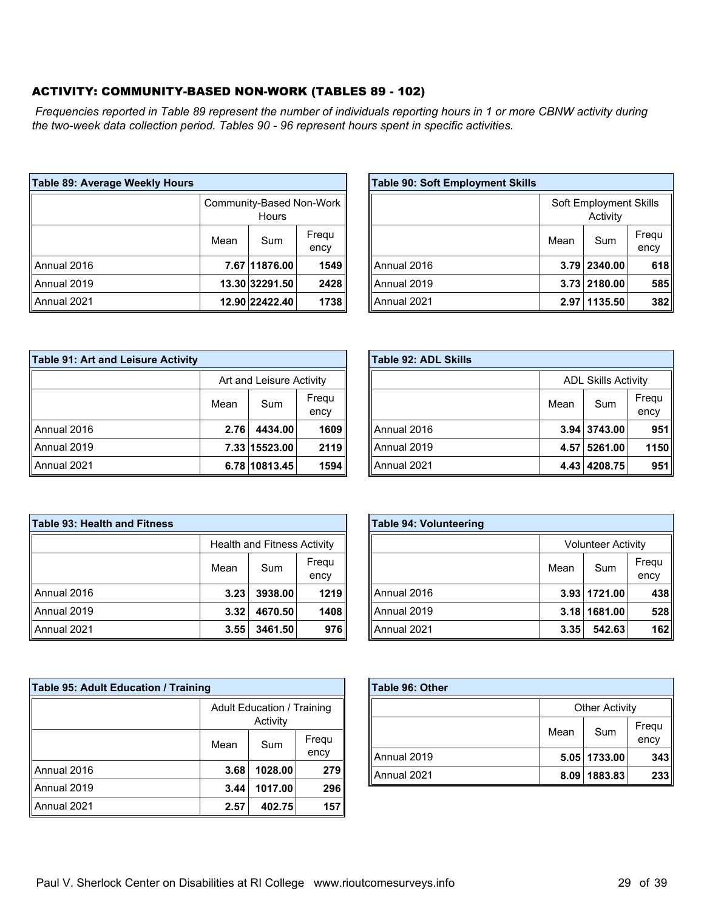## ACTIVITY: COMMUNITY-BASED NON-WORK (TABLES 89 - 102)

*Frequencies reported in Table 89 represent the number of individuals reporting hours in 1 or more CBNW activity during the two-week data collection period. Tables 90 - 96 represent hours spent in specific activities.*

**Table 89: Average Weekly Hours**

| | Community-Based Non-Work Hours | | |
|---|---|---|---|
| | Mean | Sum | Frequency |
| Annual 2016 | **7.67** | **11876.00** | **1549** |
| Annual 2019 | **13.30** | **32291.50** | **2428** |
| Annual 2021 | **12.90** | **22422.40** | **1738** |

**Table 90: Soft Employment Skills**

| | Soft Employment Skills Activity | | |
|---|---|---|---|
| | Mean | Sum | Frequency |
| Annual 2016 | **3.79** | **2340.00** | **618** |
| Annual 2019 | **3.73** | **2180.00** | **585** |
| Annual 2021 | **2.97** | **1135.50** | **382** |

**Table 91: Art and Leisure Activity**

| | Art and Leisure Activity | | |
|---|---|---|---|
| | Mean | Sum | Frequency |
| Annual 2016 | **2.76** | **4434.00** | **1609** |
| Annual 2019 | **7.33** | **15523.00** | **2119** |
| Annual 2021 | **6.78** | **10813.45** | **1594** |

**Table 92: ADL Skills**

| | ADL Skills Activity | | |
|---|---|---|---|
| | Mean | Sum | Frequency |
| Annual 2016 | **3.94** | **3743.00** | **951** |
| Annual 2019 | **4.57** | **5261.00** | **1150** |
| Annual 2021 | **4.43** | **4208.75** | **951** |

**Table 93: Health and Fitness**

| | Health and Fitness Activity | | |
|---|---|---|---|
| | Mean | Sum | Frequency |
| Annual 2016 | **3.23** | **3938.00** | **1219** |
| Annual 2019 | **3.32** | **4670.50** | **1408** |
| Annual 2021 | **3.55** | **3461.50** | **976** |

**Table 94: Volunteering**

| | Volunteer Activity | | |
|---|---|---|---|
| | Mean | Sum | Frequency |
| Annual 2016 | **3.93** | **1721.00** | **438** |
| Annual 2019 | **3.18** | **1681.00** | **528** |
| Annual 2021 | **3.35** | **542.63** | **162** |

**Table 95: Adult Education / Training**

| | Adult Education / Training Activity | | |
|---|---|---|---|
| | Mean | Sum | Frequency |
| Annual 2016 | **3.68** | **1028.00** | **279** |
| Annual 2019 | **3.44** | **1017.00** | **296** |
| Annual 2021 | **2.57** | **402.75** | **157** |

**Table 96: Other**

| | Other Activity | | |
|---|---|---|---|
| | Mean | Sum | Frequency |
| Annual 2019 | **5.05** | **1733.00** | **343** |
| Annual 2021 | **8.09** | **1883.83** | **233** |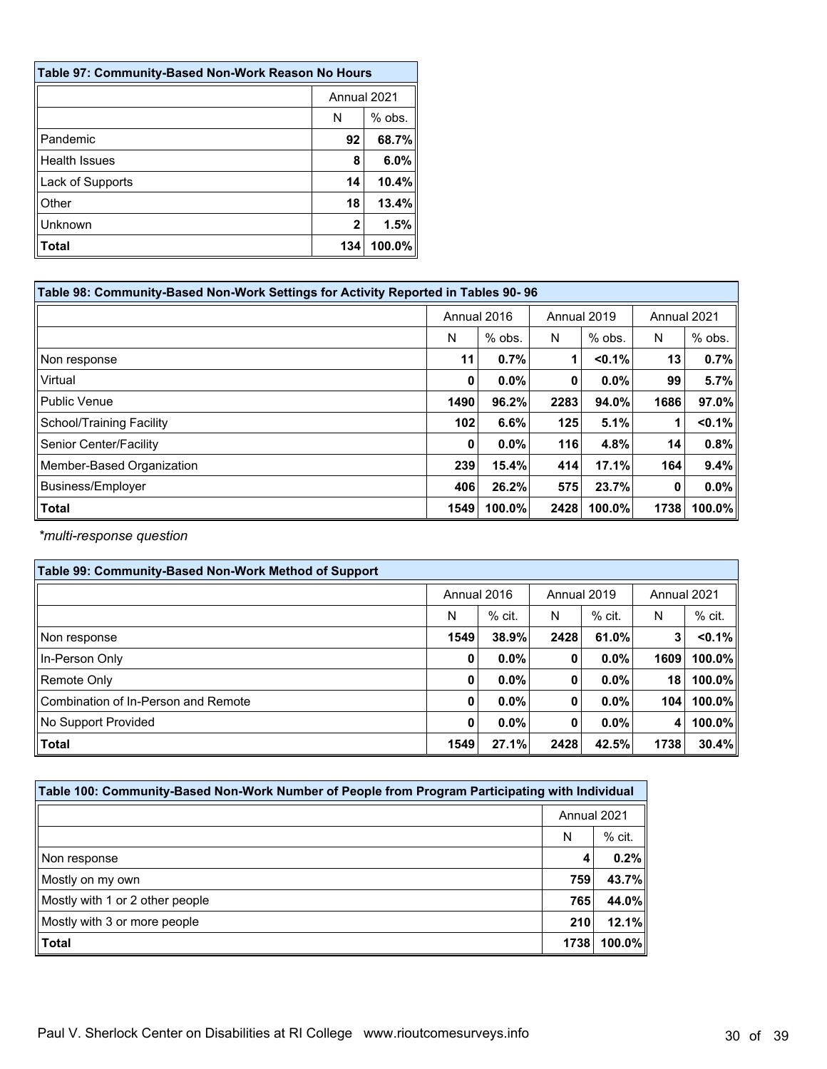| Table 97: Community-Based Non-Work Reason No Hours | | |
|---|---|---|
| | Annual 2021 | |
| | N | % obs. |
| Pandemic | **92** | **68.7%** |
| Health Issues | **8** | **6.0%** |
| Lack of Supports | **14** | **10.4%** |
| Other | **18** | **13.4%** |
| Unknown | **2** | **1.5%** |
| **Total** | **134** | **100.0%** |

| Table 98: Community-Based Non-Work Settings for Activity Reported in Tables 90- 96 | | | | | | |
|---|---|---|---|---|---|---|
| | Annual 2016 | | Annual 2019 | | Annual 2021 | |
| | N | % obs. | N | % obs. | N | % obs. |
| Non response | **11** | **0.7%** | **1** | **<0.1%** | **13** | **0.7%** |
| Virtual | **0** | **0.0%** | **0** | **0.0%** | **99** | **5.7%** |
| Public Venue | **1490** | **96.2%** | **2283** | **94.0%** | **1686** | **97.0%** |
| School/Training Facility | **102** | **6.6%** | **125** | **5.1%** | **1** | **<0.1%** |
| Senior Center/Facility | **0** | **0.0%** | **116** | **4.8%** | **14** | **0.8%** |
| Member-Based Organization | **239** | **15.4%** | **414** | **17.1%** | **164** | **9.4%** |
| Business/Employer | **406** | **26.2%** | **575** | **23.7%** | **0** | **0.0%** |
| **Total** | **1549** | **100.0%** | **2428** | **100.0%** | **1738** | **100.0%** |

*\*multi-response question*

| Table 99: Community-Based Non-Work Method of Support | | | | | | |
|---|---|---|---|---|---|---|
| | Annual 2016 | | Annual 2019 | | Annual 2021 | |
| | N | % cit. | N | % cit. | N | % cit. |
| Non response | **1549** | **38.9%** | **2428** | **61.0%** | **3** | **<0.1%** |
| In-Person Only | **0** | **0.0%** | **0** | **0.0%** | **1609** | **100.0%** |
| Remote Only | **0** | **0.0%** | **0** | **0.0%** | **18** | **100.0%** |
| Combination of In-Person and Remote | **0** | **0.0%** | **0** | **0.0%** | **104** | **100.0%** |
| No Support Provided | **0** | **0.0%** | **0** | **0.0%** | **4** | **100.0%** |
| **Total** | **1549** | **27.1%** | **2428** | **42.5%** | **1738** | **30.4%** |

| Table 100: Community-Based Non-Work Number of People from Program Participating with Individual | | |
|---|---|---|
| | Annual 2021 | |
| | N | % cit. |
| Non response | **4** | **0.2%** |
| Mostly on my own | **759** | **43.7%** |
| Mostly with 1 or 2 other people | **765** | **44.0%** |
| Mostly with 3 or more people | **210** | **12.1%** |
| **Total** | **1738** | **100.0%** |

Paul V. Sherlock Center on Disabilities at RI College www.rioutcomesurveys.info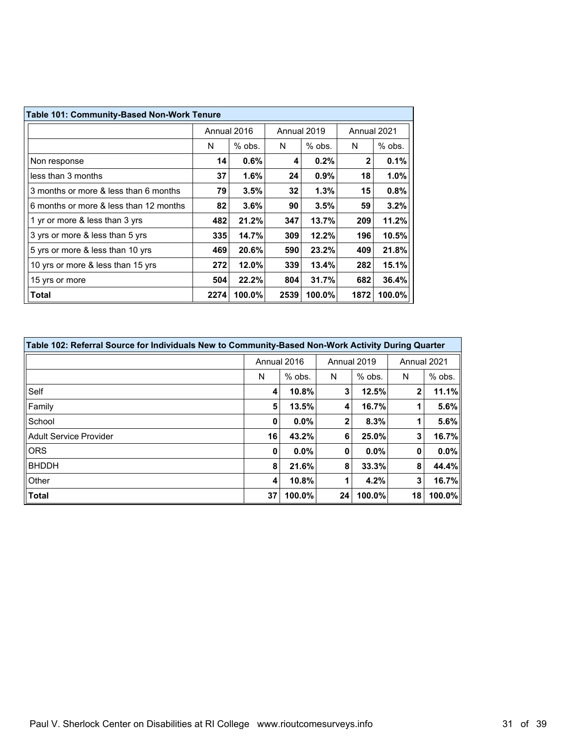**Table 101: Community-Based Non-Work Tenure**

| | Annual 2016 | | Annual 2019 | | Annual 2021 | |
|---|---|---|---|---|---|---|
| | N | % obs. | N | % obs. | N | % obs. |
| Non response | **14** | **0.6%** | **4** | **0.2%** | **2** | **0.1%** |
| less than 3 months | **37** | **1.6%** | **24** | **0.9%** | **18** | **1.0%** |
| 3 months or more & less than 6 months | **79** | **3.5%** | **32** | **1.3%** | **15** | **0.8%** |
| 6 months or more & less than 12 months | **82** | **3.6%** | **90** | **3.5%** | **59** | **3.2%** |
| 1 yr or more & less than 3 yrs | **482** | **21.2%** | **347** | **13.7%** | **209** | **11.2%** |
| 3 yrs or more & less than 5 yrs | **335** | **14.7%** | **309** | **12.2%** | **196** | **10.5%** |
| 5 yrs or more & less than 10 yrs | **469** | **20.6%** | **590** | **23.2%** | **409** | **21.8%** |
| 10 yrs or more & less than 15 yrs | **272** | **12.0%** | **339** | **13.4%** | **282** | **15.1%** |
| 15 yrs or more | **504** | **22.2%** | **804** | **31.7%** | **682** | **36.4%** |
| **Total** | **2274** | **100.0%** | **2539** | **100.0%** | **1872** | **100.0%** |

**Table 102: Referral Source for Individuals New to Community-Based Non-Work Activity During Quarter**

| | Annual 2016 | | Annual 2019 | | Annual 2021 | |
|---|---|---|---|---|---|---|
| | N | % obs. | N | % obs. | N | % obs. |
| Self | **4** | **10.8%** | **3** | **12.5%** | **2** | **11.1%** |
| Family | **5** | **13.5%** | **4** | **16.7%** | **1** | **5.6%** |
| School | **0** | **0.0%** | **2** | **8.3%** | **1** | **5.6%** |
| Adult Service Provider | **16** | **43.2%** | **6** | **25.0%** | **3** | **16.7%** |
| ORS | **0** | **0.0%** | **0** | **0.0%** | **0** | **0.0%** |
| BHDDH | **8** | **21.6%** | **8** | **33.3%** | **8** | **44.4%** |
| Other | **4** | **10.8%** | **1** | **4.2%** | **3** | **16.7%** |
| **Total** | **37** | **100.0%** | **24** | **100.0%** | **18** | **100.0%** |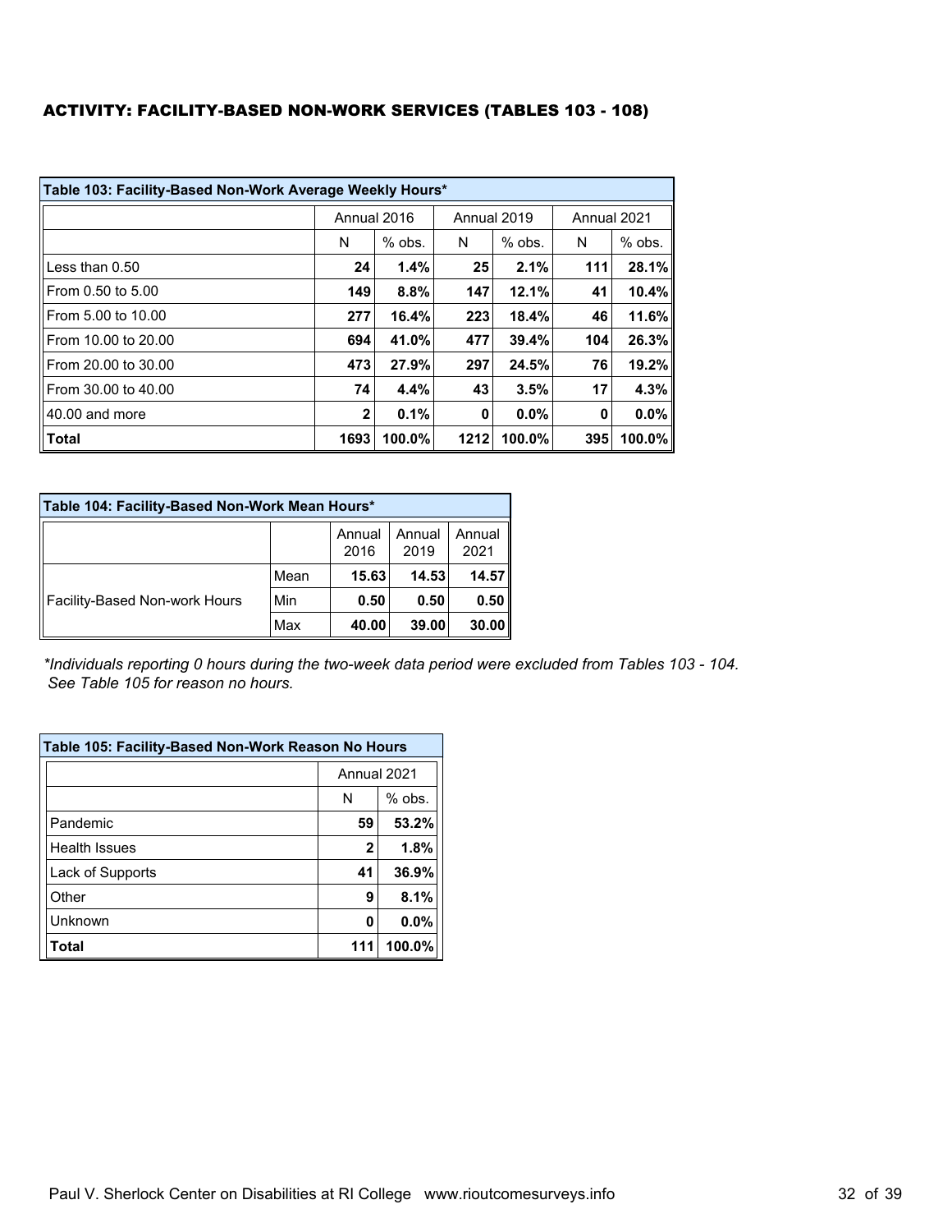## ACTIVITY: FACILITY-BASED NON-WORK SERVICES (TABLES 103 - 108)

| Table 103: Facility-Based Non-Work Average Weekly Hours* | Annual 2016 | | Annual 2019 | | Annual 2021 | |
|---|---|---|---|---|---|---|
| | N | % obs. | N | % obs. | N | % obs. |
| Less than 0.50 | **24** | **1.4%** | **25** | **2.1%** | **111** | **28.1%** |
| From 0.50 to 5.00 | **149** | **8.8%** | **147** | **12.1%** | **41** | **10.4%** |
| From 5.00 to 10.00 | **277** | **16.4%** | **223** | **18.4%** | **46** | **11.6%** |
| From 10.00 to 20.00 | **694** | **41.0%** | **477** | **39.4%** | **104** | **26.3%** |
| From 20.00 to 30.00 | **473** | **27.9%** | **297** | **24.5%** | **76** | **19.2%** |
| From 30.00 to 40.00 | **74** | **4.4%** | **43** | **3.5%** | **17** | **4.3%** |
| 40.00 and more | **2** | **0.1%** | **0** | **0.0%** | **0** | **0.0%** |
| **Total** | **1693** | **100.0%** | **1212** | **100.0%** | **395** | **100.0%** |

| Table 104: Facility-Based Non-Work Mean Hours* | | Annual 2016 | Annual 2019 | Annual 2021 |
|---|---|---|---|---|
| Facility-Based Non-work Hours | Mean | **15.63** | **14.53** | **14.57** |
| | Min | **0.50** | **0.50** | **0.50** |
| | Max | **40.00** | **39.00** | **30.00** |

*\*Individuals reporting 0 hours during the two-week data period were excluded from Tables 103 - 104. See Table 105 for reason no hours.*

| Table 105: Facility-Based Non-Work Reason No Hours | Annual 2021 | |
|---|---|---|
| | N | % obs. |
| Pandemic | **59** | **53.2%** |
| Health Issues | **2** | **1.8%** |
| Lack of Supports | **41** | **36.9%** |
| Other | **9** | **8.1%** |
| Unknown | **0** | **0.0%** |
| **Total** | **111** | **100.0%** |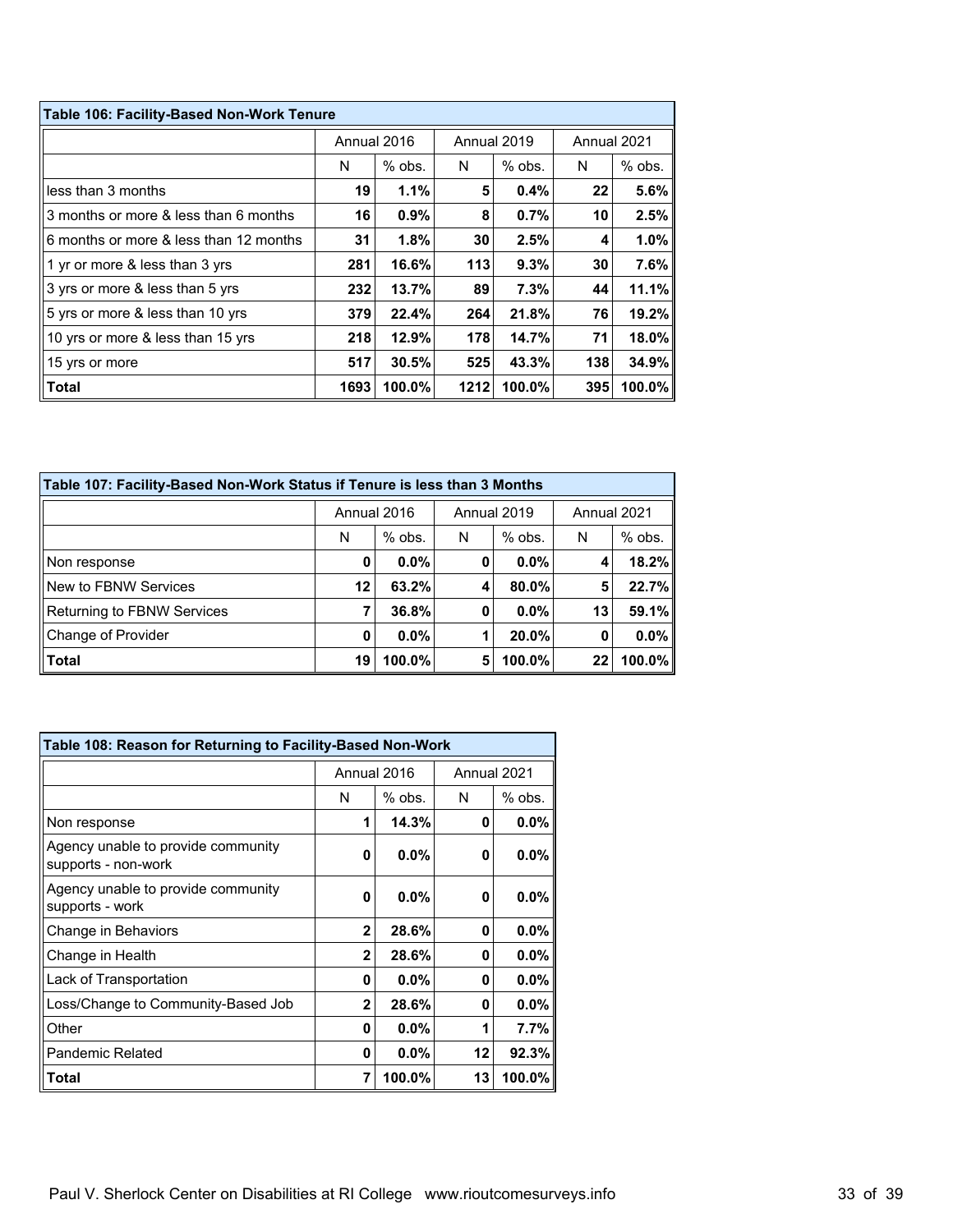| Table 106: Facility-Based Non-Work Tenure | | | | | | |
|---|---|---|---|---|---|---|
| | Annual 2016 | | Annual 2019 | | Annual 2021 | |
| | N | % obs. | N | % obs. | N | % obs. |
| less than 3 months | **19** | **1.1%** | **5** | **0.4%** | **22** | **5.6%** |
| 3 months or more & less than 6 months | **16** | **0.9%** | **8** | **0.7%** | **10** | **2.5%** |
| 6 months or more & less than 12 months | **31** | **1.8%** | **30** | **2.5%** | **4** | **1.0%** |
| 1 yr or more & less than 3 yrs | **281** | **16.6%** | **113** | **9.3%** | **30** | **7.6%** |
| 3 yrs or more & less than 5 yrs | **232** | **13.7%** | **89** | **7.3%** | **44** | **11.1%** |
| 5 yrs or more & less than 10 yrs | **379** | **22.4%** | **264** | **21.8%** | **76** | **19.2%** |
| 10 yrs or more & less than 15 yrs | **218** | **12.9%** | **178** | **14.7%** | **71** | **18.0%** |
| 15 yrs or more | **517** | **30.5%** | **525** | **43.3%** | **138** | **34.9%** |
| **Total** | **1693** | **100.0%** | **1212** | **100.0%** | **395** | **100.0%** |

| Table 107: Facility-Based Non-Work Status if Tenure is less than 3 Months | | | | | | |
|---|---|---|---|---|---|---|
| | Annual 2016 | | Annual 2019 | | Annual 2021 | |
| | N | % obs. | N | % obs. | N | % obs. |
| Non response | **0** | **0.0%** | **0** | **0.0%** | **4** | **18.2%** |
| New to FBNW Services | **12** | **63.2%** | **4** | **80.0%** | **5** | **22.7%** |
| Returning to FBNW Services | **7** | **36.8%** | **0** | **0.0%** | **13** | **59.1%** |
| Change of Provider | **0** | **0.0%** | **1** | **20.0%** | **0** | **0.0%** |
| **Total** | **19** | **100.0%** | **5** | **100.0%** | **22** | **100.0%** |

| Table 108: Reason for Returning to Facility-Based Non-Work | | | | |
|---|---|---|---|---|
| | Annual 2016 | | Annual 2021 | |
| | N | % obs. | N | % obs. |
| Non response | **1** | **14.3%** | **0** | **0.0%** |
| Agency unable to provide community supports - non-work | **0** | **0.0%** | **0** | **0.0%** |
| Agency unable to provide community supports - work | **0** | **0.0%** | **0** | **0.0%** |
| Change in Behaviors | **2** | **28.6%** | **0** | **0.0%** |
| Change in Health | **2** | **28.6%** | **0** | **0.0%** |
| Lack of Transportation | **0** | **0.0%** | **0** | **0.0%** |
| Loss/Change to Community-Based Job | **2** | **28.6%** | **0** | **0.0%** |
| Other | **0** | **0.0%** | **1** | **7.7%** |
| Pandemic Related | **0** | **0.0%** | **12** | **92.3%** |
| **Total** | **7** | **100.0%** | **13** | **100.0%** |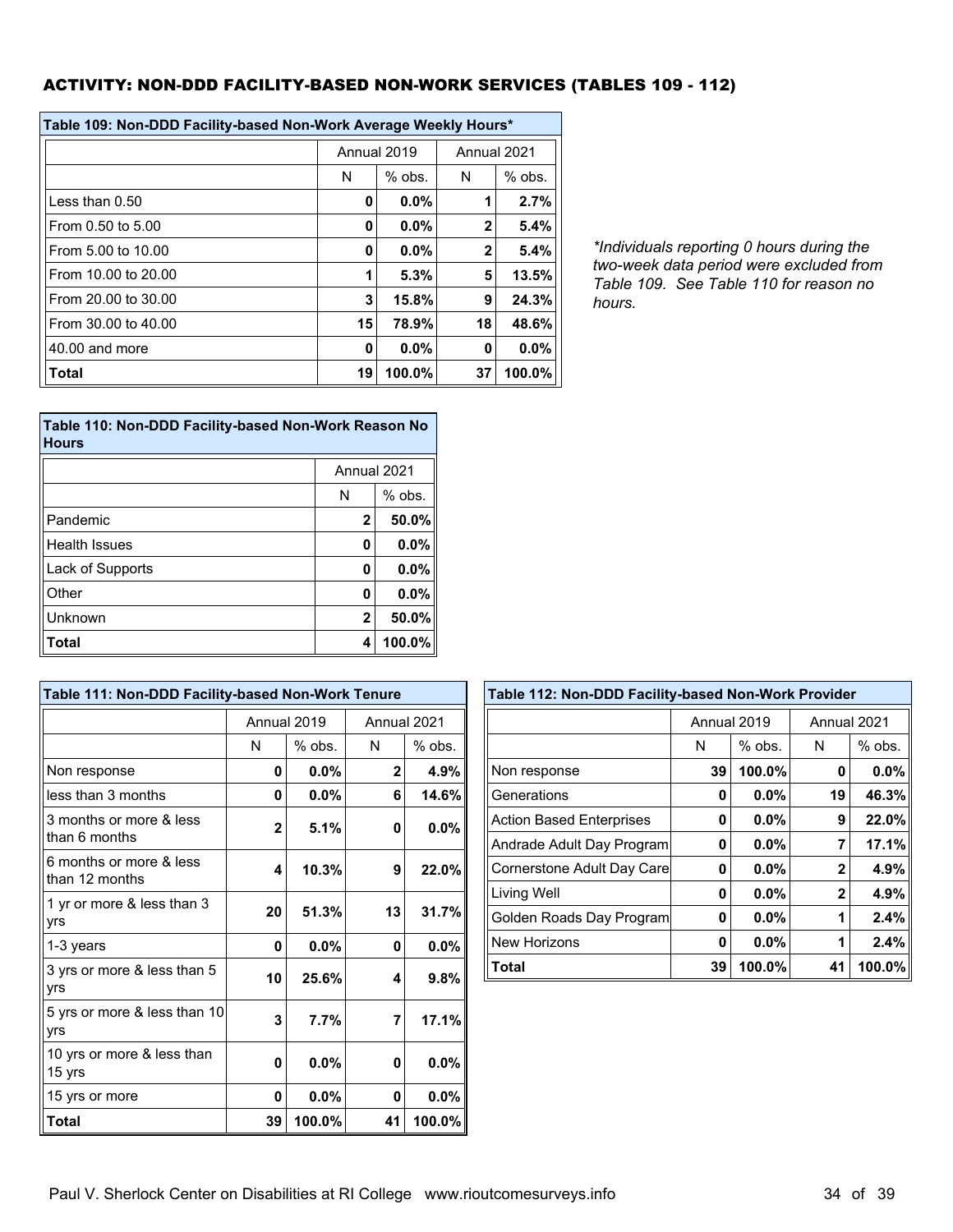## ACTIVITY: NON-DDD FACILITY-BASED NON-WORK SERVICES (TABLES 109 - 112)

**Table 109: Non-DDD Facility-based Non-Work Average Weekly Hours***

| | Annual 2019 | | Annual 2021 | |
|---|---|---|---|---|
| | N | % obs. | N | % obs. |
| Less than 0.50 | **0** | **0.0%** | **1** | **2.7%** |
| From 0.50 to 5.00 | **0** | **0.0%** | **2** | **5.4%** |
| From 5.00 to 10.00 | **0** | **0.0%** | **2** | **5.4%** |
| From 10.00 to 20.00 | **1** | **5.3%** | **5** | **13.5%** |
| From 20.00 to 30.00 | **3** | **15.8%** | **9** | **24.3%** |
| From 30.00 to 40.00 | **15** | **78.9%** | **18** | **48.6%** |
| 40.00 and more | **0** | **0.0%** | **0** | **0.0%** |
| **Total** | **19** | **100.0%** | **37** | **100.0%** |

*Individuals reporting 0 hours during the two-week data period were excluded from Table 109. See Table 110 for reason no hours.*

**Table 110: Non-DDD Facility-based Non-Work Reason No Hours**

| | Annual 2021 | |
|---|---|---|
| | N | % obs. |
| Pandemic | **2** | **50.0%** |
| Health Issues | **0** | **0.0%** |
| Lack of Supports | **0** | **0.0%** |
| Other | **0** | **0.0%** |
| Unknown | **2** | **50.0%** |
| **Total** | **4** | **100.0%** |

**Table 111: Non-DDD Facility-based Non-Work Tenure**

| | Annual 2019 | | Annual 2021 | |
|---|---|---|---|---|
| | N | % obs. | N | % obs. |
| Non response | **0** | **0.0%** | **2** | **4.9%** |
| less than 3 months | **0** | **0.0%** | **6** | **14.6%** |
| 3 months or more & less than 6 months | **2** | **5.1%** | **0** | **0.0%** |
| 6 months or more & less than 12 months | **4** | **10.3%** | **9** | **22.0%** |
| 1 yr or more & less than 3 yrs | **20** | **51.3%** | **13** | **31.7%** |
| 1-3 years | **0** | **0.0%** | **0** | **0.0%** |
| 3 yrs or more & less than 5 yrs | **10** | **25.6%** | **4** | **9.8%** |
| 5 yrs or more & less than 10 yrs | **3** | **7.7%** | **7** | **17.1%** |
| 10 yrs or more & less than 15 yrs | **0** | **0.0%** | **0** | **0.0%** |
| 15 yrs or more | **0** | **0.0%** | **0** | **0.0%** |
| **Total** | **39** | **100.0%** | **41** | **100.0%** |

**Table 112: Non-DDD Facility-based Non-Work Provider**

| | Annual 2019 | | Annual 2021 | |
|---|---|---|---|---|
| | N | % obs. | N | % obs. |
| Non response | **39** | **100.0%** | **0** | **0.0%** |
| Generations | **0** | **0.0%** | **19** | **46.3%** |
| Action Based Enterprises | **0** | **0.0%** | **9** | **22.0%** |
| Andrade Adult Day Program | **0** | **0.0%** | **7** | **17.1%** |
| Cornerstone Adult Day Care | **0** | **0.0%** | **2** | **4.9%** |
| Living Well | **0** | **0.0%** | **2** | **4.9%** |
| Golden Roads Day Program | **0** | **0.0%** | **1** | **2.4%** |
| New Horizons | **0** | **0.0%** | **1** | **2.4%** |
| **Total** | **39** | **100.0%** | **41** | **100.0%** |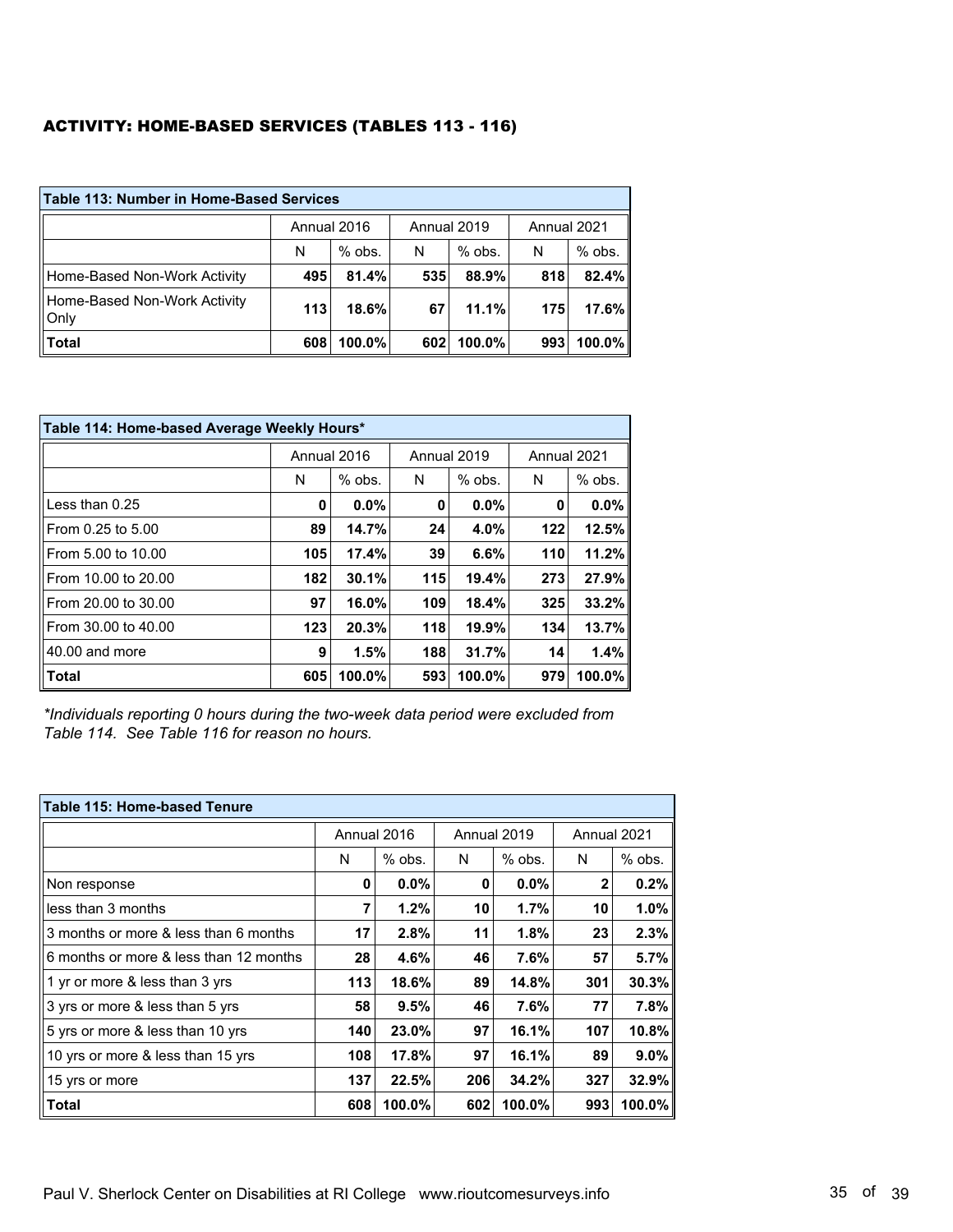## ACTIVITY: HOME-BASED SERVICES (TABLES 113 - 116)

| Table 113: Number in Home-Based Services | Annual 2016 | | Annual 2019 | | Annual 2021 | |
|---|---|---|---|---|---|---|
| | N | % obs. | N | % obs. | N | % obs. |
| Home-Based Non-Work Activity | **495** | **81.4%** | **535** | **88.9%** | **818** | **82.4%** |
| Home-Based Non-Work Activity Only | **113** | **18.6%** | **67** | **11.1%** | **175** | **17.6%** |
| **Total** | **608** | **100.0%** | **602** | **100.0%** | **993** | **100.0%** |

| Table 114: Home-based Average Weekly Hours* | Annual 2016 | | Annual 2019 | | Annual 2021 | |
|---|---|---|---|---|---|---|
| | N | % obs. | N | % obs. | N | % obs. |
| Less than 0.25 | **0** | **0.0%** | **0** | **0.0%** | **0** | **0.0%** |
| From 0.25 to 5.00 | **89** | **14.7%** | **24** | **4.0%** | **122** | **12.5%** |
| From 5.00 to 10.00 | **105** | **17.4%** | **39** | **6.6%** | **110** | **11.2%** |
| From 10.00 to 20.00 | **182** | **30.1%** | **115** | **19.4%** | **273** | **27.9%** |
| From 20.00 to 30.00 | **97** | **16.0%** | **109** | **18.4%** | **325** | **33.2%** |
| From 30.00 to 40.00 | **123** | **20.3%** | **118** | **19.9%** | **134** | **13.7%** |
| 40.00 and more | **9** | **1.5%** | **188** | **31.7%** | **14** | **1.4%** |
| **Total** | **605** | **100.0%** | **593** | **100.0%** | **979** | **100.0%** |

*\*Individuals reporting 0 hours during the two-week data period were excluded from Table 114. See Table 116 for reason no hours.*

| Table 115: Home-based Tenure | Annual 2016 | | Annual 2019 | | Annual 2021 | |
|---|---|---|---|---|---|---|
| | N | % obs. | N | % obs. | N | % obs. |
| Non response | **0** | **0.0%** | **0** | **0.0%** | **2** | **0.2%** |
| less than 3 months | **7** | **1.2%** | **10** | **1.7%** | **10** | **1.0%** |
| 3 months or more & less than 6 months | **17** | **2.8%** | **11** | **1.8%** | **23** | **2.3%** |
| 6 months or more & less than 12 months | **28** | **4.6%** | **46** | **7.6%** | **57** | **5.7%** |
| 1 yr or more & less than 3 yrs | **113** | **18.6%** | **89** | **14.8%** | **301** | **30.3%** |
| 3 yrs or more & less than 5 yrs | **58** | **9.5%** | **46** | **7.6%** | **77** | **7.8%** |
| 5 yrs or more & less than 10 yrs | **140** | **23.0%** | **97** | **16.1%** | **107** | **10.8%** |
| 10 yrs or more & less than 15 yrs | **108** | **17.8%** | **97** | **16.1%** | **89** | **9.0%** |
| 15 yrs or more | **137** | **22.5%** | **206** | **34.2%** | **327** | **32.9%** |
| **Total** | **608** | **100.0%** | **602** | **100.0%** | **993** | **100.0%** |

Paul V. Sherlock Center on Disabilities at RI College www.rioutcomesurveys.info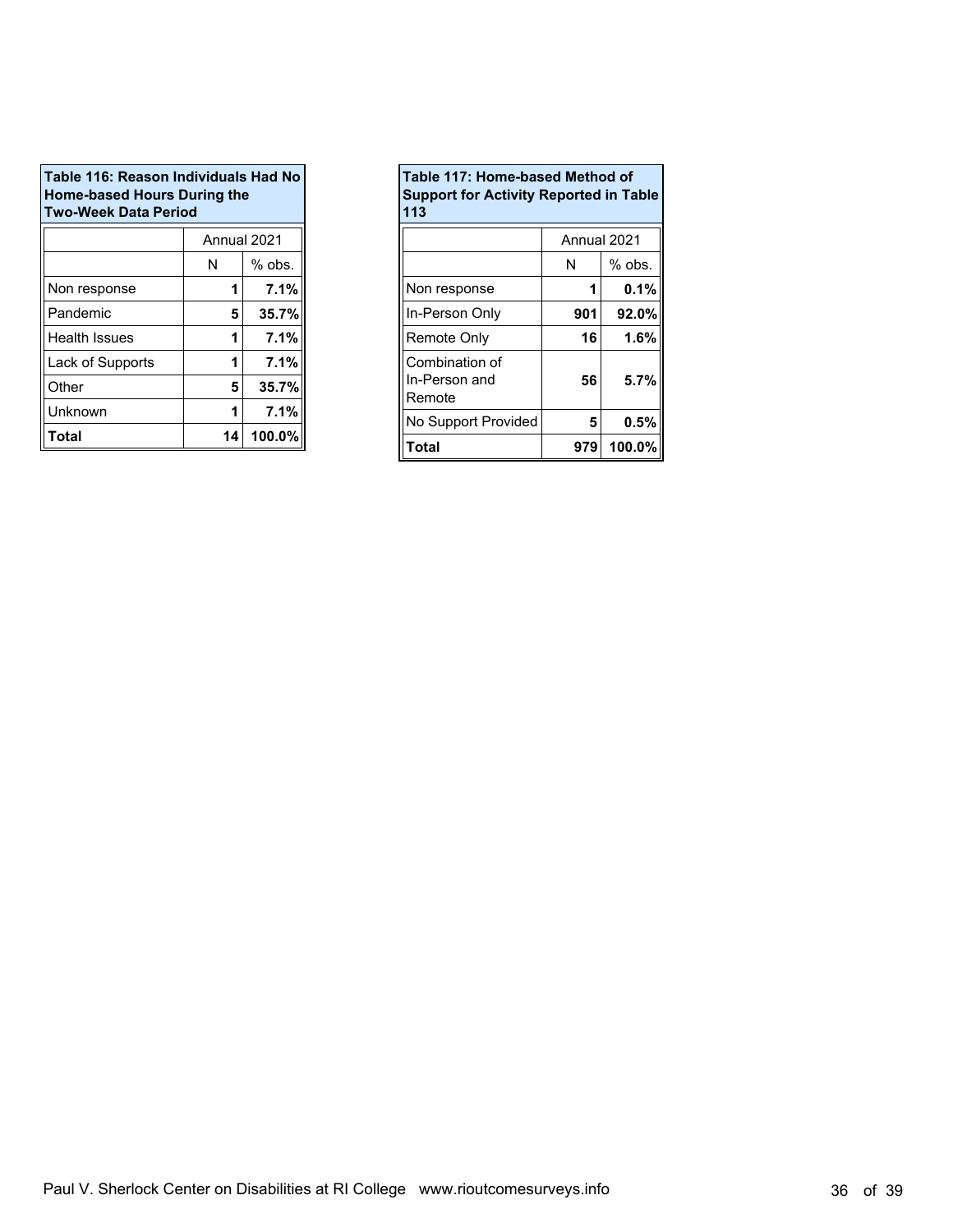**Table 116: Reason Individuals Had No Home-based Hours During the Two-Week Data Period**

| | Annual 2021 | |
|---|---|---|
| | N | % obs. |
| Non response | **1** | **7.1%** |
| Pandemic | **5** | **35.7%** |
| Health Issues | **1** | **7.1%** |
| Lack of Supports | **1** | **7.1%** |
| Other | **5** | **35.7%** |
| Unknown | **1** | **7.1%** |
| **Total** | **14** | **100.0%** |

**Table 117: Home-based Method of Support for Activity Reported in Table 113**

| | Annual 2021 | |
|---|---|---|
| | N | % obs. |
| Non response | **1** | **0.1%** |
| In-Person Only | **901** | **92.0%** |
| Remote Only | **16** | **1.6%** |
| Combination of In-Person and Remote | **56** | **5.7%** |
| No Support Provided | **5** | **0.5%** |
| **Total** | **979** | **100.0%** |

Paul V. Sherlock Center on Disabilities at RI College www.rioutcomesurveys.info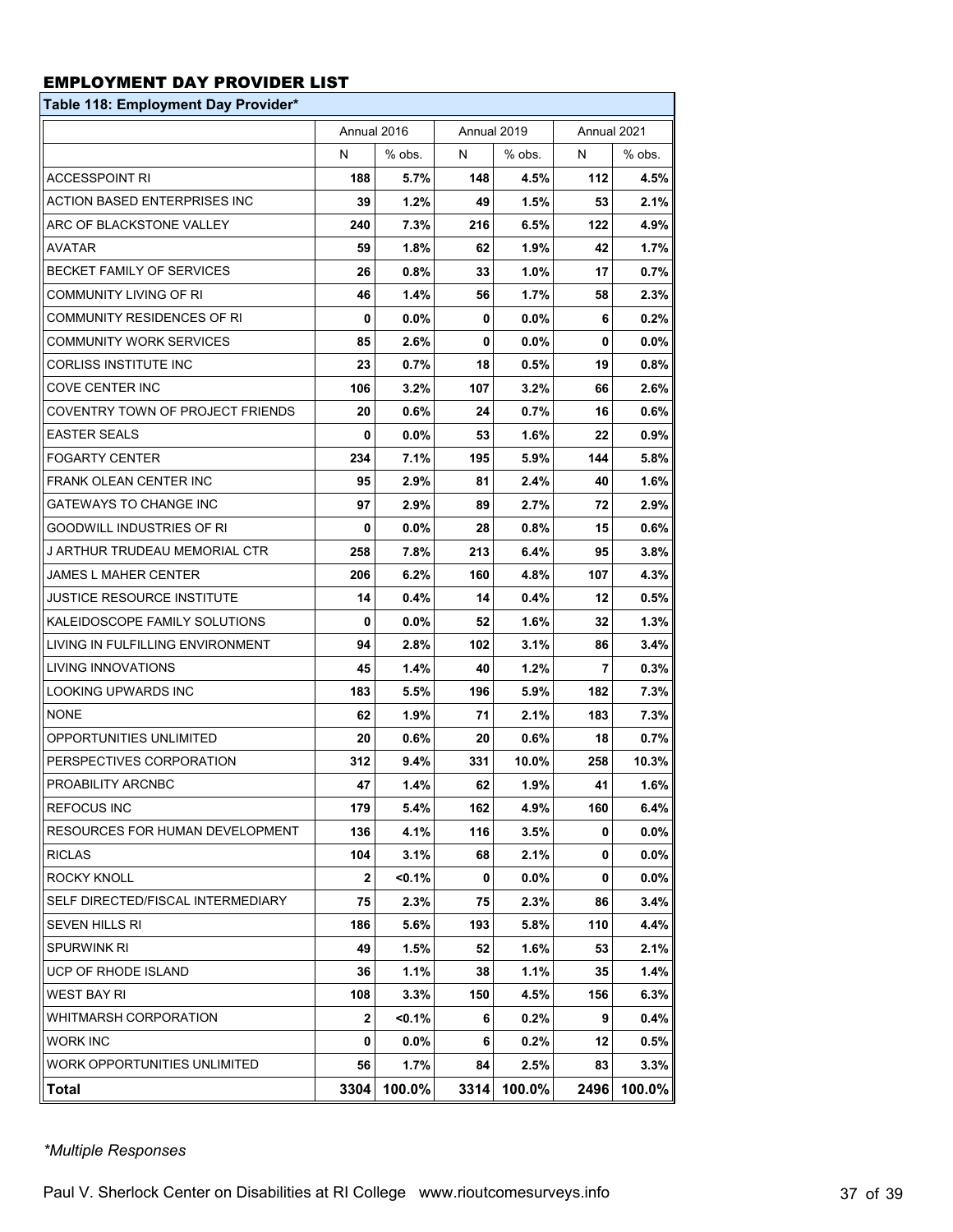## EMPLOYMENT DAY PROVIDER LIST

**Table 118: Employment Day Provider***

| | Annual 2016 | | Annual 2019 | | Annual 2021 | |
|---|---|---|---|---|---|---|
| | N | % obs. | N | % obs. | N | % obs. |
| ACCESSPOINT RI | 188 | 5.7% | 148 | 4.5% | 112 | 4.5% |
| ACTION BASED ENTERPRISES INC | 39 | 1.2% | 49 | 1.5% | 53 | 2.1% |
| ARC OF BLACKSTONE VALLEY | 240 | 7.3% | 216 | 6.5% | 122 | 4.9% |
| AVATAR | 59 | 1.8% | 62 | 1.9% | 42 | 1.7% |
| BECKET FAMILY OF SERVICES | 26 | 0.8% | 33 | 1.0% | 17 | 0.7% |
| COMMUNITY LIVING OF RI | 46 | 1.4% | 56 | 1.7% | 58 | 2.3% |
| COMMUNITY RESIDENCES OF RI | 0 | 0.0% | 0 | 0.0% | 6 | 0.2% |
| COMMUNITY WORK SERVICES | 85 | 2.6% | 0 | 0.0% | 0 | 0.0% |
| CORLISS INSTITUTE INC | 23 | 0.7% | 18 | 0.5% | 19 | 0.8% |
| COVE CENTER INC | 106 | 3.2% | 107 | 3.2% | 66 | 2.6% |
| COVENTRY TOWN OF PROJECT FRIENDS | 20 | 0.6% | 24 | 0.7% | 16 | 0.6% |
| EASTER SEALS | 0 | 0.0% | 53 | 1.6% | 22 | 0.9% |
| FOGARTY CENTER | 234 | 7.1% | 195 | 5.9% | 144 | 5.8% |
| FRANK OLEAN CENTER INC | 95 | 2.9% | 81 | 2.4% | 40 | 1.6% |
| GATEWAYS TO CHANGE INC | 97 | 2.9% | 89 | 2.7% | 72 | 2.9% |
| GOODWILL INDUSTRIES OF RI | 0 | 0.0% | 28 | 0.8% | 15 | 0.6% |
| J ARTHUR TRUDEAU MEMORIAL CTR | 258 | 7.8% | 213 | 6.4% | 95 | 3.8% |
| JAMES L MAHER CENTER | 206 | 6.2% | 160 | 4.8% | 107 | 4.3% |
| JUSTICE RESOURCE INSTITUTE | 14 | 0.4% | 14 | 0.4% | 12 | 0.5% |
| KALEIDOSCOPE FAMILY SOLUTIONS | 0 | 0.0% | 52 | 1.6% | 32 | 1.3% |
| LIVING IN FULFILLING ENVIRONMENT | 94 | 2.8% | 102 | 3.1% | 86 | 3.4% |
| LIVING INNOVATIONS | 45 | 1.4% | 40 | 1.2% | 7 | 0.3% |
| LOOKING UPWARDS INC | 183 | 5.5% | 196 | 5.9% | 182 | 7.3% |
| NONE | 62 | 1.9% | 71 | 2.1% | 183 | 7.3% |
| OPPORTUNITIES UNLIMITED | 20 | 0.6% | 20 | 0.6% | 18 | 0.7% |
| PERSPECTIVES CORPORATION | 312 | 9.4% | 331 | 10.0% | 258 | 10.3% |
| PROABILITY ARCNBC | 47 | 1.4% | 62 | 1.9% | 41 | 1.6% |
| REFOCUS INC | 179 | 5.4% | 162 | 4.9% | 160 | 6.4% |
| RESOURCES FOR HUMAN DEVELOPMENT | 136 | 4.1% | 116 | 3.5% | 0 | 0.0% |
| RICLAS | 104 | 3.1% | 68 | 2.1% | 0 | 0.0% |
| ROCKY KNOLL | 2 | <0.1% | 0 | 0.0% | 0 | 0.0% |
| SELF DIRECTED/FISCAL INTERMEDIARY | 75 | 2.3% | 75 | 2.3% | 86 | 3.4% |
| SEVEN HILLS RI | 186 | 5.6% | 193 | 5.8% | 110 | 4.4% |
| SPURWINK RI | 49 | 1.5% | 52 | 1.6% | 53 | 2.1% |
| UCP OF RHODE ISLAND | 36 | 1.1% | 38 | 1.1% | 35 | 1.4% |
| WEST BAY RI | 108 | 3.3% | 150 | 4.5% | 156 | 6.3% |
| WHITMARSH CORPORATION | 2 | <0.1% | 6 | 0.2% | 9 | 0.4% |
| WORK INC | 0 | 0.0% | 6 | 0.2% | 12 | 0.5% |
| WORK OPPORTUNITIES UNLIMITED | 56 | 1.7% | 84 | 2.5% | 83 | 3.3% |
| **Total** | 3304 | 100.0% | 3314 | 100.0% | 2496 | 100.0% |

*\*Multiple Responses*

Paul V. Sherlock Center on Disabilities at RI College www.rioutcomesurveys.info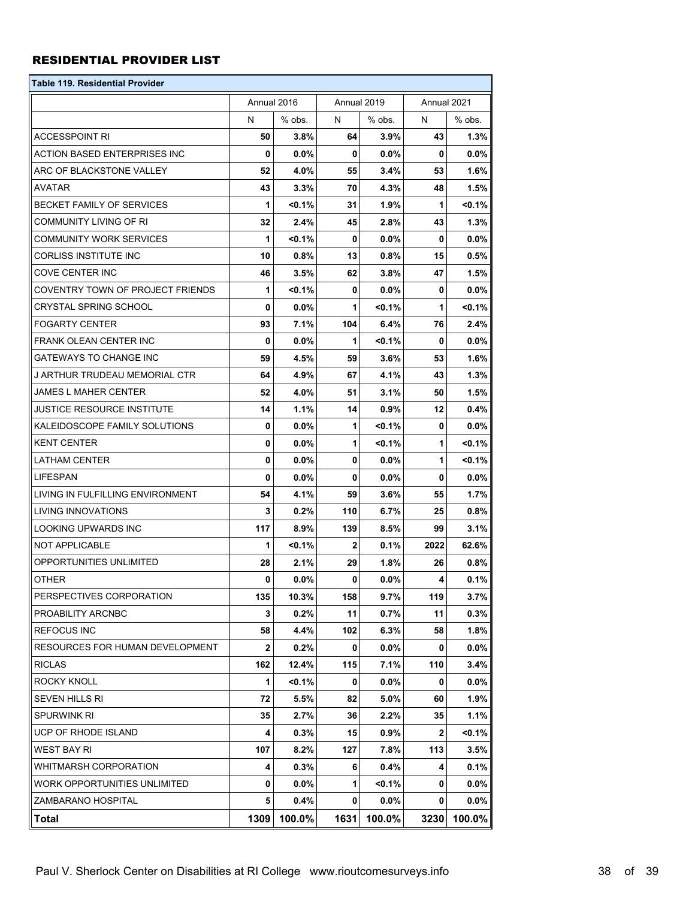## RESIDENTIAL PROVIDER LIST

| Table 119. Residential Provider | | | | | | |
|---|---|---|---|---|---|---|
| | Annual 2016 | | Annual 2019 | | Annual 2021 | |
| | N | % obs. | N | % obs. | N | % obs. |
| ACCESSPOINT RI | **50** | **3.8%** | **64** | **3.9%** | **43** | **1.3%** |
| ACTION BASED ENTERPRISES INC | **0** | **0.0%** | **0** | **0.0%** | **0** | **0.0%** |
| ARC OF BLACKSTONE VALLEY | **52** | **4.0%** | **55** | **3.4%** | **53** | **1.6%** |
| AVATAR | **43** | **3.3%** | **70** | **4.3%** | **48** | **1.5%** |
| BECKET FAMILY OF SERVICES | **1** | **<0.1%** | **31** | **1.9%** | **1** | **<0.1%** |
| COMMUNITY LIVING OF RI | **32** | **2.4%** | **45** | **2.8%** | **43** | **1.3%** |
| COMMUNITY WORK SERVICES | **1** | **<0.1%** | **0** | **0.0%** | **0** | **0.0%** |
| CORLISS INSTITUTE INC | **10** | **0.8%** | **13** | **0.8%** | **15** | **0.5%** |
| COVE CENTER INC | **46** | **3.5%** | **62** | **3.8%** | **47** | **1.5%** |
| COVENTRY TOWN OF PROJECT FRIENDS | **1** | **<0.1%** | **0** | **0.0%** | **0** | **0.0%** |
| CRYSTAL SPRING SCHOOL | **0** | **0.0%** | **1** | **<0.1%** | **1** | **<0.1%** |
| FOGARTY CENTER | **93** | **7.1%** | **104** | **6.4%** | **76** | **2.4%** |
| FRANK OLEAN CENTER INC | **0** | **0.0%** | **1** | **<0.1%** | **0** | **0.0%** |
| GATEWAYS TO CHANGE INC | **59** | **4.5%** | **59** | **3.6%** | **53** | **1.6%** |
| J ARTHUR TRUDEAU MEMORIAL CTR | **64** | **4.9%** | **67** | **4.1%** | **43** | **1.3%** |
| JAMES L MAHER CENTER | **52** | **4.0%** | **51** | **3.1%** | **50** | **1.5%** |
| JUSTICE RESOURCE INSTITUTE | **14** | **1.1%** | **14** | **0.9%** | **12** | **0.4%** |
| KALEIDOSCOPE FAMILY SOLUTIONS | **0** | **0.0%** | **1** | **<0.1%** | **0** | **0.0%** |
| KENT CENTER | **0** | **0.0%** | **1** | **<0.1%** | **1** | **<0.1%** |
| LATHAM CENTER | **0** | **0.0%** | **0** | **0.0%** | **1** | **<0.1%** |
| LIFESPAN | **0** | **0.0%** | **0** | **0.0%** | **0** | **0.0%** |
| LIVING IN FULFILLING ENVIRONMENT | **54** | **4.1%** | **59** | **3.6%** | **55** | **1.7%** |
| LIVING INNOVATIONS | **3** | **0.2%** | **110** | **6.7%** | **25** | **0.8%** |
| LOOKING UPWARDS INC | **117** | **8.9%** | **139** | **8.5%** | **99** | **3.1%** |
| NOT APPLICABLE | **1** | **<0.1%** | **2** | **0.1%** | **2022** | **62.6%** |
| OPPORTUNITIES UNLIMITED | **28** | **2.1%** | **29** | **1.8%** | **26** | **0.8%** |
| OTHER | **0** | **0.0%** | **0** | **0.0%** | **4** | **0.1%** |
| PERSPECTIVES CORPORATION | **135** | **10.3%** | **158** | **9.7%** | **119** | **3.7%** |
| PROABILITY ARCNBC | **3** | **0.2%** | **11** | **0.7%** | **11** | **0.3%** |
| REFOCUS INC | **58** | **4.4%** | **102** | **6.3%** | **58** | **1.8%** |
| RESOURCES FOR HUMAN DEVELOPMENT | **2** | **0.2%** | **0** | **0.0%** | **0** | **0.0%** |
| RICLAS | **162** | **12.4%** | **115** | **7.1%** | **110** | **3.4%** |
| ROCKY KNOLL | **1** | **<0.1%** | **0** | **0.0%** | **0** | **0.0%** |
| SEVEN HILLS RI | **72** | **5.5%** | **82** | **5.0%** | **60** | **1.9%** |
| SPURWINK RI | **35** | **2.7%** | **36** | **2.2%** | **35** | **1.1%** |
| UCP OF RHODE ISLAND | **4** | **0.3%** | **15** | **0.9%** | **2** | **<0.1%** |
| WEST BAY RI | **107** | **8.2%** | **127** | **7.8%** | **113** | **3.5%** |
| WHITMARSH CORPORATION | **4** | **0.3%** | **6** | **0.4%** | **4** | **0.1%** |
| WORK OPPORTUNITIES UNLIMITED | **0** | **0.0%** | **1** | **<0.1%** | **0** | **0.0%** |
| ZAMBARANO HOSPITAL | **5** | **0.4%** | **0** | **0.0%** | **0** | **0.0%** |
| **Total** | **1309** | **100.0%** | **1631** | **100.0%** | **3230** | **100.0%** |

Paul V. Sherlock Center on Disabilities at RI College www.rioutcomesurveys.info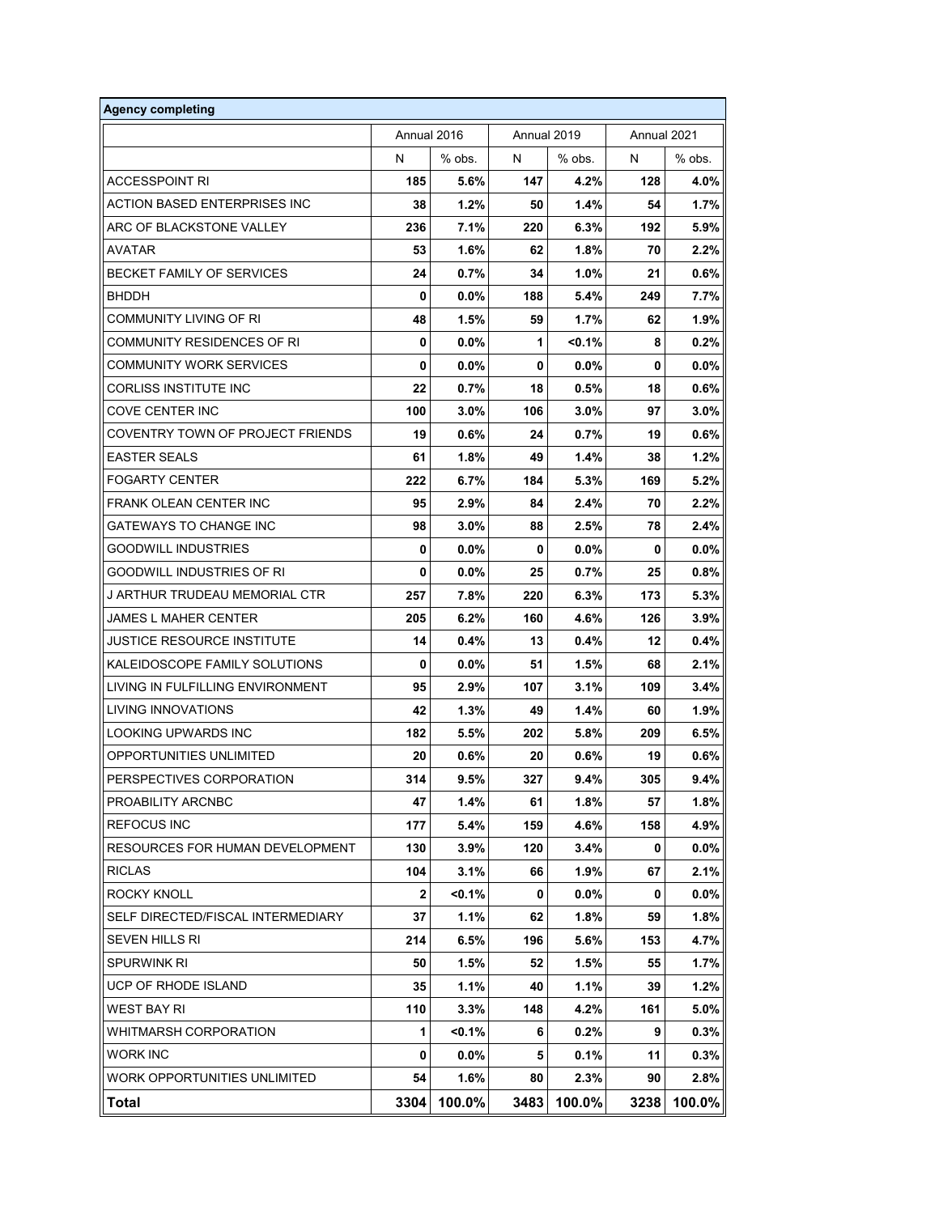| Agency completing | | | | | | |
|---|---|---|---|---|---|---|
| | Annual 2016 | | Annual 2019 | | Annual 2021 | |
| | N | % obs. | N | % obs. | N | % obs. |
| ACCESSPOINT RI | **185** | **5.6%** | **147** | **4.2%** | **128** | **4.0%** |
| ACTION BASED ENTERPRISES INC | **38** | **1.2%** | **50** | **1.4%** | **54** | **1.7%** |
| ARC OF BLACKSTONE VALLEY | **236** | **7.1%** | **220** | **6.3%** | **192** | **5.9%** |
| AVATAR | **53** | **1.6%** | **62** | **1.8%** | **70** | **2.2%** |
| BECKET FAMILY OF SERVICES | **24** | **0.7%** | **34** | **1.0%** | **21** | **0.6%** |
| BHDDH | **0** | **0.0%** | **188** | **5.4%** | **249** | **7.7%** |
| COMMUNITY LIVING OF RI | **48** | **1.5%** | **59** | **1.7%** | **62** | **1.9%** |
| COMMUNITY RESIDENCES OF RI | **0** | **0.0%** | **1** | **<0.1%** | **8** | **0.2%** |
| COMMUNITY WORK SERVICES | **0** | **0.0%** | **0** | **0.0%** | **0** | **0.0%** |
| CORLISS INSTITUTE INC | **22** | **0.7%** | **18** | **0.5%** | **18** | **0.6%** |
| COVE CENTER INC | **100** | **3.0%** | **106** | **3.0%** | **97** | **3.0%** |
| COVENTRY TOWN OF PROJECT FRIENDS | **19** | **0.6%** | **24** | **0.7%** | **19** | **0.6%** |
| EASTER SEALS | **61** | **1.8%** | **49** | **1.4%** | **38** | **1.2%** |
| FOGARTY CENTER | **222** | **6.7%** | **184** | **5.3%** | **169** | **5.2%** |
| FRANK OLEAN CENTER INC | **95** | **2.9%** | **84** | **2.4%** | **70** | **2.2%** |
| GATEWAYS TO CHANGE INC | **98** | **3.0%** | **88** | **2.5%** | **78** | **2.4%** |
| GOODWILL INDUSTRIES | **0** | **0.0%** | **0** | **0.0%** | **0** | **0.0%** |
| GOODWILL INDUSTRIES OF RI | **0** | **0.0%** | **25** | **0.7%** | **25** | **0.8%** |
| J ARTHUR TRUDEAU MEMORIAL CTR | **257** | **7.8%** | **220** | **6.3%** | **173** | **5.3%** |
| JAMES L MAHER CENTER | **205** | **6.2%** | **160** | **4.6%** | **126** | **3.9%** |
| JUSTICE RESOURCE INSTITUTE | **14** | **0.4%** | **13** | **0.4%** | **12** | **0.4%** |
| KALEIDOSCOPE FAMILY SOLUTIONS | **0** | **0.0%** | **51** | **1.5%** | **68** | **2.1%** |
| LIVING IN FULFILLING ENVIRONMENT | **95** | **2.9%** | **107** | **3.1%** | **109** | **3.4%** |
| LIVING INNOVATIONS | **42** | **1.3%** | **49** | **1.4%** | **60** | **1.9%** |
| LOOKING UPWARDS INC | **182** | **5.5%** | **202** | **5.8%** | **209** | **6.5%** |
| OPPORTUNITIES UNLIMITED | **20** | **0.6%** | **20** | **0.6%** | **19** | **0.6%** |
| PERSPECTIVES CORPORATION | **314** | **9.5%** | **327** | **9.4%** | **305** | **9.4%** |
| PROABILITY ARCNBC | **47** | **1.4%** | **61** | **1.8%** | **57** | **1.8%** |
| REFOCUS INC | **177** | **5.4%** | **159** | **4.6%** | **158** | **4.9%** |
| RESOURCES FOR HUMAN DEVELOPMENT | **130** | **3.9%** | **120** | **3.4%** | **0** | **0.0%** |
| RICLAS | **104** | **3.1%** | **66** | **1.9%** | **67** | **2.1%** |
| ROCKY KNOLL | **2** | **<0.1%** | **0** | **0.0%** | **0** | **0.0%** |
| SELF DIRECTED/FISCAL INTERMEDIARY | **37** | **1.1%** | **62** | **1.8%** | **59** | **1.8%** |
| SEVEN HILLS RI | **214** | **6.5%** | **196** | **5.6%** | **153** | **4.7%** |
| SPURWINK RI | **50** | **1.5%** | **52** | **1.5%** | **55** | **1.7%** |
| UCP OF RHODE ISLAND | **35** | **1.1%** | **40** | **1.1%** | **39** | **1.2%** |
| WEST BAY RI | **110** | **3.3%** | **148** | **4.2%** | **161** | **5.0%** |
| WHITMARSH CORPORATION | **1** | **<0.1%** | **6** | **0.2%** | **9** | **0.3%** |
| WORK INC | **0** | **0.0%** | **5** | **0.1%** | **11** | **0.3%** |
| WORK OPPORTUNITIES UNLIMITED | **54** | **1.6%** | **80** | **2.3%** | **90** | **2.8%** |
| **Total** | **3304** | **100.0%** | **3483** | **100.0%** | **3238** | **100.0%** |